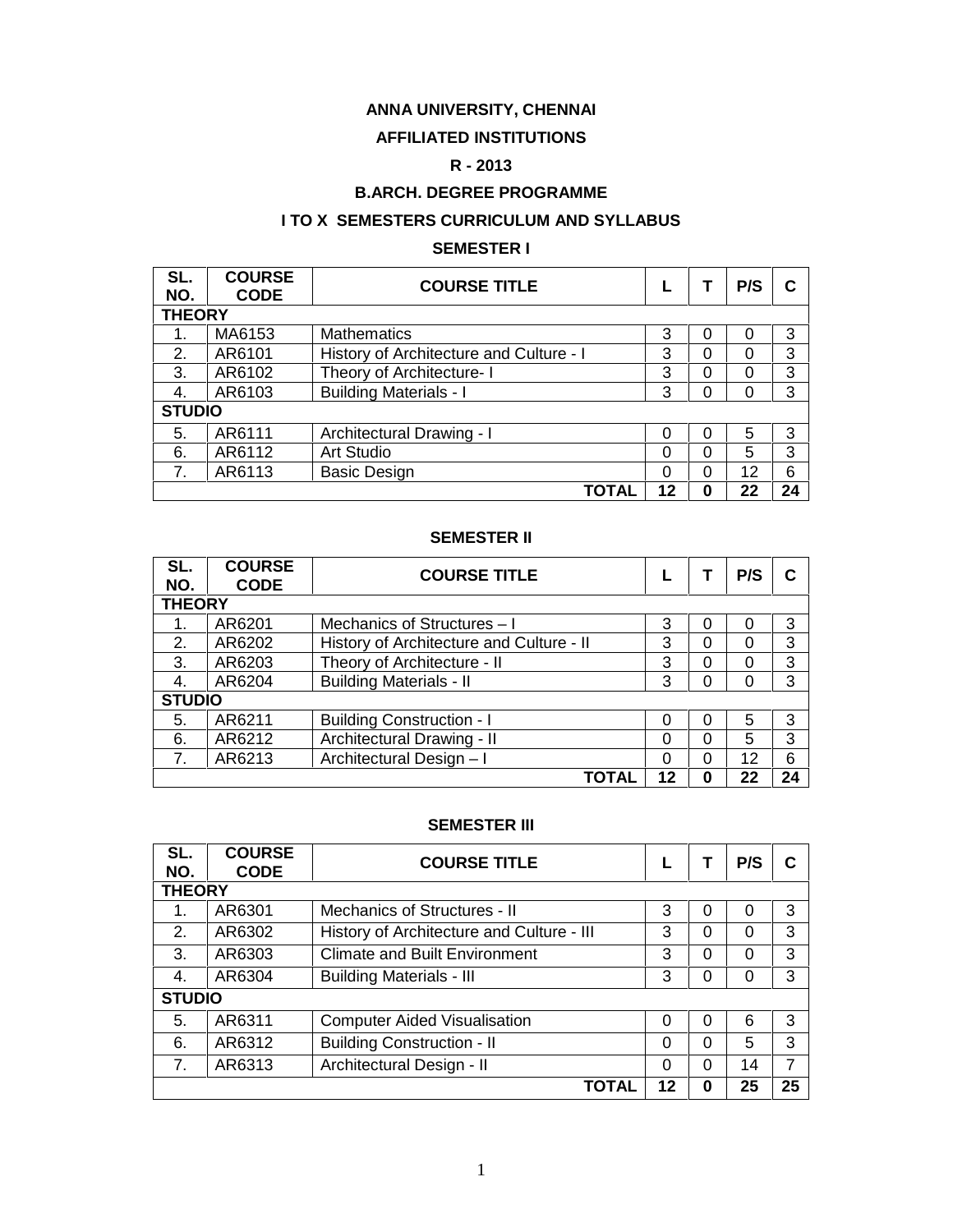# ANNA UNIVERSITY, CHENNAI

## AFFILIATED INSTITUTIONS

## R - 2013

## B.ARCH. DEGREE PROGRAMME

## I TO X SEMESTERS CURRICULUM AND SYLLABUS

### SEMESTER I

| SL. NO. | COURSE CODE | COURSE TITLE | L | T | P/S | C |
|---|---|---|---|---|---|---|
| **THEORY** | | | | | | |
| 1. | MA6153 | Mathematics | 3 | 0 | 0 | 3 |
| 2. | AR6101 | History of Architecture and Culture - I | 3 | 0 | 0 | 3 |
| 3. | AR6102 | Theory of Architecture- I | 3 | 0 | 0 | 3 |
| 4. | AR6103 | Building Materials - I | 3 | 0 | 0 | 3 |
| **STUDIO** | | | | | | |
| 5. | AR6111 | Architectural Drawing - I | 0 | 0 | 5 | 3 |
| 6. | AR6112 | Art Studio | 0 | 0 | 5 | 3 |
| 7. | AR6113 | Basic Design | 0 | 0 | 12 | 6 |
| | | **TOTAL** | **12** | **0** | **22** | **24** |

### SEMESTER II

| SL. NO. | COURSE CODE | COURSE TITLE | L | T | P/S | C |
|---|---|---|---|---|---|---|
| **THEORY** | | | | | | |
| 1. | AR6201 | Mechanics of Structures – I | 3 | 0 | 0 | 3 |
| 2. | AR6202 | History of Architecture and Culture - II | 3 | 0 | 0 | 3 |
| 3. | AR6203 | Theory of Architecture - II | 3 | 0 | 0 | 3 |
| 4. | AR6204 | Building Materials - II | 3 | 0 | 0 | 3 |
| **STUDIO** | | | | | | |
| 5. | AR6211 | Building Construction - I | 0 | 0 | 5 | 3 |
| 6. | AR6212 | Architectural Drawing - II | 0 | 0 | 5 | 3 |
| 7. | AR6213 | Architectural Design – I | 0 | 0 | 12 | 6 |
| | | **TOTAL** | **12** | **0** | **22** | **24** |

### SEMESTER III

| SL. NO. | COURSE CODE | COURSE TITLE | L | T | P/S | C |
|---|---|---|---|---|---|---|
| **THEORY** | | | | | | |
| 1. | AR6301 | Mechanics of Structures - II | 3 | 0 | 0 | 3 |
| 2. | AR6302 | History of Architecture and Culture - III | 3 | 0 | 0 | 3 |
| 3. | AR6303 | Climate and Built Environment | 3 | 0 | 0 | 3 |
| 4. | AR6304 | Building Materials - III | 3 | 0 | 0 | 3 |
| **STUDIO** | | | | | | |
| 5. | AR6311 | Computer Aided Visualisation | 0 | 0 | 6 | 3 |
| 6. | AR6312 | Building Construction - II | 0 | 0 | 5 | 3 |
| 7. | AR6313 | Architectural Design - II | 0 | 0 | 14 | 7 |
| | | **TOTAL** | **12** | **0** | **25** | **25** |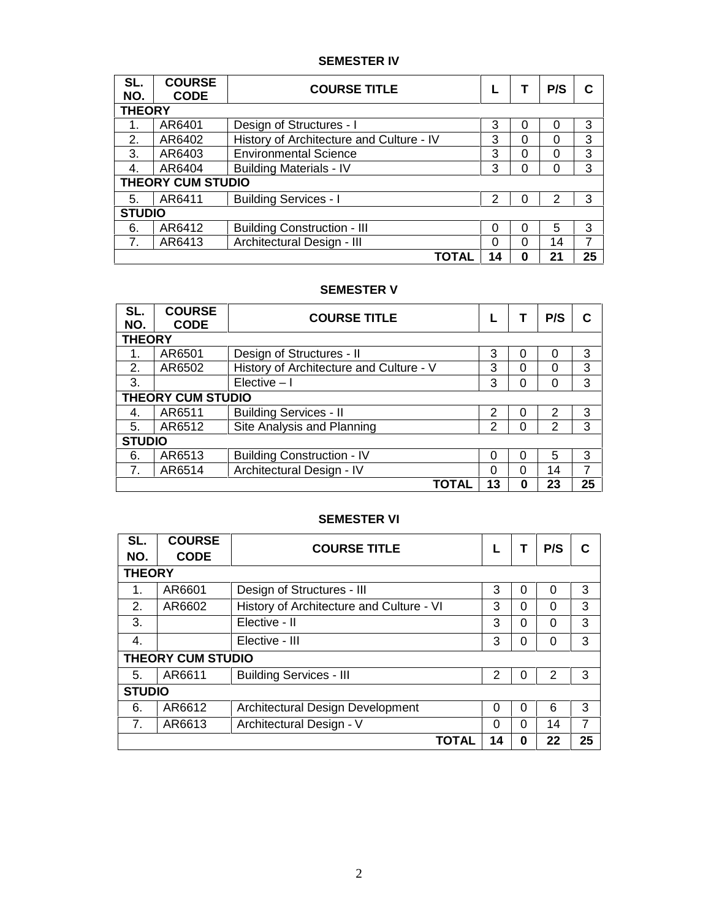## SEMESTER IV

| SL. NO. | COURSE CODE | COURSE TITLE | L | T | P/S | C |
|---|---|---|---|---|---|---|
| **THEORY** | | | | | | |
| 1. | AR6401 | Design of Structures - I | 3 | 0 | 0 | 3 |
| 2. | AR6402 | History of Architecture and Culture - IV | 3 | 0 | 0 | 3 |
| 3. | AR6403 | Environmental Science | 3 | 0 | 0 | 3 |
| 4. | AR6404 | Building Materials - IV | 3 | 0 | 0 | 3 |
| **THEORY CUM STUDIO** | | | | | | |
| 5. | AR6411 | Building Services - I | 2 | 0 | 2 | 3 |
| **STUDIO** | | | | | | |
| 6. | AR6412 | Building Construction - III | 0 | 0 | 5 | 3 |
| 7. | AR6413 | Architectural Design - III | 0 | 0 | 14 | 7 |
| | | **TOTAL** | **14** | **0** | **21** | **25** |

## SEMESTER V

| SL. NO. | COURSE CODE | COURSE TITLE | L | T | P/S | C |
|---|---|---|---|---|---|---|
| **THEORY** | | | | | | |
| 1. | AR6501 | Design of Structures - II | 3 | 0 | 0 | 3 |
| 2. | AR6502 | History of Architecture and Culture - V | 3 | 0 | 0 | 3 |
| 3. | | Elective – I | 3 | 0 | 0 | 3 |
| **THEORY CUM STUDIO** | | | | | | |
| 4. | AR6511 | Building Services - II | 2 | 0 | 2 | 3 |
| 5. | AR6512 | Site Analysis and Planning | 2 | 0 | 2 | 3 |
| **STUDIO** | | | | | | |
| 6. | AR6513 | Building Construction - IV | 0 | 0 | 5 | 3 |
| 7. | AR6514 | Architectural Design - IV | 0 | 0 | 14 | 7 |
| | | **TOTAL** | **13** | **0** | **23** | **25** |

## SEMESTER VI

| SL. NO. | COURSE CODE | COURSE TITLE | L | T | P/S | C |
|---|---|---|---|---|---|---|
| **THEORY** | | | | | | |
| 1. | AR6601 | Design of Structures - III | 3 | 0 | 0 | 3 |
| 2. | AR6602 | History of Architecture and Culture - VI | 3 | 0 | 0 | 3 |
| 3. | | Elective - II | 3 | 0 | 0 | 3 |
| 4. | | Elective - III | 3 | 0 | 0 | 3 |
| **THEORY CUM STUDIO** | | | | | | |
| 5. | AR6611 | Building Services - III | 2 | 0 | 2 | 3 |
| **STUDIO** | | | | | | |
| 6. | AR6612 | Architectural Design Development | 0 | 0 | 6 | 3 |
| 7. | AR6613 | Architectural Design - V | 0 | 0 | 14 | 7 |
| | | **TOTAL** | **14** | **0** | **22** | **25** |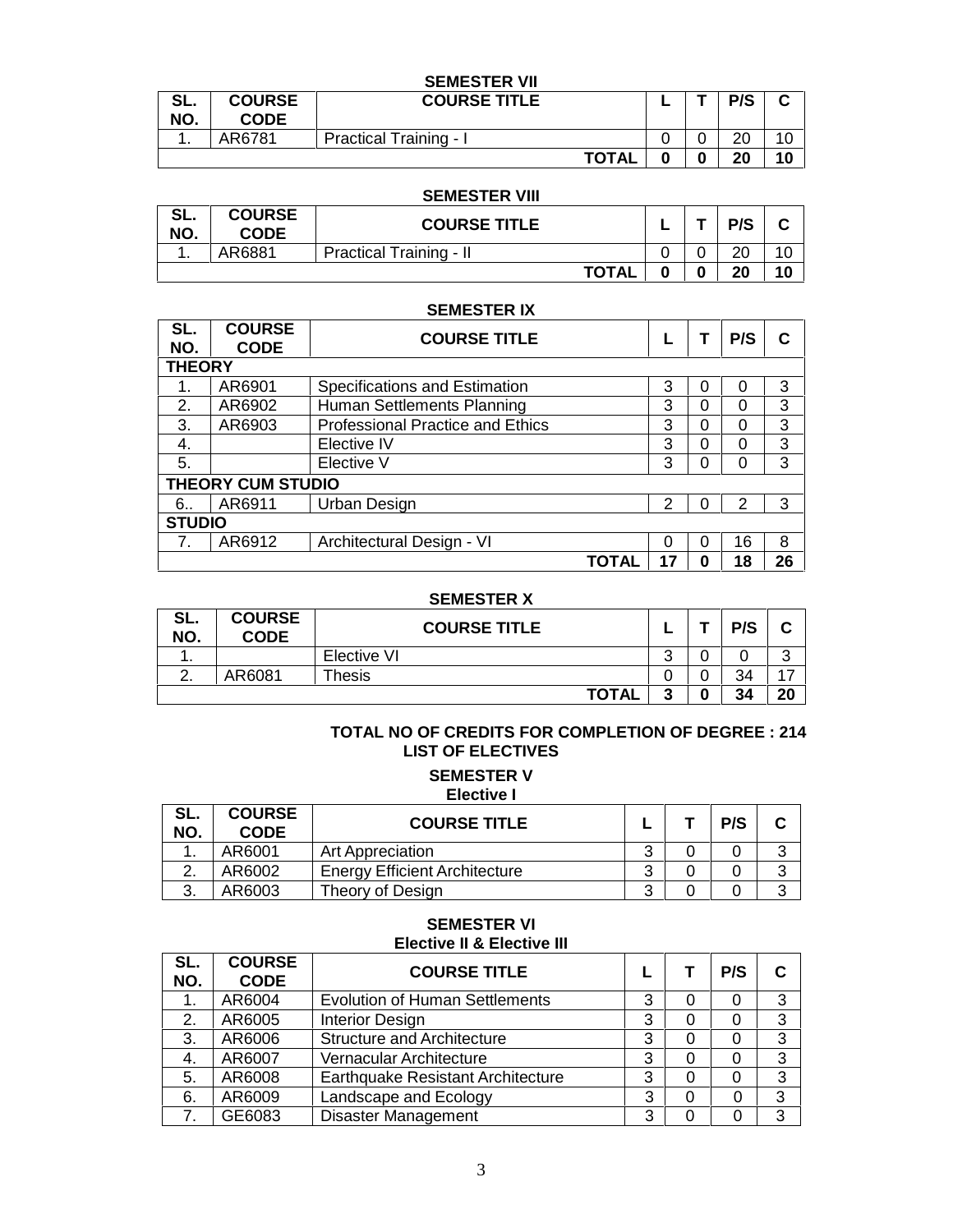### SEMESTER VII

| SL. NO. | COURSE CODE | COURSE TITLE | L | T | P/S | C |
|---|---|---|---|---|---|---|
| 1. | AR6781 | Practical Training - I | 0 | 0 | 20 | 10 |
| | | **TOTAL** | **0** | **0** | **20** | **10** |

### SEMESTER VIII

| SL. NO. | COURSE CODE | COURSE TITLE | L | T | P/S | C |
|---|---|---|---|---|---|---|
| 1. | AR6881 | Practical Training - II | 0 | 0 | 20 | 10 |
| | | **TOTAL** | **0** | **0** | **20** | **10** |

### SEMESTER IX

| SL. NO. | COURSE CODE | COURSE TITLE | L | T | P/S | C |
|---|---|---|---|---|---|---|
| **THEORY** | | | | | | |
| 1. | AR6901 | Specifications and Estimation | 3 | 0 | 0 | 3 |
| 2. | AR6902 | Human Settlements Planning | 3 | 0 | 0 | 3 |
| 3. | AR6903 | Professional Practice and Ethics | 3 | 0 | 0 | 3 |
| 4. | | Elective IV | 3 | 0 | 0 | 3 |
| 5. | | Elective V | 3 | 0 | 0 | 3 |
| **THEORY CUM STUDIO** | | | | | | |
| 6.. | AR6911 | Urban Design | 2 | 0 | 2 | 3 |
| **STUDIO** | | | | | | |
| 7. | AR6912 | Architectural Design - VI | 0 | 0 | 16 | 8 |
| | | **TOTAL** | **17** | **0** | **18** | **26** |

### SEMESTER X

| SL. NO. | COURSE CODE | COURSE TITLE | L | T | P/S | C |
|---|---|---|---|---|---|---|
| 1. | | Elective VI | 3 | 0 | 0 | 3 |
| 2. | AR6081 | Thesis | 0 | 0 | 34 | 17 |
| | | **TOTAL** | **3** | **0** | **34** | **20** |

**TOTAL NO OF CREDITS FOR COMPLETION OF DEGREE : 214**

## LIST OF ELECTIVES

### SEMESTER V
**Elective I**

| SL. NO. | COURSE CODE | COURSE TITLE | L | T | P/S | C |
|---|---|---|---|---|---|---|
| 1. | AR6001 | Art Appreciation | 3 | 0 | 0 | 3 |
| 2. | AR6002 | Energy Efficient Architecture | 3 | 0 | 0 | 3 |
| 3. | AR6003 | Theory of Design | 3 | 0 | 0 | 3 |

### SEMESTER VI
**Elective II & Elective III**

| SL. NO. | COURSE CODE | COURSE TITLE | L | T | P/S | C |
|---|---|---|---|---|---|---|
| 1. | AR6004 | Evolution of Human Settlements | 3 | 0 | 0 | 3 |
| 2. | AR6005 | Interior Design | 3 | 0 | 0 | 3 |
| 3. | AR6006 | Structure and Architecture | 3 | 0 | 0 | 3 |
| 4. | AR6007 | Vernacular Architecture | 3 | 0 | 0 | 3 |
| 5. | AR6008 | Earthquake Resistant Architecture | 3 | 0 | 0 | 3 |
| 6. | AR6009 | Landscape and Ecology | 3 | 0 | 0 | 3 |
| 7. | GE6083 | Disaster Management | 3 | 0 | 0 | 3 |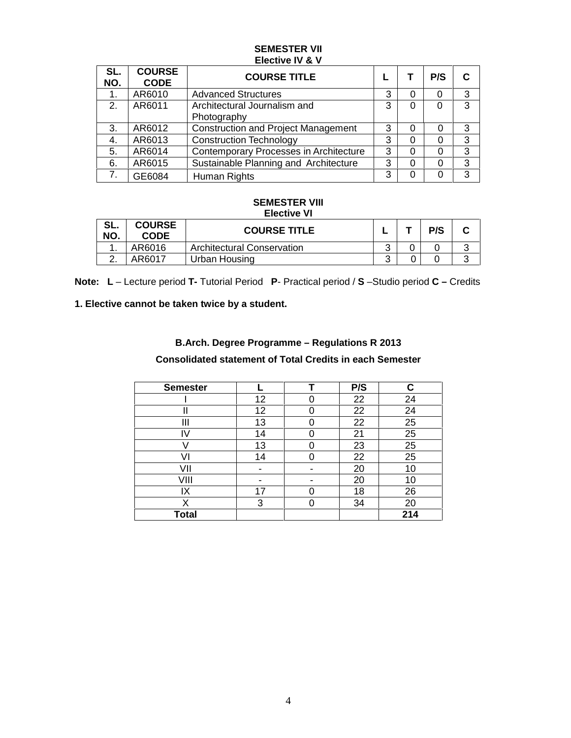**SEMESTER VII**
**Elective IV & V**

| SL. NO. | COURSE CODE | COURSE TITLE | L | T | P/S | C |
|---|---|---|---|---|---|---|
| 1. | AR6010 | Advanced Structures | 3 | 0 | 0 | 3 |
| 2. | AR6011 | Architectural Journalism and Photography | 3 | 0 | 0 | 3 |
| 3. | AR6012 | Construction and Project Management | 3 | 0 | 0 | 3 |
| 4. | AR6013 | Construction Technology | 3 | 0 | 0 | 3 |
| 5. | AR6014 | Contemporary Processes in Architecture | 3 | 0 | 0 | 3 |
| 6. | AR6015 | Sustainable Planning and Architecture | 3 | 0 | 0 | 3 |
| 7. | GE6084 | Human Rights | 3 | 0 | 0 | 3 |

**SEMESTER VIII**
**Elective VI**

| SL. NO. | COURSE CODE | COURSE TITLE | L | T | P/S | C |
|---|---|---|---|---|---|---|
| 1. | AR6016 | Architectural Conservation | 3 | 0 | 0 | 3 |
| 2. | AR6017 | Urban Housing | 3 | 0 | 0 | 3 |

**Note:** **L** – Lecture period **T-** Tutorial Period **P**- Practical period / **S** –Studio period **C –** Credits

**1. Elective cannot be taken twice by a student.**

**B.Arch. Degree Programme – Regulations R 2013**

**Consolidated statement of Total Credits in each Semester**

| Semester | L | T | P/S | C |
|---|---|---|---|---|
| I | 12 | 0 | 22 | 24 |
| II | 12 | 0 | 22 | 24 |
| III | 13 | 0 | 22 | 25 |
| IV | 14 | 0 | 21 | 25 |
| V | 13 | 0 | 23 | 25 |
| VI | 14 | 0 | 22 | 25 |
| VII | - | - | 20 | 10 |
| VIII | - | - | 20 | 10 |
| IX | 17 | 0 | 18 | 26 |
| X | 3 | 0 | 34 | 20 |
| **Total** | | | | **214** |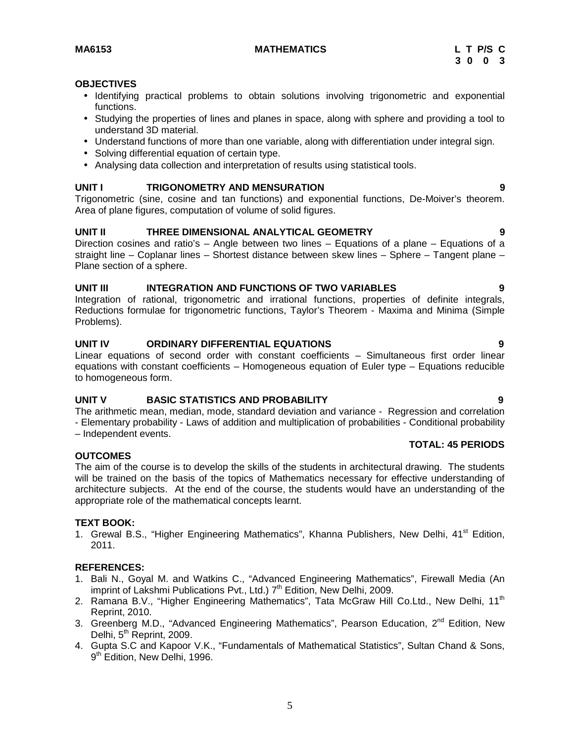| MA6153 | MATHEMATICS | L T P/S C |
|---|---|---|
| | | 3 0 0 3 |

**OBJECTIVES**

- Identifying practical problems to obtain solutions involving trigonometric and exponential functions.
- Studying the properties of lines and planes in space, along with sphere and providing a tool to understand 3D material.
- Understand functions of more than one variable, along with differentiation under integral sign.
- Solving differential equation of certain type.
- Analysing data collection and interpretation of results using statistical tools.

**UNIT I TRIGONOMETRY AND MENSURATION 9**

Trigonometric (sine, cosine and tan functions) and exponential functions, De-Moiver's theorem. Area of plane figures, computation of volume of solid figures.

**UNIT II THREE DIMENSIONAL ANALYTICAL GEOMETRY 9**

Direction cosines and ratio's – Angle between two lines – Equations of a plane – Equations of a straight line – Coplanar lines – Shortest distance between skew lines – Sphere – Tangent plane – Plane section of a sphere.

**UNIT III INTEGRATION AND FUNCTIONS OF TWO VARIABLES 9**

Integration of rational, trigonometric and irrational functions, properties of definite integrals, Reductions formulae for trigonometric functions, Taylor's Theorem - Maxima and Minima (Simple Problems).

**UNIT IV ORDINARY DIFFERENTIAL EQUATIONS 9**

Linear equations of second order with constant coefficients – Simultaneous first order linear equations with constant coefficients – Homogeneous equation of Euler type – Equations reducible to homogeneous form.

**UNIT V BASIC STATISTICS AND PROBABILITY 9**

The arithmetic mean, median, mode, standard deviation and variance - Regression and correlation - Elementary probability - Laws of addition and multiplication of probabilities - Conditional probability – Independent events.

**TOTAL: 45 PERIODS**

**OUTCOMES**

The aim of the course is to develop the skills of the students in architectural drawing. The students will be trained on the basis of the topics of Mathematics necessary for effective understanding of architecture subjects. At the end of the course, the students would have an understanding of the appropriate role of the mathematical concepts learnt.

**TEXT BOOK:**

1. Grewal B.S., "Higher Engineering Mathematics", Khanna Publishers, New Delhi, 41st Edition, 2011.

**REFERENCES:**

1. Bali N., Goyal M. and Watkins C., "Advanced Engineering Mathematics", Firewall Media (An imprint of Lakshmi Publications Pvt., Ltd.) 7th Edition, New Delhi, 2009.
2. Ramana B.V., "Higher Engineering Mathematics", Tata McGraw Hill Co.Ltd., New Delhi, 11th Reprint, 2010.
3. Greenberg M.D., "Advanced Engineering Mathematics", Pearson Education, 2nd Edition, New Delhi, 5th Reprint, 2009.
4. Gupta S.C and Kapoor V.K., "Fundamentals of Mathematical Statistics", Sultan Chand & Sons, 9th Edition, New Delhi, 1996.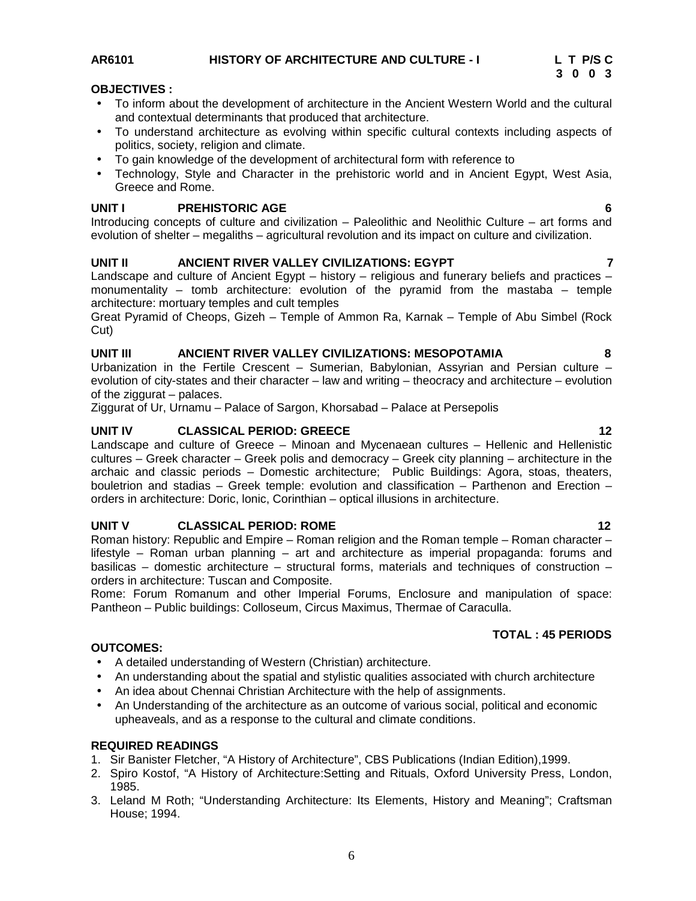**AR6101 HISTORY OF ARCHITECTURE AND CULTURE - I**

| L | T | P/S | C |
|---|---|---|---|
| 3 | 0 | 0 | 3 |

**OBJECTIVES :**

- To inform about the development of architecture in the Ancient Western World and the cultural and contextual determinants that produced that architecture.
- To understand architecture as evolving within specific cultural contexts including aspects of politics, society, religion and climate.
- To gain knowledge of the development of architectural form with reference to
- Technology, Style and Character in the prehistoric world and in Ancient Egypt, West Asia, Greece and Rome.

**UNIT I PREHISTORIC AGE 6**

Introducing concepts of culture and civilization – Paleolithic and Neolithic Culture – art forms and evolution of shelter – megaliths – agricultural revolution and its impact on culture and civilization.

**UNIT II ANCIENT RIVER VALLEY CIVILIZATIONS: EGYPT 7**

Landscape and culture of Ancient Egypt – history – religious and funerary beliefs and practices – monumentality – tomb architecture: evolution of the pyramid from the mastaba – temple architecture: mortuary temples and cult temples

Great Pyramid of Cheops, Gizeh – Temple of Ammon Ra, Karnak – Temple of Abu Simbel (Rock Cut)

**UNIT III ANCIENT RIVER VALLEY CIVILIZATIONS: MESOPOTAMIA 8**

Urbanization in the Fertile Crescent – Sumerian, Babylonian, Assyrian and Persian culture – evolution of city-states and their character – law and writing – theocracy and architecture – evolution of the ziggurat – palaces.

Ziggurat of Ur, Urnamu – Palace of Sargon, Khorsabad – Palace at Persepolis

**UNIT IV CLASSICAL PERIOD: GREECE 12**

Landscape and culture of Greece – Minoan and Mycenaean cultures – Hellenic and Hellenistic cultures – Greek character – Greek polis and democracy – Greek city planning – architecture in the archaic and classic periods – Domestic architecture; Public Buildings: Agora, stoas, theaters, bouletrion and stadias – Greek temple: evolution and classification – Parthenon and Erection – orders in architecture: Doric, Ionic, Corinthian – optical illusions in architecture.

**UNIT V CLASSICAL PERIOD: ROME 12**

Roman history: Republic and Empire – Roman religion and the Roman temple – Roman character – lifestyle – Roman urban planning – art and architecture as imperial propaganda: forums and basilicas – domestic architecture – structural forms, materials and techniques of construction – orders in architecture: Tuscan and Composite.

Rome: Forum Romanum and other Imperial Forums, Enclosure and manipulation of space: Pantheon – Public buildings: Colloseum, Circus Maximus, Thermae of Caraculla.

**TOTAL : 45 PERIODS**

**OUTCOMES:**

- A detailed understanding of Western (Christian) architecture.
- An understanding about the spatial and stylistic qualities associated with church architecture
- An idea about Chennai Christian Architecture with the help of assignments.
- An Understanding of the architecture as an outcome of various social, political and economic upheavals, and as a response to the cultural and climate conditions.

**REQUIRED READINGS**

1. Sir Banister Fletcher, "A History of Architecture", CBS Publications (Indian Edition),1999.
2. Spiro Kostof, "A History of Architecture:Setting and Rituals, Oxford University Press, London, 1985.
3. Leland M Roth; "Understanding Architecture: Its Elements, History and Meaning"; Craftsman House; 1994.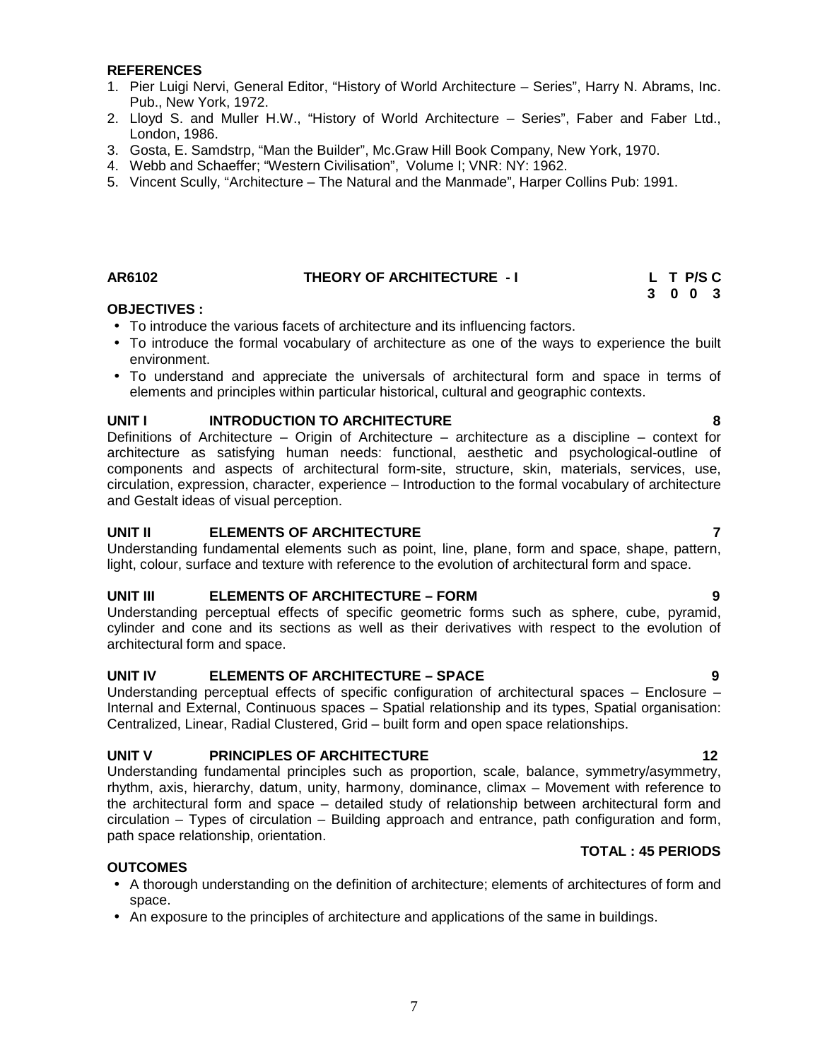**REFERENCES**

1. Pier Luigi Nervi, General Editor, "History of World Architecture – Series", Harry N. Abrams, Inc. Pub., New York, 1972.
2. Lloyd S. and Muller H.W., "History of World Architecture – Series", Faber and Faber Ltd., London, 1986.
3. Gosta, E. Samdstrp, "Man the Builder", Mc.Graw Hill Book Company, New York, 1970.
4. Webb and Schaeffer; "Western Civilisation", Volume I; VNR: NY: 1962.
5. Vincent Scully, "Architecture – The Natural and the Manmade", Harper Collins Pub: 1991.

## AR6102 THEORY OF ARCHITECTURE - I

| L | T | P/S | C |
|---|---|---|---|
| 3 | 0 | 0 | 3 |

**OBJECTIVES :**

- To introduce the various facets of architecture and its influencing factors.
- To introduce the formal vocabulary of architecture as one of the ways to experience the built environment.
- To understand and appreciate the universals of architectural form and space in terms of elements and principles within particular historical, cultural and geographic contexts.

**UNIT I INTRODUCTION TO ARCHITECTURE 8**

Definitions of Architecture – Origin of Architecture – architecture as a discipline – context for architecture as satisfying human needs: functional, aesthetic and psychological-outline of components and aspects of architectural form-site, structure, skin, materials, services, use, circulation, expression, character, experience – Introduction to the formal vocabulary of architecture and Gestalt ideas of visual perception.

**UNIT II ELEMENTS OF ARCHITECTURE 7**

Understanding fundamental elements such as point, line, plane, form and space, shape, pattern, light, colour, surface and texture with reference to the evolution of architectural form and space.

**UNIT III ELEMENTS OF ARCHITECTURE – FORM 9**

Understanding perceptual effects of specific geometric forms such as sphere, cube, pyramid, cylinder and cone and its sections as well as their derivatives with respect to the evolution of architectural form and space.

**UNIT IV ELEMENTS OF ARCHITECTURE – SPACE 9**

Understanding perceptual effects of specific configuration of architectural spaces – Enclosure – Internal and External, Continuous spaces – Spatial relationship and its types, Spatial organisation: Centralized, Linear, Radial Clustered, Grid – built form and open space relationships.

**UNIT V PRINCIPLES OF ARCHITECTURE 12**

Understanding fundamental principles such as proportion, scale, balance, symmetry/asymmetry, rhythm, axis, hierarchy, datum, unity, harmony, dominance, climax – Movement with reference to the architectural form and space – detailed study of relationship between architectural form and circulation – Types of circulation – Building approach and entrance, path configuration and form, path space relationship, orientation.

**TOTAL : 45 PERIODS**

**OUTCOMES**

- A thorough understanding on the definition of architecture; elements of architectures of form and space.
- An exposure to the principles of architecture and applications of the same in buildings.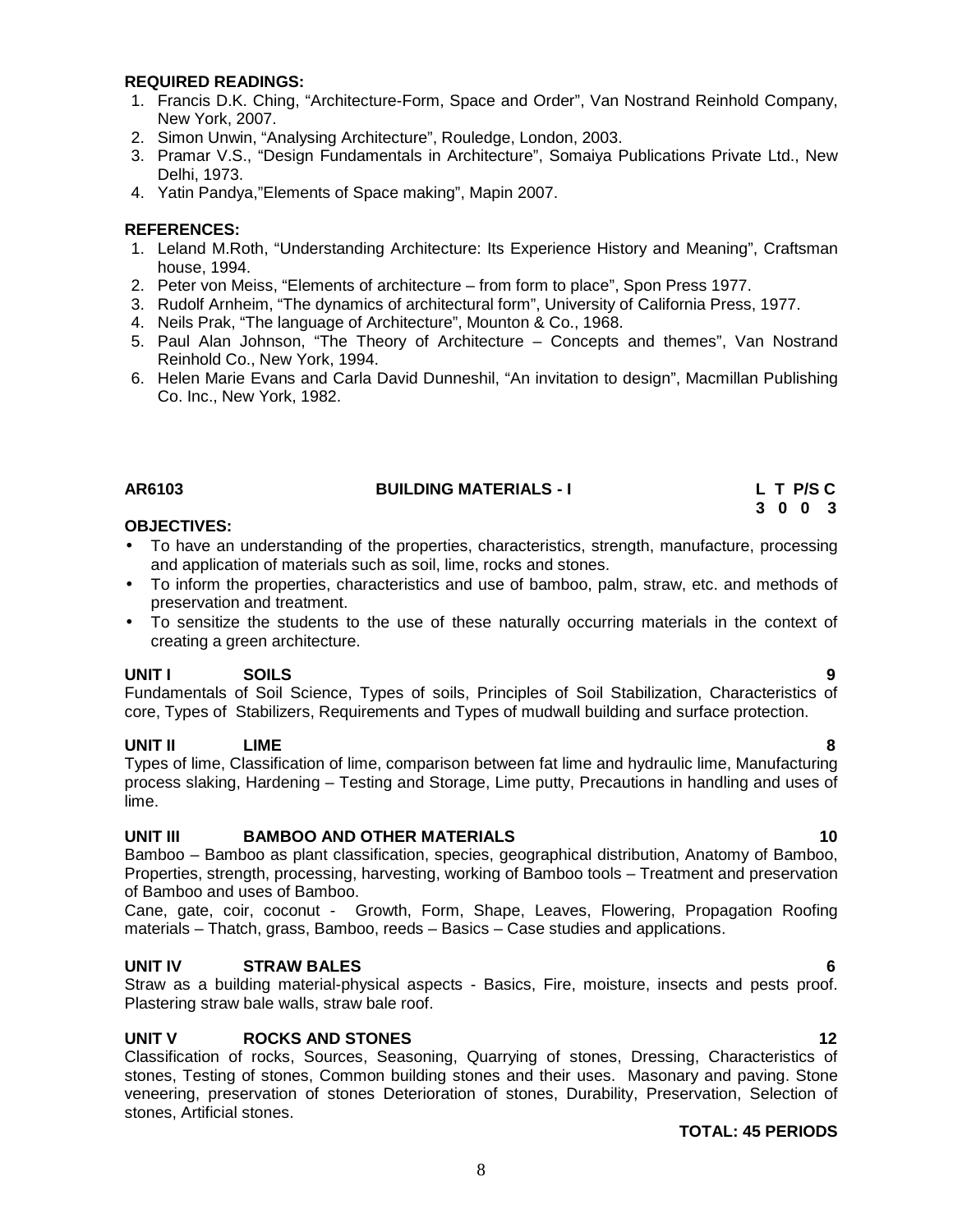**REQUIRED READINGS:**

1. Francis D.K. Ching, "Architecture-Form, Space and Order", Van Nostrand Reinhold Company, New York, 2007.
2. Simon Unwin, "Analysing Architecture", Rouledge, London, 2003.
3. Pramar V.S., "Design Fundamentals in Architecture", Somaiya Publications Private Ltd., New Delhi, 1973.
4. Yatin Pandya,"Elements of Space making", Mapin 2007.

**REFERENCES:**

1. Leland M.Roth, "Understanding Architecture: Its Experience History and Meaning", Craftsman house, 1994.
2. Peter von Meiss, "Elements of architecture – from form to place", Spon Press 1977.
3. Rudolf Arnheim, "The dynamics of architectural form", University of California Press, 1977.
4. Neils Prak, "The language of Architecture", Mounton & Co., 1968.
5. Paul Alan Johnson, "The Theory of Architecture – Concepts and themes", Van Nostrand Reinhold Co., New York, 1994.
6. Helen Marie Evans and Carla David Dunneshil, "An invitation to design", Macmillan Publishing Co. Inc., New York, 1982.

| AR6103 | BUILDING MATERIALS - I | L T P/S C |
|---|---|---|
| | | 3 0 0 3 |

**OBJECTIVES:**

- To have an understanding of the properties, characteristics, strength, manufacture, processing and application of materials such as soil, lime, rocks and stones.
- To inform the properties, characteristics and use of bamboo, palm, straw, etc. and methods of preservation and treatment.
- To sensitize the students to the use of these naturally occurring materials in the context of creating a green architecture.

**UNIT I SOILS 9**

Fundamentals of Soil Science, Types of soils, Principles of Soil Stabilization, Characteristics of core, Types of Stabilizers, Requirements and Types of mudwall building and surface protection.

**UNIT II LIME 8**

Types of lime, Classification of lime, comparison between fat lime and hydraulic lime, Manufacturing process slaking, Hardening – Testing and Storage, Lime putty, Precautions in handling and uses of lime.

**UNIT III BAMBOO AND OTHER MATERIALS 10**

Bamboo – Bamboo as plant classification, species, geographical distribution, Anatomy of Bamboo, Properties, strength, processing, harvesting, working of Bamboo tools – Treatment and preservation of Bamboo and uses of Bamboo.

Cane, gate, coir, coconut - Growth, Form, Shape, Leaves, Flowering, Propagation Roofing materials – Thatch, grass, Bamboo, reeds – Basics – Case studies and applications.

**UNIT IV STRAW BALES 6**

Straw as a building material-physical aspects - Basics, Fire, moisture, insects and pests proof. Plastering straw bale walls, straw bale roof.

**UNIT V ROCKS AND STONES 12**

Classification of rocks, Sources, Seasoning, Quarrying of stones, Dressing, Characteristics of stones, Testing of stones, Common building stones and their uses. Masonary and paving. Stone veneering, preservation of stones Deterioration of stones, Durability, Preservation, Selection of stones, Artificial stones.

**TOTAL: 45 PERIODS**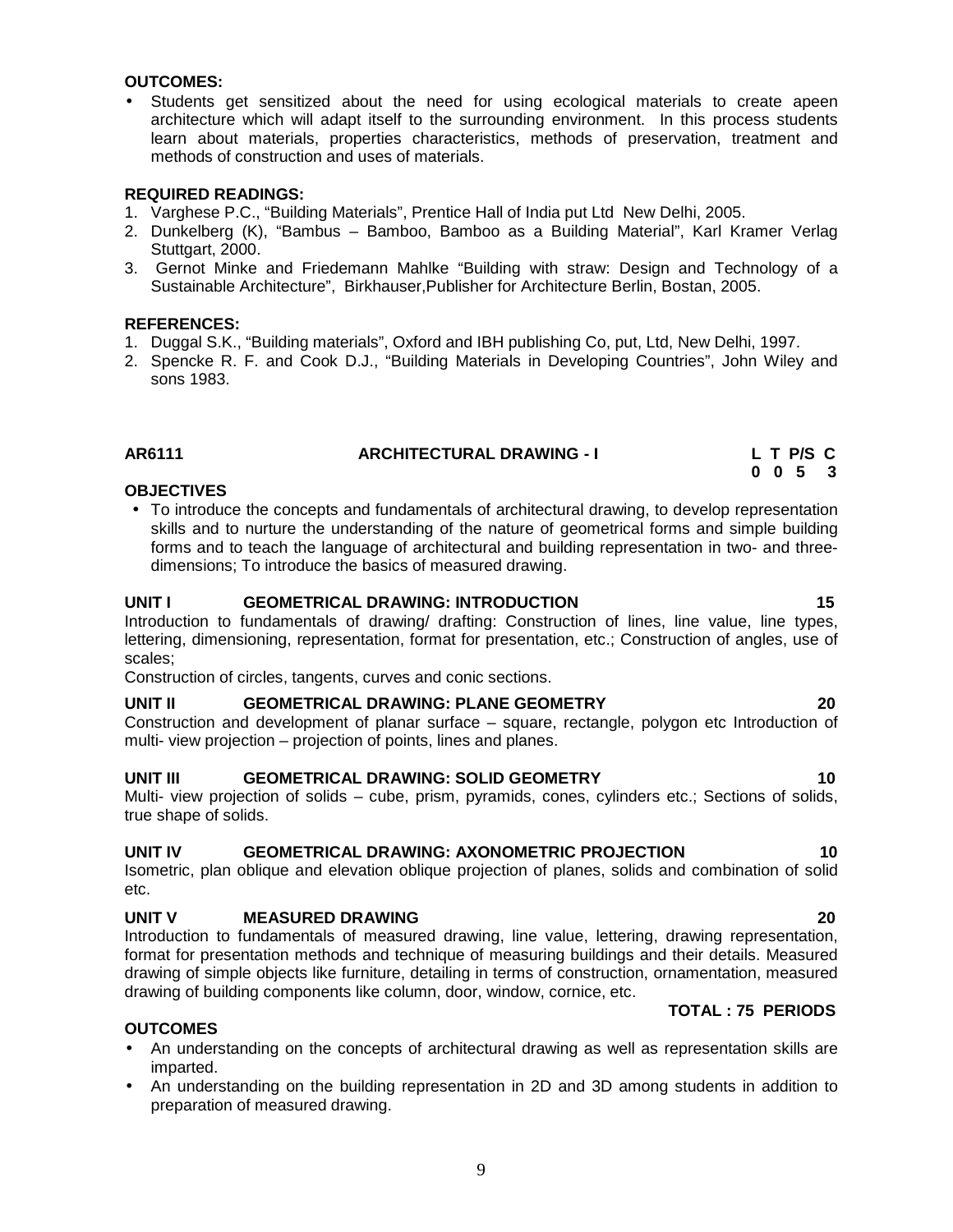**OUTCOMES:**

- Students get sensitized about the need for using ecological materials to create apeen architecture which will adapt itself to the surrounding environment. In this process students learn about materials, properties characteristics, methods of preservation, treatment and methods of construction and uses of materials.

**REQUIRED READINGS:**

1. Varghese P.C., "Building Materials", Prentice Hall of India put Ltd New Delhi, 2005.
2. Dunkelberg (K), "Bambus – Bamboo, Bamboo as a Building Material", Karl Kramer Verlag Stuttgart, 2000.
3. Gernot Minke and Friedemann Mahlke "Building with straw: Design and Technology of a Sustainable Architecture", Birkhauser,Publisher for Architecture Berlin, Bostan, 2005.

**REFERENCES:**

1. Duggal S.K., "Building materials", Oxford and IBH publishing Co, put, Ltd, New Delhi, 1997.
2. Spencke R. F. and Cook D.J., "Building Materials in Developing Countries", John Wiley and sons 1983.

## AR6111 ARCHITECTURAL DRAWING - I

| L | T | P/S | C |
|---|---|---|---|
| 0 | 0 | 5 | 3 |

**OBJECTIVES**

- To introduce the concepts and fundamentals of architectural drawing, to develop representation skills and to nurture the understanding of the nature of geometrical forms and simple building forms and to teach the language of architectural and building representation in two- and three-dimensions; To introduce the basics of measured drawing.

**UNIT I GEOMETRICAL DRAWING: INTRODUCTION 15**

Introduction to fundamentals of drawing/ drafting: Construction of lines, line value, line types, lettering, dimensioning, representation, format for presentation, etc.; Construction of angles, use of scales;

Construction of circles, tangents, curves and conic sections.

**UNIT II GEOMETRICAL DRAWING: PLANE GEOMETRY 20**

Construction and development of planar surface – square, rectangle, polygon etc Introduction of multi- view projection – projection of points, lines and planes.

**UNIT III GEOMETRICAL DRAWING: SOLID GEOMETRY 10**

Multi- view projection of solids – cube, prism, pyramids, cones, cylinders etc.; Sections of solids, true shape of solids.

**UNIT IV GEOMETRICAL DRAWING: AXONOMETRIC PROJECTION 10**

Isometric, plan oblique and elevation oblique projection of planes, solids and combination of solid etc.

**UNIT V MEASURED DRAWING 20**

Introduction to fundamentals of measured drawing, line value, lettering, drawing representation, format for presentation methods and technique of measuring buildings and their details. Measured drawing of simple objects like furniture, detailing in terms of construction, ornamentation, measured drawing of building components like column, door, window, cornice, etc.

**TOTAL : 75 PERIODS**

**OUTCOMES**

- An understanding on the concepts of architectural drawing as well as representation skills are imparted.
- An understanding on the building representation in 2D and 3D among students in addition to preparation of measured drawing.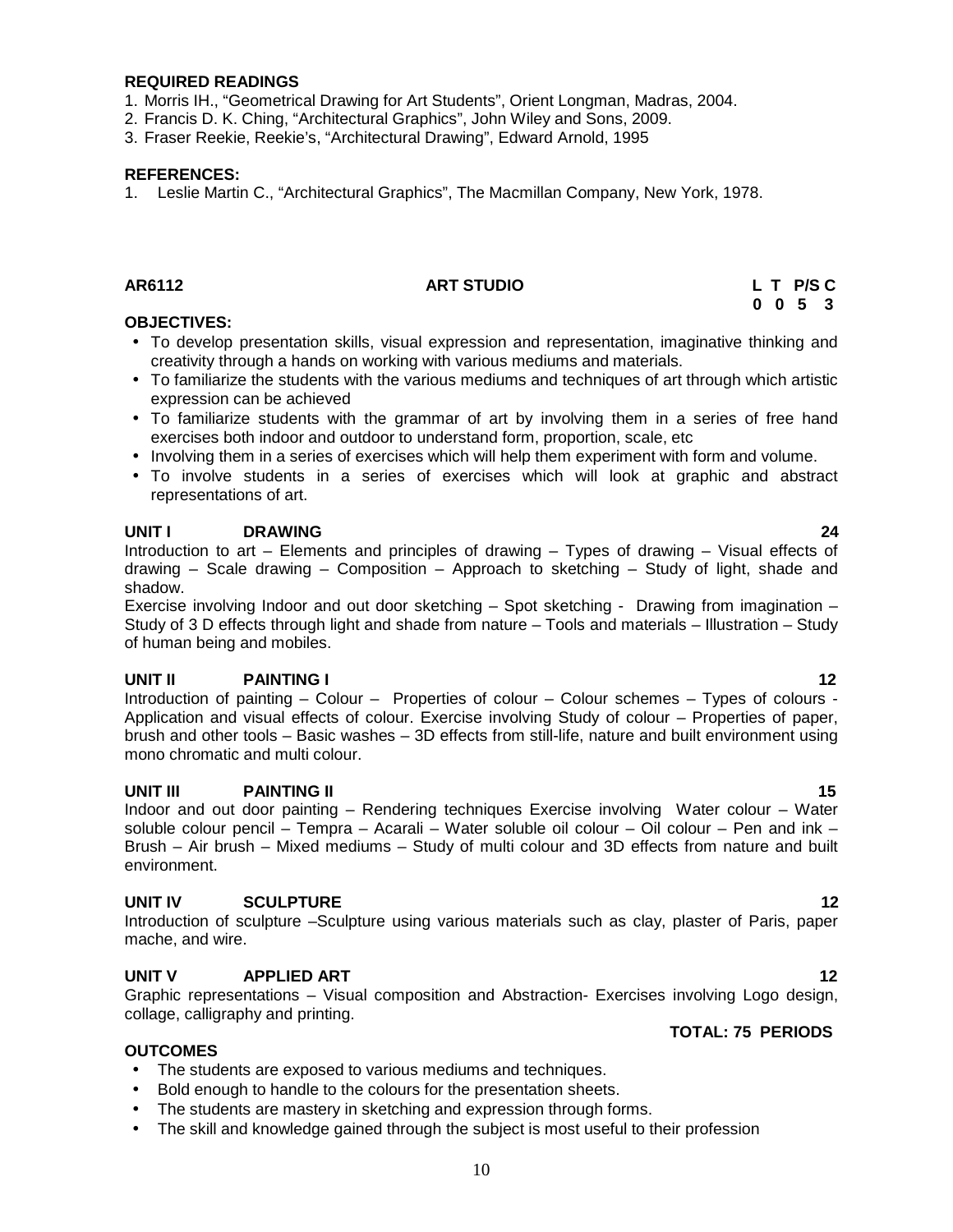**REQUIRED READINGS**

1. Morris IH., "Geometrical Drawing for Art Students", Orient Longman, Madras, 2004.
2. Francis D. K. Ching, "Architectural Graphics", John Wiley and Sons, 2009.
3. Fraser Reekie, Reekie's, "Architectural Drawing", Edward Arnold, 1995

**REFERENCES:**

1. Leslie Martin C., "Architectural Graphics", The Macmillan Company, New York, 1978.

| **AR6112** | **ART STUDIO** | **L T P/S C** |
|---|---|---|
| | | **0 0 5 3** |

**OBJECTIVES:**

- To develop presentation skills, visual expression and representation, imaginative thinking and creativity through a hands on working with various mediums and materials.
- To familiarize the students with the various mediums and techniques of art through which artistic expression can be achieved
- To familiarize students with the grammar of art by involving them in a series of free hand exercises both indoor and outdoor to understand form, proportion, scale, etc
- Involving them in a series of exercises which will help them experiment with form and volume.
- To involve students in a series of exercises which will look at graphic and abstract representations of art.

**UNIT I DRAWING 24**

Introduction to art – Elements and principles of drawing – Types of drawing – Visual effects of drawing – Scale drawing – Composition – Approach to sketching – Study of light, shade and shadow.

Exercise involving Indoor and out door sketching – Spot sketching - Drawing from imagination – Study of 3 D effects through light and shade from nature – Tools and materials – Illustration – Study of human being and mobiles.

**UNIT II PAINTING I 12**

Introduction of painting – Colour – Properties of colour – Colour schemes – Types of colours - Application and visual effects of colour. Exercise involving Study of colour – Properties of paper, brush and other tools – Basic washes – 3D effects from still-life, nature and built environment using mono chromatic and multi colour.

**UNIT III PAINTING II 15**

Indoor and out door painting – Rendering techniques Exercise involving Water colour – Water soluble colour pencil – Tempra – Acarali – Water soluble oil colour – Oil colour – Pen and ink – Brush – Air brush – Mixed mediums – Study of multi colour and 3D effects from nature and built environment.

**UNIT IV SCULPTURE 12**

Introduction of sculpture –Sculpture using various materials such as clay, plaster of Paris, paper mache, and wire.

**UNIT V APPLIED ART 12**

Graphic representations – Visual composition and Abstraction- Exercises involving Logo design, collage, calligraphy and printing.

**TOTAL: 75 PERIODS**

**OUTCOMES**

- The students are exposed to various mediums and techniques.
- Bold enough to handle to the colours for the presentation sheets.
- The students are mastery in sketching and expression through forms.
- The skill and knowledge gained through the subject is most useful to their profession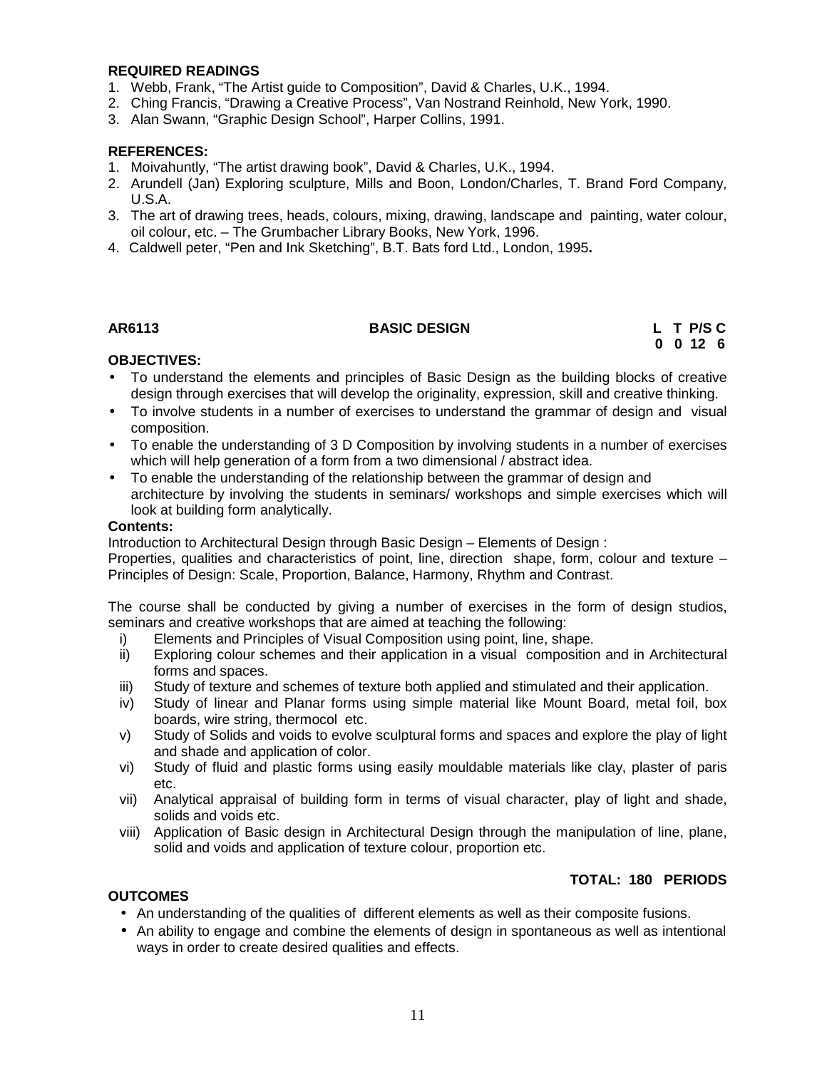**REQUIRED READINGS**

1. Webb, Frank, "The Artist guide to Composition", David & Charles, U.K., 1994.
2. Ching Francis, "Drawing a Creative Process", Van Nostrand Reinhold, New York, 1990.
3. Alan Swann, "Graphic Design School", Harper Collins, 1991.

**REFERENCES:**

1. Moivahuntly, "The artist drawing book", David & Charles, U.K., 1994.
2. Arundell (Jan) Exploring sculpture, Mills and Boon, London/Charles, T. Brand Ford Company, U.S.A.
3. The art of drawing trees, heads, colours, mixing, drawing, landscape and painting, water colour, oil colour, etc. – The Grumbacher Library Books, New York, 1996.
4. Caldwell peter, "Pen and Ink Sketching", B.T. Bats ford Ltd., London, 1995**.**

| **AR6113** | **BASIC DESIGN** | **L T P/S C** |
|---|---|---|
| | | **0 0 12 6** |

**OBJECTIVES:**

- To understand the elements and principles of Basic Design as the building blocks of creative design through exercises that will develop the originality, expression, skill and creative thinking.
- To involve students in a number of exercises to understand the grammar of design and visual composition.
- To enable the understanding of 3 D Composition by involving students in a number of exercises which will help generation of a form from a two dimensional / abstract idea.
- To enable the understanding of the relationship between the grammar of design and architecture by involving the students in seminars/ workshops and simple exercises which will look at building form analytically.

**Contents:**

Introduction to Architectural Design through Basic Design – Elements of Design :
Properties, qualities and characteristics of point, line, direction shape, form, colour and texture – Principles of Design: Scale, Proportion, Balance, Harmony, Rhythm and Contrast.

The course shall be conducted by giving a number of exercises in the form of design studios, seminars and creative workshops that are aimed at teaching the following:

i) Elements and Principles of Visual Composition using point, line, shape.
ii) Exploring colour schemes and their application in a visual composition and in Architectural forms and spaces.
iii) Study of texture and schemes of texture both applied and stimulated and their application.
iv) Study of linear and Planar forms using simple material like Mount Board, metal foil, box boards, wire string, thermocol etc.
v) Study of Solids and voids to evolve sculptural forms and spaces and explore the play of light and shade and application of color.
vi) Study of fluid and plastic forms using easily mouldable materials like clay, plaster of paris etc.
vii) Analytical appraisal of building form in terms of visual character, play of light and shade, solids and voids etc.
viii) Application of Basic design in Architectural Design through the manipulation of line, plane, solid and voids and application of texture colour, proportion etc.

**TOTAL: 180 PERIODS**

**OUTCOMES**

- An understanding of the qualities of different elements as well as their composite fusions.
- An ability to engage and combine the elements of design in spontaneous as well as intentional ways in order to create desired qualities and effects.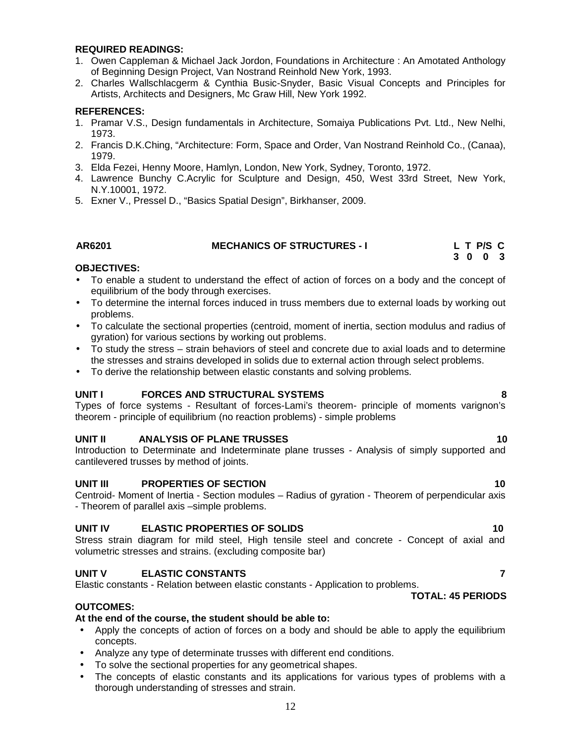**REQUIRED READINGS:**

1. Owen Cappleman & Michael Jack Jordon, Foundations in Architecture : An Amotated Anthology of Beginning Design Project, Van Nostrand Reinhold New York, 1993.
2. Charles Wallschlacgerm & Cynthia Busic-Snyder, Basic Visual Concepts and Principles for Artists, Architects and Designers, Mc Graw Hill, New York 1992.

**REFERENCES:**

1. Pramar V.S., Design fundamentals in Architecture, Somaiya Publications Pvt. Ltd., New Nelhi, 1973.
2. Francis D.K.Ching, "Architecture: Form, Space and Order, Van Nostrand Reinhold Co., (Canaa), 1979.
3. Elda Fezei, Henny Moore, Hamlyn, London, New York, Sydney, Toronto, 1972.
4. Lawrence Bunchy C.Acrylic for Sculpture and Design, 450, West 33rd Street, New York, N.Y.10001, 1972.
5. Exner V., Pressel D., "Basics Spatial Design", Birkhanser, 2009.

## AR6201 MECHANICS OF STRUCTURES - I

| L | T | P/S | C |
|---|---|---|---|
| 3 | 0 | 0 | 3 |

**OBJECTIVES:**

- To enable a student to understand the effect of action of forces on a body and the concept of equilibrium of the body through exercises.
- To determine the internal forces induced in truss members due to external loads by working out problems.
- To calculate the sectional properties (centroid, moment of inertia, section modulus and radius of gyration) for various sections by working out problems.
- To study the stress – strain behaviors of steel and concrete due to axial loads and to determine the stresses and strains developed in solids due to external action through select problems.
- To derive the relationship between elastic constants and solving problems.

**UNIT I FORCES AND STRUCTURAL SYSTEMS 8**

Types of force systems - Resultant of forces-Lami's theorem- principle of moments varignon's theorem - principle of equilibrium (no reaction problems) - simple problems

**UNIT II ANALYSIS OF PLANE TRUSSES 10**

Introduction to Determinate and Indeterminate plane trusses - Analysis of simply supported and cantilevered trusses by method of joints.

**UNIT III PROPERTIES OF SECTION 10**

Centroid- Moment of Inertia - Section modules – Radius of gyration - Theorem of perpendicular axis - Theorem of parallel axis –simple problems.

**UNIT IV ELASTIC PROPERTIES OF SOLIDS 10**

Stress strain diagram for mild steel, High tensile steel and concrete - Concept of axial and volumetric stresses and strains. (excluding composite bar)

**UNIT V ELASTIC CONSTANTS 7**

Elastic constants - Relation between elastic constants - Application to problems.

**TOTAL: 45 PERIODS**

**OUTCOMES:**

**At the end of the course, the student should be able to:**

- Apply the concepts of action of forces on a body and should be able to apply the equilibrium concepts.
- Analyze any type of determinate trusses with different end conditions.
- To solve the sectional properties for any geometrical shapes.
- The concepts of elastic constants and its applications for various types of problems with a thorough understanding of stresses and strain.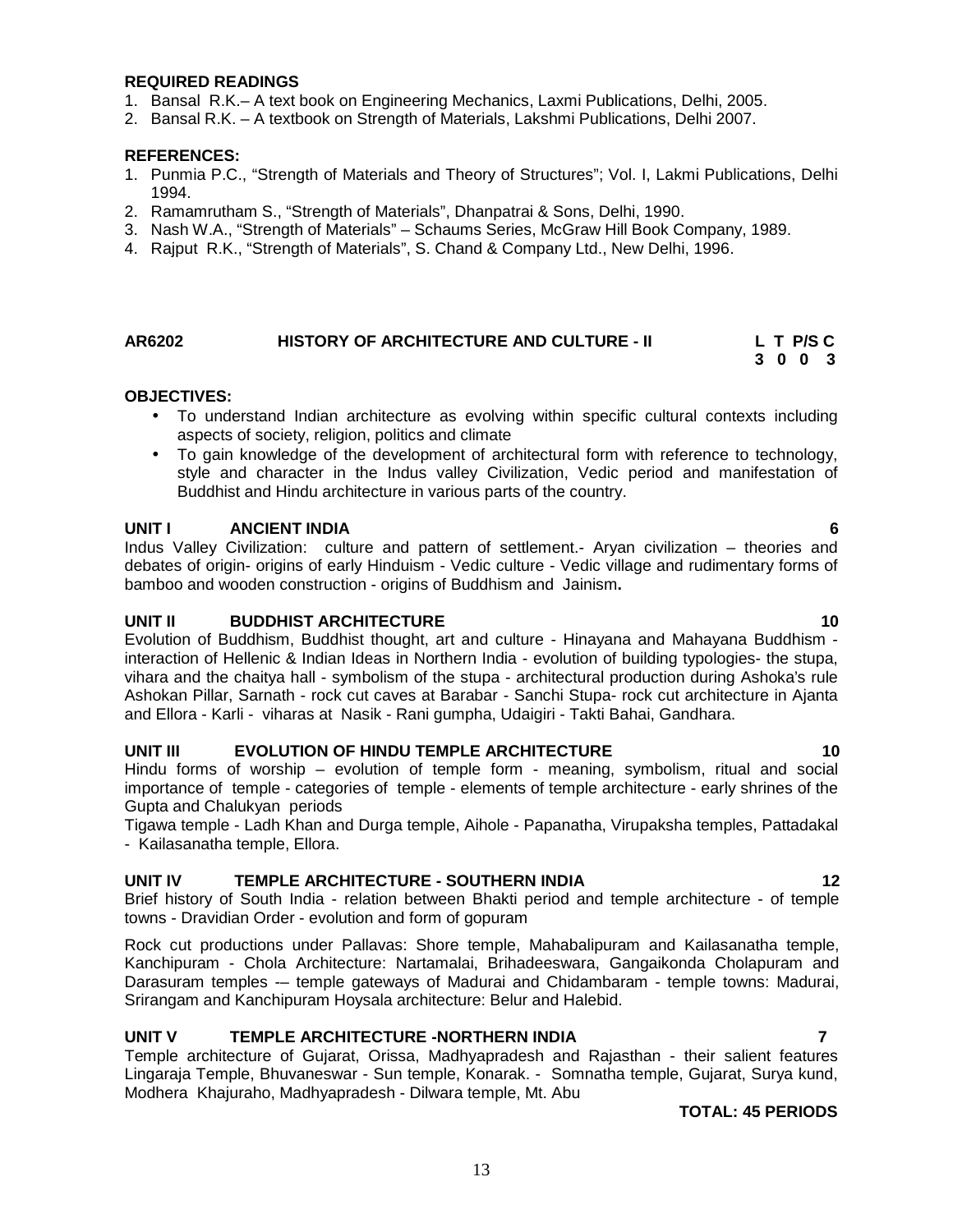**REQUIRED READINGS**

1. Bansal R.K.– A text book on Engineering Mechanics, Laxmi Publications, Delhi, 2005.
2. Bansal R.K. – A textbook on Strength of Materials, Lakshmi Publications, Delhi 2007.

**REFERENCES:**

1. Punmia P.C., "Strength of Materials and Theory of Structures"; Vol. I, Lakmi Publications, Delhi 1994.
2. Ramamrutham S., "Strength of Materials", Dhanpatrai & Sons, Delhi, 1990.
3. Nash W.A., "Strength of Materials" – Schaums Series, McGraw Hill Book Company, 1989.
4. Rajput R.K., "Strength of Materials", S. Chand & Company Ltd., New Delhi, 1996.

## AR6202 HISTORY OF ARCHITECTURE AND CULTURE - II

| L | T | P/S | C |
|---|---|---|---|
| 3 | 0 | 0 | 3 |

**OBJECTIVES:**

- To understand Indian architecture as evolving within specific cultural contexts including aspects of society, religion, politics and climate
- To gain knowledge of the development of architectural form with reference to technology, style and character in the Indus valley Civilization, Vedic period and manifestation of Buddhist and Hindu architecture in various parts of the country.

**UNIT I ANCIENT INDIA 6**

Indus Valley Civilization: culture and pattern of settlement.- Aryan civilization – theories and debates of origin- origins of early Hinduism - Vedic culture - Vedic village and rudimentary forms of bamboo and wooden construction - origins of Buddhism and Jainism**.**

**UNIT II BUDDHIST ARCHITECTURE 10**

Evolution of Buddhism, Buddhist thought, art and culture - Hinayana and Mahayana Buddhism - interaction of Hellenic & Indian Ideas in Northern India - evolution of building typologies- the stupa, vihara and the chaitya hall - symbolism of the stupa - architectural production during Ashoka's rule Ashokan Pillar, Sarnath - rock cut caves at Barabar - Sanchi Stupa- rock cut architecture in Ajanta and Ellora - Karli - viharas at Nasik - Rani gumpha, Udaigiri - Takti Bahai, Gandhara.

**UNIT III EVOLUTION OF HINDU TEMPLE ARCHITECTURE 10**

Hindu forms of worship – evolution of temple form - meaning, symbolism, ritual and social importance of temple - categories of temple - elements of temple architecture - early shrines of the Gupta and Chalukyan periods

Tigawa temple - Ladh Khan and Durga temple, Aihole - Papanatha, Virupaksha temples, Pattadakal - Kailasanatha temple, Ellora.

**UNIT IV TEMPLE ARCHITECTURE - SOUTHERN INDIA 12**

Brief history of South India - relation between Bhakti period and temple architecture - of temple towns - Dravidian Order - evolution and form of gopuram

Rock cut productions under Pallavas: Shore temple, Mahabalipuram and Kailasanatha temple, Kanchipuram - Chola Architecture: Nartamalai, Brihadeeswara, Gangaikonda Cholapuram and Darasuram temples -– temple gateways of Madurai and Chidambaram - temple towns: Madurai, Srirangam and Kanchipuram Hoysala architecture: Belur and Halebid.

**UNIT V TEMPLE ARCHITECTURE -NORTHERN INDIA 7**

Temple architecture of Gujarat, Orissa, Madhyapradesh and Rajasthan - their salient features Lingaraja Temple, Bhuvaneswar - Sun temple, Konarak. - Somnatha temple, Gujarat, Surya kund, Modhera Khajuraho, Madhyapradesh - Dilwara temple, Mt. Abu

**TOTAL: 45 PERIODS**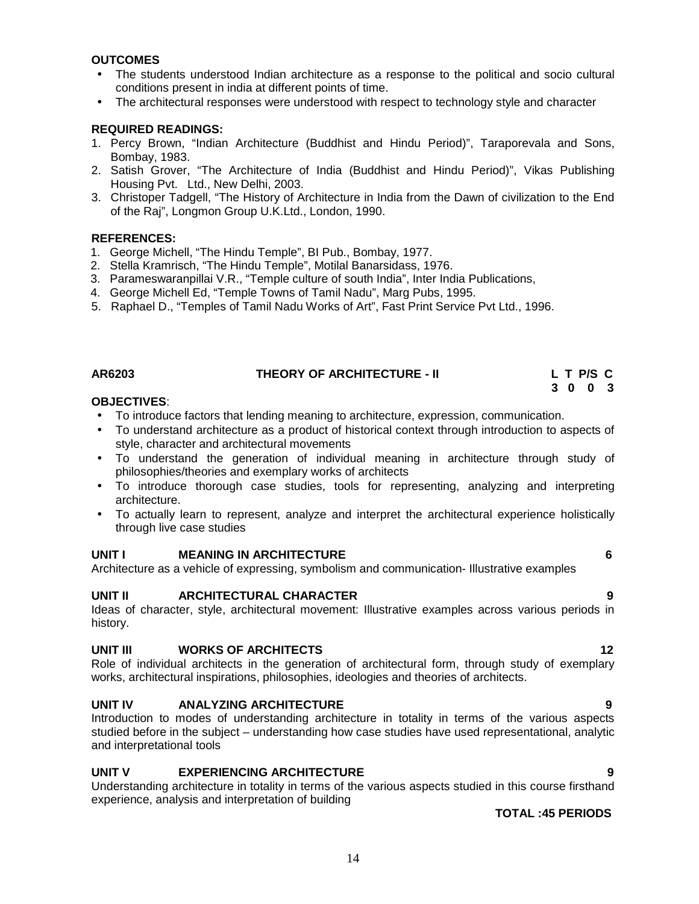**OUTCOMES**

- The students understood Indian architecture as a response to the political and socio cultural conditions present in india at different points of time.
- The architectural responses were understood with respect to technology style and character

**REQUIRED READINGS:**

1. Percy Brown, "Indian Architecture (Buddhist and Hindu Period)", Taraporevala and Sons, Bombay, 1983.
2. Satish Grover, "The Architecture of India (Buddhist and Hindu Period)", Vikas Publishing Housing Pvt. Ltd., New Delhi, 2003.
3. Christoper Tadgell, "The History of Architecture in India from the Dawn of civilization to the End of the Raj", Longmon Group U.K.Ltd., London, 1990.

**REFERENCES:**

1. George Michell, "The Hindu Temple", BI Pub., Bombay, 1977.
2. Stella Kramrisch, "The Hindu Temple", Motilal Banarsidass, 1976.
3. Parameswaranpillai V.R., "Temple culture of south India", Inter India Publications,
4. George Michell Ed, "Temple Towns of Tamil Nadu", Marg Pubs, 1995.
5. Raphael D., "Temples of Tamil Nadu Works of Art", Fast Print Service Pvt Ltd., 1996.

## AR6203 THEORY OF ARCHITECTURE - II

| L | T | P/S | C |
|---|---|---|---|
| 3 | 0 | 0 | 3 |

**OBJECTIVES**:

- To introduce factors that lending meaning to architecture, expression, communication.
- To understand architecture as a product of historical context through introduction to aspects of style, character and architectural movements
- To understand the generation of individual meaning in architecture through study of philosophies/theories and exemplary works of architects
- To introduce thorough case studies, tools for representing, analyzing and interpreting architecture.
- To actually learn to represent, analyze and interpret the architectural experience holistically through live case studies

**UNIT I MEANING IN ARCHITECTURE 6**

Architecture as a vehicle of expressing, symbolism and communication- Illustrative examples

**UNIT II ARCHITECTURAL CHARACTER 9**

Ideas of character, style, architectural movement: Illustrative examples across various periods in history.

**UNIT III WORKS OF ARCHITECTS 12**

Role of individual architects in the generation of architectural form, through study of exemplary works, architectural inspirations, philosophies, ideologies and theories of architects.

**UNIT IV ANALYZING ARCHITECTURE 9**

Introduction to modes of understanding architecture in totality in terms of the various aspects studied before in the subject – understanding how case studies have used representational, analytic and interpretational tools

**UNIT V EXPERIENCING ARCHITECTURE 9**

Understanding architecture in totality in terms of the various aspects studied in this course firsthand experience, analysis and interpretation of building

**TOTAL :45 PERIODS**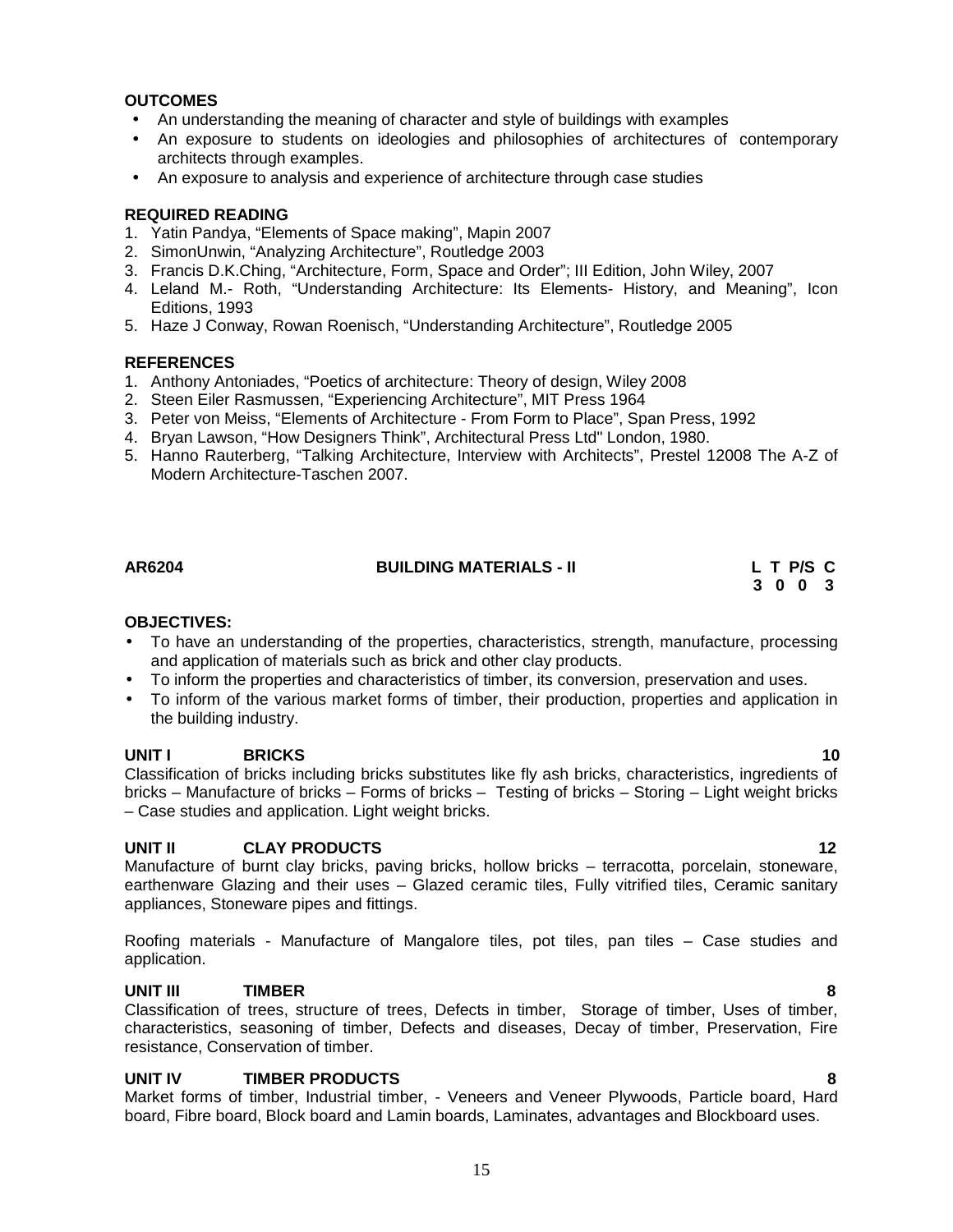**OUTCOMES**

- An understanding the meaning of character and style of buildings with examples
- An exposure to students on ideologies and philosophies of architectures of contemporary architects through examples.
- An exposure to analysis and experience of architecture through case studies

**REQUIRED READING**

1. Yatin Pandya, "Elements of Space making", Mapin 2007
2. SimonUnwin, "Analyzing Architecture", Routledge 2003
3. Francis D.K.Ching, "Architecture, Form, Space and Order"; III Edition, John Wiley, 2007
4. Leland M.- Roth, "Understanding Architecture: Its Elements- History, and Meaning", Icon Editions, 1993
5. Haze J Conway, Rowan Roenisch, "Understanding Architecture", Routledge 2005

**REFERENCES**

1. Anthony Antoniades, "Poetics of architecture: Theory of design, Wiley 2008
2. Steen Eiler Rasmussen, "Experiencing Architecture", MIT Press 1964
3. Peter von Meiss, "Elements of Architecture - From Form to Place", Span Press, 1992
4. Bryan Lawson, "How Designers Think", Architectural Press Ltd" London, 1980.
5. Hanno Rauterberg, "Talking Architecture, Interview with Architects", Prestel 12008 The A-Z of Modern Architecture-Taschen 2007.

## AR6204 BUILDING MATERIALS - II

| L | T | P/S | C |
|---|---|---|---|
| 3 | 0 | 0 | 3 |

**OBJECTIVES:**

- To have an understanding of the properties, characteristics, strength, manufacture, processing and application of materials such as brick and other clay products.
- To inform the properties and characteristics of timber, its conversion, preservation and uses.
- To inform of the various market forms of timber, their production, properties and application in the building industry.

**UNIT I BRICKS** **10**

Classification of bricks including bricks substitutes like fly ash bricks, characteristics, ingredients of bricks – Manufacture of bricks – Forms of bricks – Testing of bricks – Storing – Light weight bricks – Case studies and application. Light weight bricks.

**UNIT II CLAY PRODUCTS** **12**

Manufacture of burnt clay bricks, paving bricks, hollow bricks – terracotta, porcelain, stoneware, earthenware Glazing and their uses – Glazed ceramic tiles, Fully vitrified tiles, Ceramic sanitary appliances, Stoneware pipes and fittings.

Roofing materials - Manufacture of Mangalore tiles, pot tiles, pan tiles – Case studies and application.

**UNIT III TIMBER** **8**

Classification of trees, structure of trees, Defects in timber, Storage of timber, Uses of timber, characteristics, seasoning of timber, Defects and diseases, Decay of timber, Preservation, Fire resistance, Conservation of timber.

**UNIT IV TIMBER PRODUCTS** **8**

Market forms of timber, Industrial timber, - Veneers and Veneer Plywoods, Particle board, Hard board, Fibre board, Block board and Lamin boards, Laminates, advantages and Blockboard uses.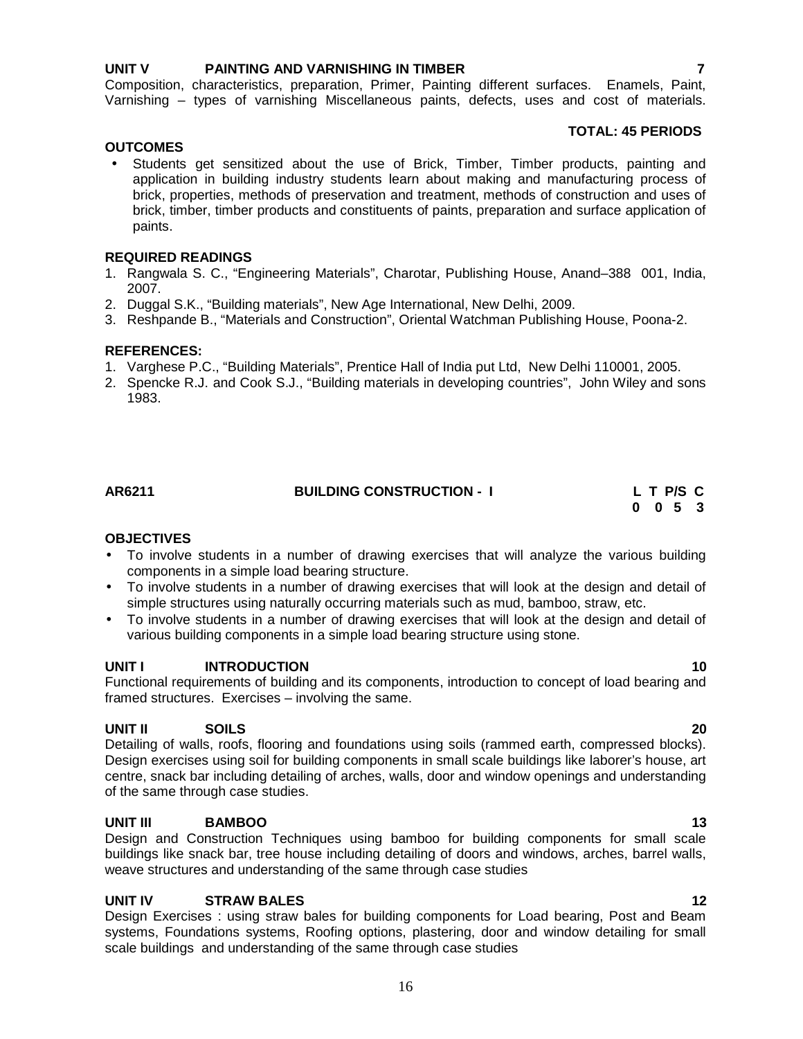**UNIT V PAINTING AND VARNISHING IN TIMBER 7**

Composition, characteristics, preparation, Primer, Painting different surfaces. Enamels, Paint, Varnishing – types of varnishing Miscellaneous paints, defects, uses and cost of materials.

**TOTAL: 45 PERIODS**

**OUTCOMES**

- Students get sensitized about the use of Brick, Timber, Timber products, painting and application in building industry students learn about making and manufacturing process of brick, properties, methods of preservation and treatment, methods of construction and uses of brick, timber, timber products and constituents of paints, preparation and surface application of paints.

**REQUIRED READINGS**

1. Rangwala S. C., "Engineering Materials", Charotar, Publishing House, Anand–388 001, India, 2007.
2. Duggal S.K., "Building materials", New Age International, New Delhi, 2009.
3. Reshpande B., "Materials and Construction", Oriental Watchman Publishing House, Poona-2.

**REFERENCES:**

1. Varghese P.C., "Building Materials", Prentice Hall of India put Ltd, New Delhi 110001, 2005.
2. Spencke R.J. and Cook S.J., "Building materials in developing countries", John Wiley and sons 1983.

## AR6211 BUILDING CONSTRUCTION - I

| L | T | P/S | C |
|---|---|---|---|
| 0 | 0 | 5 | 3 |

**OBJECTIVES**

- To involve students in a number of drawing exercises that will analyze the various building components in a simple load bearing structure.
- To involve students in a number of drawing exercises that will look at the design and detail of simple structures using naturally occurring materials such as mud, bamboo, straw, etc.
- To involve students in a number of drawing exercises that will look at the design and detail of various building components in a simple load bearing structure using stone.

**UNIT I INTRODUCTION 10**

Functional requirements of building and its components, introduction to concept of load bearing and framed structures. Exercises – involving the same.

**UNIT II SOILS 20**

Detailing of walls, roofs, flooring and foundations using soils (rammed earth, compressed blocks). Design exercises using soil for building components in small scale buildings like laborer's house, art centre, snack bar including detailing of arches, walls, door and window openings and understanding of the same through case studies.

**UNIT III BAMBOO 13**

Design and Construction Techniques using bamboo for building components for small scale buildings like snack bar, tree house including detailing of doors and windows, arches, barrel walls, weave structures and understanding of the same through case studies

**UNIT IV STRAW BALES 12**

Design Exercises : using straw bales for building components for Load bearing, Post and Beam systems, Foundations systems, Roofing options, plastering, door and window detailing for small scale buildings and understanding of the same through case studies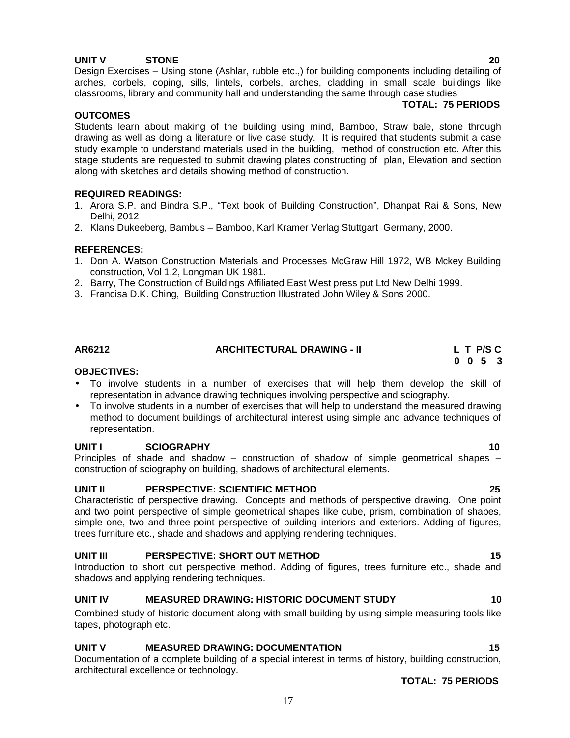**UNIT V STONE 20**

Design Exercises – Using stone (Ashlar, rubble etc.,) for building components including detailing of arches, corbels, coping, sills, lintels, corbels, arches, cladding in small scale buildings like classrooms, library and community hall and understanding the same through case studies

**TOTAL: 75 PERIODS**

**OUTCOMES**

Students learn about making of the building using mind, Bamboo, Straw bale, stone through drawing as well as doing a literature or live case study. It is required that students submit a case study example to understand materials used in the building, method of construction etc. After this stage students are requested to submit drawing plates constructing of plan, Elevation and section along with sketches and details showing method of construction.

**REQUIRED READINGS:**

1. Arora S.P. and Bindra S.P., "Text book of Building Construction", Dhanpat Rai & Sons, New Delhi, 2012
2. Klans Dukeeberg, Bambus – Bamboo, Karl Kramer Verlag Stuttgart Germany, 2000.

**REFERENCES:**

1. Don A. Watson Construction Materials and Processes McGraw Hill 1972, WB Mckey Building construction, Vol 1,2, Longman UK 1981.
2. Barry, The Construction of Buildings Affiliated East West press put Ltd New Delhi 1999.
3. Francisa D.K. Ching, Building Construction Illustrated John Wiley & Sons 2000.

## AR6212 ARCHITECTURAL DRAWING - II

| L | T | P/S | C |
|---|---|---|---|
| 0 | 0 | 5 | 3 |

**OBJECTIVES:**

- To involve students in a number of exercises that will help them develop the skill of representation in advance drawing techniques involving perspective and sciography.
- To involve students in a number of exercises that will help to understand the measured drawing method to document buildings of architectural interest using simple and advance techniques of representation.

**UNIT I SCIOGRAPHY 10**

Principles of shade and shadow – construction of shadow of simple geometrical shapes – construction of sciography on building, shadows of architectural elements.

**UNIT II PERSPECTIVE: SCIENTIFIC METHOD 25**

Characteristic of perspective drawing. Concepts and methods of perspective drawing. One point and two point perspective of simple geometrical shapes like cube, prism, combination of shapes, simple one, two and three-point perspective of building interiors and exteriors. Adding of figures, trees furniture etc., shade and shadows and applying rendering techniques.

**UNIT III PERSPECTIVE: SHORT OUT METHOD 15**

Introduction to short cut perspective method. Adding of figures, trees furniture etc., shade and shadows and applying rendering techniques.

**UNIT IV MEASURED DRAWING: HISTORIC DOCUMENT STUDY 10**

Combined study of historic document along with small building by using simple measuring tools like tapes, photograph etc.

**UNIT V MEASURED DRAWING: DOCUMENTATION 15**

Documentation of a complete building of a special interest in terms of history, building construction, architectural excellence or technology.

**TOTAL: 75 PERIODS**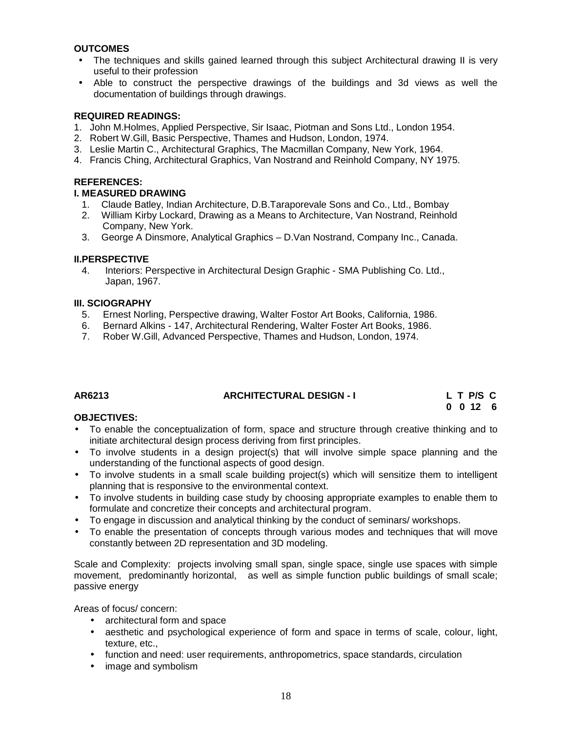**OUTCOMES**

- The techniques and skills gained learned through this subject Architectural drawing II is very useful to their profession
- Able to construct the perspective drawings of the buildings and 3d views as well the documentation of buildings through drawings.

**REQUIRED READINGS:**

1. John M.Holmes, Applied Perspective, Sir Isaac, Piotman and Sons Ltd., London 1954.
2. Robert W.Gill, Basic Perspective, Thames and Hudson, London, 1974.
3. Leslie Martin C., Architectural Graphics, The Macmillan Company, New York, 1964.
4. Francis Ching, Architectural Graphics, Van Nostrand and Reinhold Company, NY 1975.

**REFERENCES:**

**I. MEASURED DRAWING**

1. Claude Batley, Indian Architecture, D.B.Taraporevale Sons and Co., Ltd., Bombay
2. William Kirby Lockard, Drawing as a Means to Architecture, Van Nostrand, Reinhold Company, New York.
3. George A Dinsmore, Analytical Graphics – D.Van Nostrand, Company Inc., Canada.

**II.PERSPECTIVE**

4. Interiors: Perspective in Architectural Design Graphic - SMA Publishing Co. Ltd., Japan, 1967.

**III. SCIOGRAPHY**

5. Ernest Norling, Perspective drawing, Walter Fostor Art Books, California, 1986.
6. Bernard Alkins - 147, Architectural Rendering, Walter Foster Art Books, 1986.
7. Rober W.Gill, Advanced Perspective, Thames and Hudson, London, 1974.

| AR6213 | ARCHITECTURAL DESIGN - I | L T P/S C |
|---|---|---|
| | | 0 0 12 6 |

**OBJECTIVES:**

- To enable the conceptualization of form, space and structure through creative thinking and to initiate architectural design process deriving from first principles.
- To involve students in a design project(s) that will involve simple space planning and the understanding of the functional aspects of good design.
- To involve students in a small scale building project(s) which will sensitize them to intelligent planning that is responsive to the environmental context.
- To involve students in building case study by choosing appropriate examples to enable them to formulate and concretize their concepts and architectural program.
- To engage in discussion and analytical thinking by the conduct of seminars/ workshops.
- To enable the presentation of concepts through various modes and techniques that will move constantly between 2D representation and 3D modeling.

Scale and Complexity: projects involving small span, single space, single use spaces with simple movement, predominantly horizontal, as well as simple function public buildings of small scale; passive energy

Areas of focus/ concern:

- architectural form and space
- aesthetic and psychological experience of form and space in terms of scale, colour, light, texture, etc.,
- function and need: user requirements, anthropometrics, space standards, circulation
- image and symbolism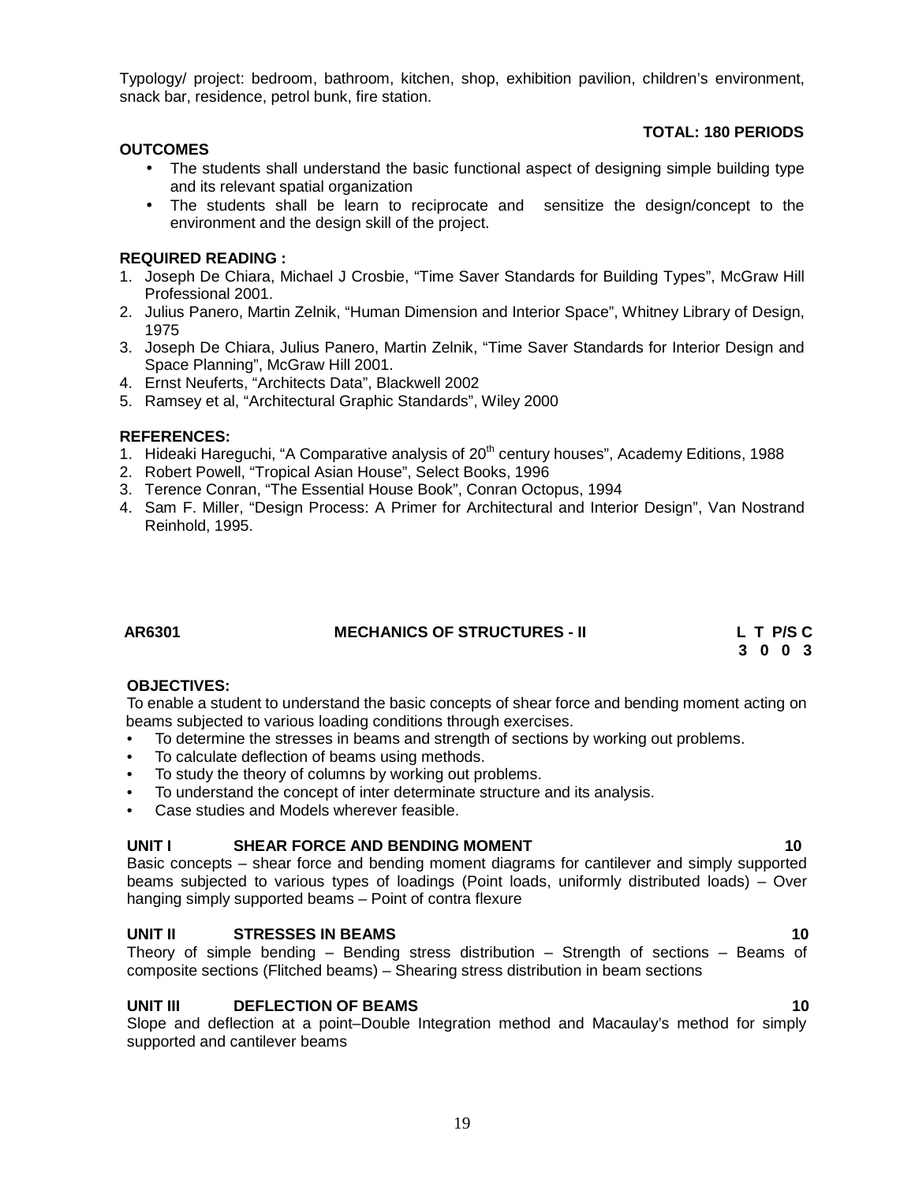Typology/ project: bedroom, bathroom, kitchen, shop, exhibition pavilion, children's environment, snack bar, residence, petrol bunk, fire station.

**TOTAL: 180 PERIODS**

**OUTCOMES**

- The students shall understand the basic functional aspect of designing simple building type and its relevant spatial organization
- The students shall be learn to reciprocate and sensitize the design/concept to the environment and the design skill of the project.

**REQUIRED READING :**

1. Joseph De Chiara, Michael J Crosbie, "Time Saver Standards for Building Types", McGraw Hill Professional 2001.
2. Julius Panero, Martin Zelnik, "Human Dimension and Interior Space", Whitney Library of Design, 1975
3. Joseph De Chiara, Julius Panero, Martin Zelnik, "Time Saver Standards for Interior Design and Space Planning", McGraw Hill 2001.
4. Ernst Neuferts, "Architects Data", Blackwell 2002
5. Ramsey et al, "Architectural Graphic Standards", Wiley 2000

**REFERENCES:**

1. Hideaki Hareguchi, "A Comparative analysis of 20th century houses", Academy Editions, 1988
2. Robert Powell, "Tropical Asian House", Select Books, 1996
3. Terence Conran, "The Essential House Book", Conran Octopus, 1994
4. Sam F. Miller, "Design Process: A Primer for Architectural and Interior Design", Van Nostrand Reinhold, 1995.

## AR6301 MECHANICS OF STRUCTURES - II

| L | T | P/S | C |
|---|---|---|---|
| 3 | 0 | 0 | 3 |

**OBJECTIVES:**

To enable a student to understand the basic concepts of shear force and bending moment acting on beams subjected to various loading conditions through exercises.

- To determine the stresses in beams and strength of sections by working out problems.
- To calculate deflection of beams using methods.
- To study the theory of columns by working out problems.
- To understand the concept of inter determinate structure and its analysis.
- Case studies and Models wherever feasible.

**UNIT I SHEAR FORCE AND BENDING MOMENT 10**

Basic concepts – shear force and bending moment diagrams for cantilever and simply supported beams subjected to various types of loadings (Point loads, uniformly distributed loads) – Over hanging simply supported beams – Point of contra flexure

**UNIT II STRESSES IN BEAMS 10**

Theory of simple bending – Bending stress distribution – Strength of sections – Beams of composite sections (Flitched beams) – Shearing stress distribution in beam sections

**UNIT III DEFLECTION OF BEAMS 10**

Slope and deflection at a point–Double Integration method and Macaulay's method for simply supported and cantilever beams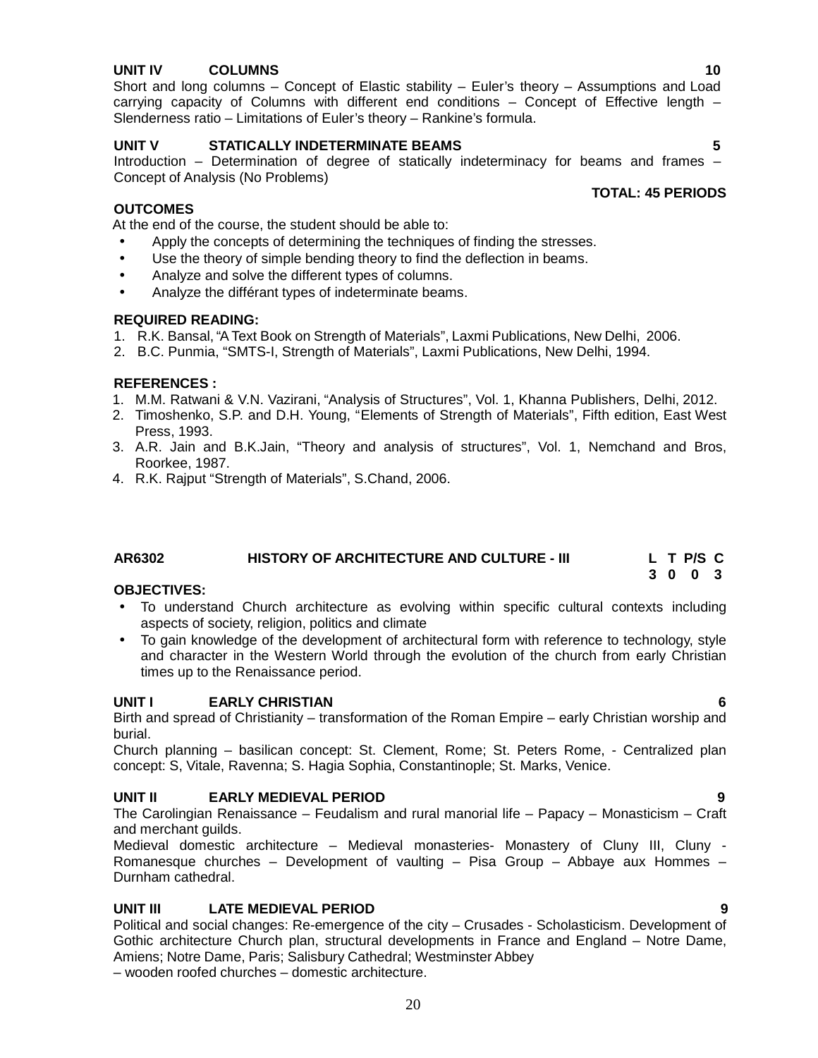**UNIT IV COLUMNS 10**

Short and long columns – Concept of Elastic stability – Euler's theory – Assumptions and Load carrying capacity of Columns with different end conditions – Concept of Effective length – Slenderness ratio – Limitations of Euler's theory – Rankine's formula.

**UNIT V STATICALLY INDETERMINATE BEAMS 5**

Introduction – Determination of degree of statically indeterminacy for beams and frames – Concept of Analysis (No Problems)

**TOTAL: 45 PERIODS**

**OUTCOMES**

At the end of the course, the student should be able to:

- Apply the concepts of determining the techniques of finding the stresses.
- Use the theory of simple bending theory to find the deflection in beams.
- Analyze and solve the different types of columns.
- Analyze the différant types of indeterminate beams.

**REQUIRED READING:**

1. R.K. Bansal, "A Text Book on Strength of Materials", Laxmi Publications, New Delhi, 2006.
2. B.C. Punmia, "SMTS-I, Strength of Materials", Laxmi Publications, New Delhi, 1994.

**REFERENCES :**

1. M.M. Ratwani & V.N. Vazirani, "Analysis of Structures", Vol. 1, Khanna Publishers, Delhi, 2012.
2. Timoshenko, S.P. and D.H. Young, "Elements of Strength of Materials", Fifth edition, East West Press, 1993.
3. A.R. Jain and B.K.Jain, "Theory and analysis of structures", Vol. 1, Nemchand and Bros, Roorkee, 1987.
4. R.K. Rajput "Strength of Materials", S.Chand, 2006.

| **AR6302** | **HISTORY OF ARCHITECTURE AND CULTURE - III** | **L** | **T** | **P/S** | **C** |
|---|---|---|---|---|---|
| | | **3** | **0** | **0** | **3** |

**OBJECTIVES:**

- To understand Church architecture as evolving within specific cultural contexts including aspects of society, religion, politics and climate
- To gain knowledge of the development of architectural form with reference to technology, style and character in the Western World through the evolution of the church from early Christian times up to the Renaissance period.

**UNIT I EARLY CHRISTIAN 6**

Birth and spread of Christianity – transformation of the Roman Empire – early Christian worship and burial.

Church planning – basilican concept: St. Clement, Rome; St. Peters Rome, - Centralized plan concept: S, Vitale, Ravenna; S. Hagia Sophia, Constantinople; St. Marks, Venice.

**UNIT II EARLY MEDIEVAL PERIOD 9**

The Carolingian Renaissance – Feudalism and rural manorial life – Papacy – Monasticism – Craft and merchant guilds.

Medieval domestic architecture – Medieval monasteries- Monastery of Cluny III, Cluny - Romanesque churches – Development of vaulting – Pisa Group – Abbaye aux Hommes – Durnham cathedral.

**UNIT III LATE MEDIEVAL PERIOD 9**

Political and social changes: Re-emergence of the city – Crusades - Scholasticism. Development of Gothic architecture Church plan, structural developments in France and England – Notre Dame, Amiens; Notre Dame, Paris; Salisbury Cathedral; Westminster Abbey – wooden roofed churches – domestic architecture.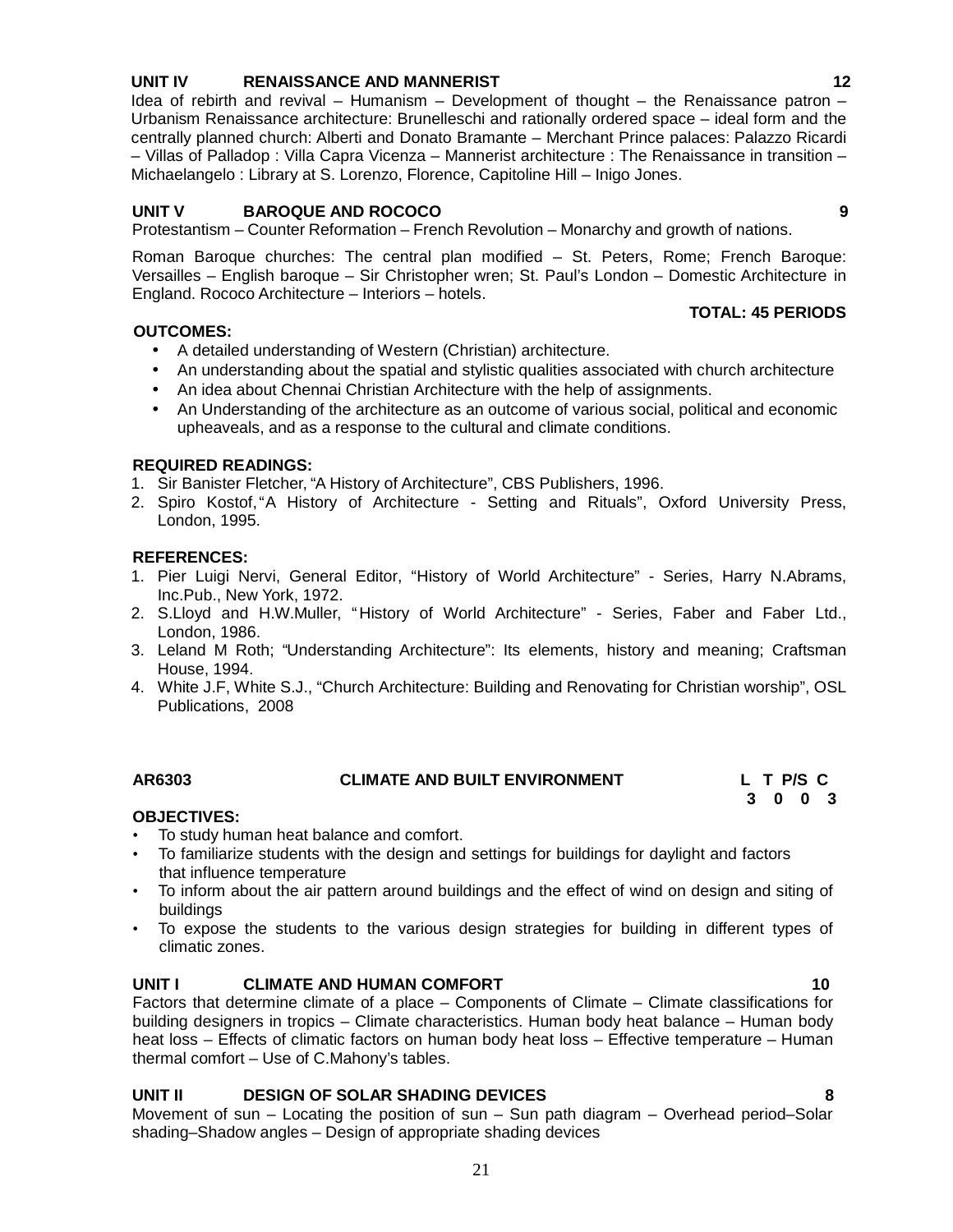**UNIT IV RENAISSANCE AND MANNERIST 12**

Idea of rebirth and revival – Humanism – Development of thought – the Renaissance patron – Urbanism Renaissance architecture: Brunelleschi and rationally ordered space – ideal form and the centrally planned church: Alberti and Donato Bramante – Merchant Prince palaces: Palazzo Ricardi – Villas of Palladop : Villa Capra Vicenza – Mannerist architecture : The Renaissance in transition – Michaelangelo : Library at S. Lorenzo, Florence, Capitoline Hill – Inigo Jones.

**UNIT V BAROQUE AND ROCOCO 9**

Protestantism – Counter Reformation – French Revolution – Monarchy and growth of nations.

Roman Baroque churches: The central plan modified – St. Peters, Rome; French Baroque: Versailles – English baroque – Sir Christopher wren; St. Paul's London – Domestic Architecture in England. Rococo Architecture – Interiors – hotels.

**TOTAL: 45 PERIODS**

**OUTCOMES:**

- A detailed understanding of Western (Christian) architecture.
- An understanding about the spatial and stylistic qualities associated with church architecture
- An idea about Chennai Christian Architecture with the help of assignments.
- An Understanding of the architecture as an outcome of various social, political and economic upheaveals, and as a response to the cultural and climate conditions.

**REQUIRED READINGS:**

1. Sir Banister Fletcher, "A History of Architecture", CBS Publishers, 1996.
2. Spiro Kostof, "A History of Architecture - Setting and Rituals", Oxford University Press, London, 1995.

**REFERENCES:**

1. Pier Luigi Nervi, General Editor, "History of World Architecture" - Series, Harry N.Abrams, Inc.Pub., New York, 1972.
2. S.Lloyd and H.W.Muller, "History of World Architecture" - Series, Faber and Faber Ltd., London, 1986.
3. Leland M Roth; "Understanding Architecture": Its elements, history and meaning; Craftsman House, 1994.
4. White J.F, White S.J., "Church Architecture: Building and Renovating for Christian worship", OSL Publications, 2008

**AR6303 CLIMATE AND BUILT ENVIRONMENT**

| L | T | P/S | C |
|---|---|---|---|
| 3 | 0 | 0 | 3 |

**OBJECTIVES:**

- To study human heat balance and comfort.
- To familiarize students with the design and settings for buildings for daylight and factors that influence temperature
- To inform about the air pattern around buildings and the effect of wind on design and siting of buildings
- To expose the students to the various design strategies for building in different types of climatic zones.

**UNIT I CLIMATE AND HUMAN COMFORT 10**

Factors that determine climate of a place – Components of Climate – Climate classifications for building designers in tropics – Climate characteristics. Human body heat balance – Human body heat loss – Effects of climatic factors on human body heat loss – Effective temperature – Human thermal comfort – Use of C.Mahony's tables.

**UNIT II DESIGN OF SOLAR SHADING DEVICES 8**

Movement of sun – Locating the position of sun – Sun path diagram – Overhead period–Solar shading–Shadow angles – Design of appropriate shading devices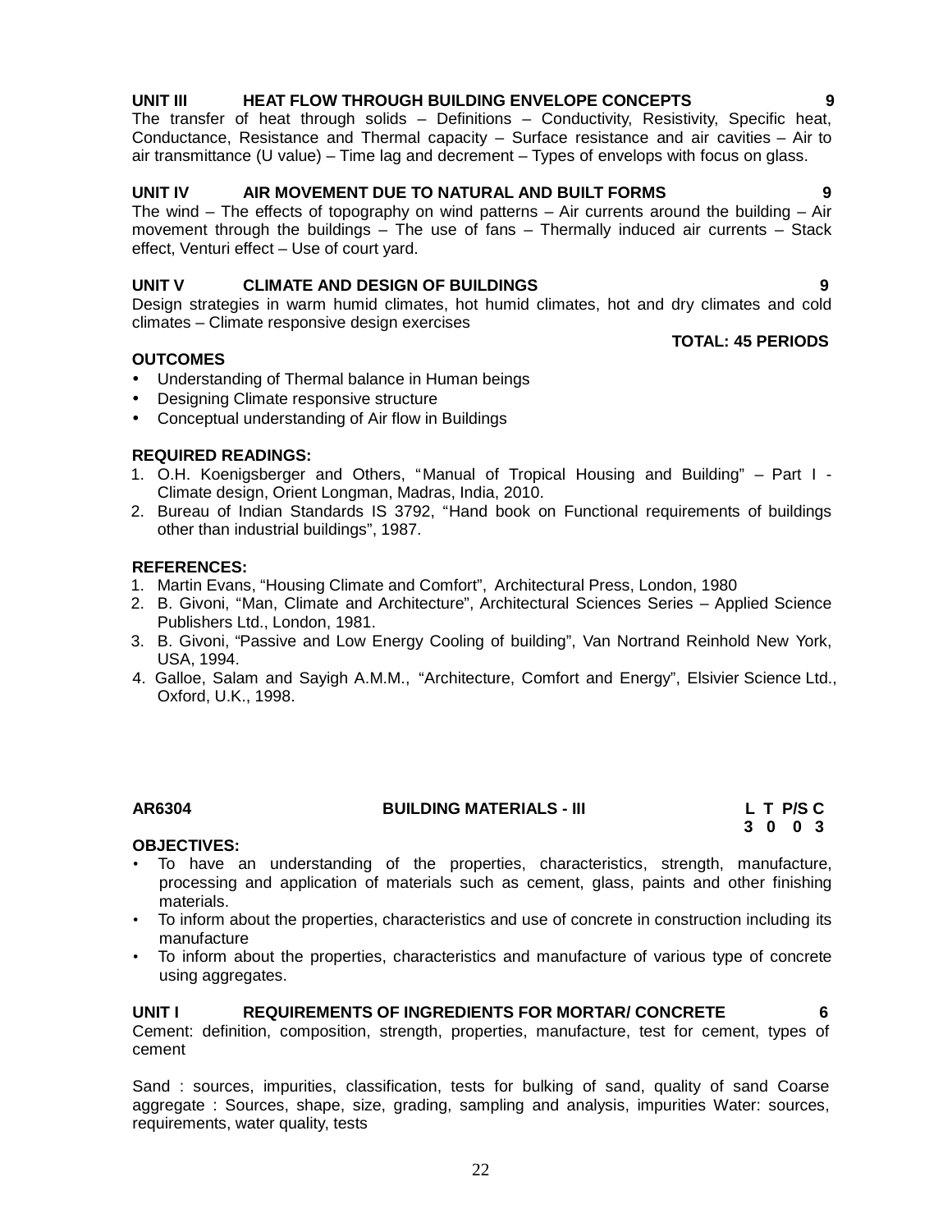**UNIT III HEAT FLOW THROUGH BUILDING ENVELOPE CONCEPTS 9**

The transfer of heat through solids – Definitions – Conductivity, Resistivity, Specific heat, Conductance, Resistance and Thermal capacity – Surface resistance and air cavities – Air to air transmittance (U value) – Time lag and decrement – Types of envelops with focus on glass.

**UNIT IV AIR MOVEMENT DUE TO NATURAL AND BUILT FORMS 9**

The wind – The effects of topography on wind patterns – Air currents around the building – Air movement through the buildings – The use of fans – Thermally induced air currents – Stack effect, Venturi effect – Use of court yard.

**UNIT V CLIMATE AND DESIGN OF BUILDINGS 9**

Design strategies in warm humid climates, hot humid climates, hot and dry climates and cold climates – Climate responsive design exercises

**TOTAL: 45 PERIODS**

**OUTCOMES**

- Understanding of Thermal balance in Human beings
- Designing Climate responsive structure
- Conceptual understanding of Air flow in Buildings

**REQUIRED READINGS:**

1. O.H. Koenigsberger and Others, "Manual of Tropical Housing and Building" – Part I - Climate design, Orient Longman, Madras, India, 2010.
2. Bureau of Indian Standards IS 3792, "Hand book on Functional requirements of buildings other than industrial buildings", 1987.

**REFERENCES:**

1. Martin Evans, "Housing Climate and Comfort", Architectural Press, London, 1980
2. B. Givoni, "Man, Climate and Architecture", Architectural Sciences Series – Applied Science Publishers Ltd., London, 1981.
3. B. Givoni, "Passive and Low Energy Cooling of building", Van Nortrand Reinhold New York, USA, 1994.
4. Galloe, Salam and Sayigh A.M.M., "Architecture, Comfort and Energy", Elsivier Science Ltd., Oxford, U.K., 1998.

**AR6304 BUILDING MATERIALS - III**

| L | T | P/S | C |
|---|---|---|---|
| 3 | 0 | 0 | 3 |

**OBJECTIVES:**

- To have an understanding of the properties, characteristics, strength, manufacture, processing and application of materials such as cement, glass, paints and other finishing materials.
- To inform about the properties, characteristics and use of concrete in construction including its manufacture
- To inform about the properties, characteristics and manufacture of various type of concrete using aggregates.

**UNIT I REQUIREMENTS OF INGREDIENTS FOR MORTAR/ CONCRETE 6**

Cement: definition, composition, strength, properties, manufacture, test for cement, types of cement

Sand : sources, impurities, classification, tests for bulking of sand, quality of sand Coarse aggregate : Sources, shape, size, grading, sampling and analysis, impurities Water: sources, requirements, water quality, tests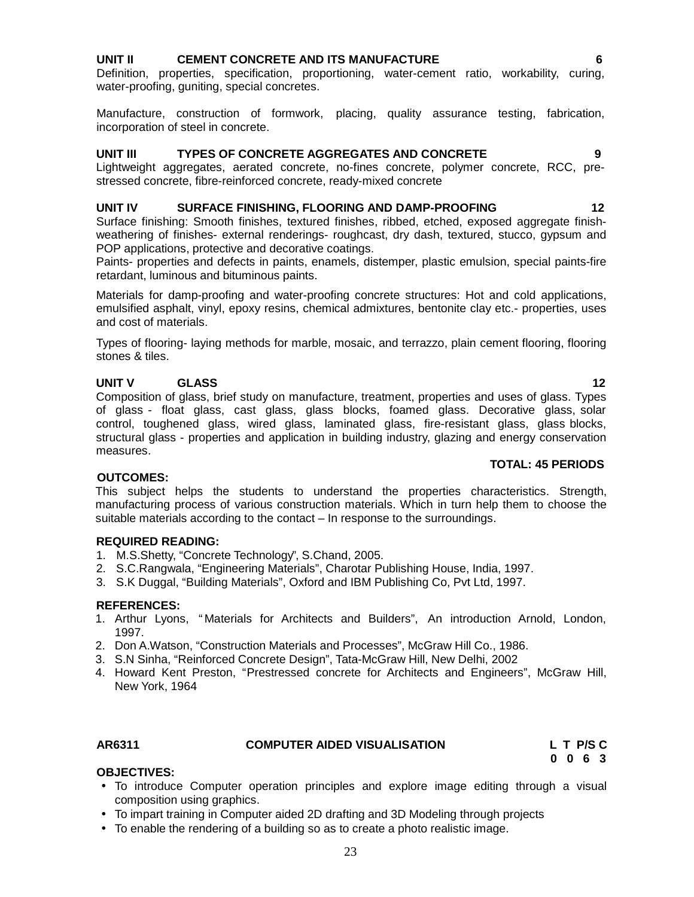**UNIT II CEMENT CONCRETE AND ITS MANUFACTURE 6**

Definition, properties, specification, proportioning, water-cement ratio, workability, curing, water-proofing, guniting, special concretes.

Manufacture, construction of formwork, placing, quality assurance testing, fabrication, incorporation of steel in concrete.

**UNIT III TYPES OF CONCRETE AGGREGATES AND CONCRETE 9**

Lightweight aggregates, aerated concrete, no-fines concrete, polymer concrete, RCC, pre-stressed concrete, fibre-reinforced concrete, ready-mixed concrete

**UNIT IV SURFACE FINISHING, FLOORING AND DAMP-PROOFING 12**

Surface finishing: Smooth finishes, textured finishes, ribbed, etched, exposed aggregate finish- weathering of finishes- external renderings- roughcast, dry dash, textured, stucco, gypsum and POP applications, protective and decorative coatings.

Paints- properties and defects in paints, enamels, distemper, plastic emulsion, special paints-fire retardant, luminous and bituminous paints.

Materials for damp-proofing and water-proofing concrete structures: Hot and cold applications, emulsified asphalt, vinyl, epoxy resins, chemical admixtures, bentonite clay etc.- properties, uses and cost of materials.

Types of flooring- laying methods for marble, mosaic, and terrazzo, plain cement flooring, flooring stones & tiles.

**UNIT V GLASS 12**

Composition of glass, brief study on manufacture, treatment, properties and uses of glass. Types of glass - float glass, cast glass, glass blocks, foamed glass. Decorative glass, solar control, toughened glass, wired glass, laminated glass, fire-resistant glass, glass blocks, structural glass - properties and application in building industry, glazing and energy conservation measures.

**TOTAL: 45 PERIODS**

**OUTCOMES:**

This subject helps the students to understand the properties characteristics. Strength, manufacturing process of various construction materials. Which in turn help them to choose the suitable materials according to the contact – In response to the surroundings.

**REQUIRED READING:**

1. M.S.Shetty, “Concrete Technology”, S.Chand, 2005.
2. S.C.Rangwala, “Engineering Materials”, Charotar Publishing House, India, 1997.
3. S.K Duggal, “Building Materials”, Oxford and IBM Publishing Co, Pvt Ltd, 1997.

**REFERENCES:**

1. Arthur Lyons, “Materials for Architects and Builders”, An introduction Arnold, London, 1997.
2. Don A.Watson, “Construction Materials and Processes”, McGraw Hill Co., 1986.
3. S.N Sinha, “Reinforced Concrete Design”, Tata-McGraw Hill, New Delhi, 2002
4. Howard Kent Preston, “Prestressed concrete for Architects and Engineers”, McGraw Hill, New York, 1964

**AR6311 COMPUTER AIDED VISUALISATION**

| L | T | P/S | C |
|---|---|---|---|
| 0 | 0 | 6 | 3 |

**OBJECTIVES:**

- To introduce Computer operation principles and explore image editing through a visual composition using graphics.
- To impart training in Computer aided 2D drafting and 3D Modeling through projects
- To enable the rendering of a building so as to create a photo realistic image.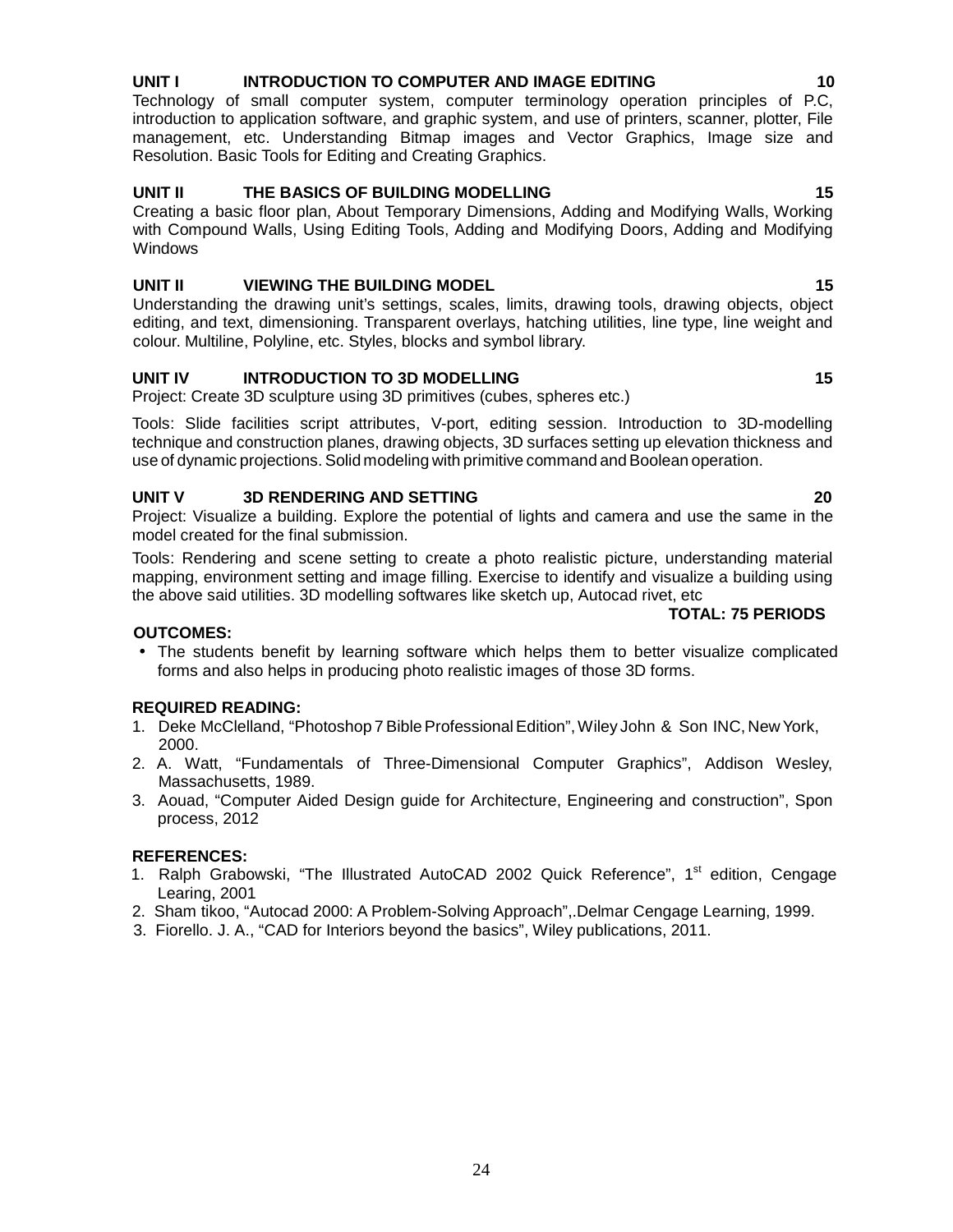**UNIT I INTRODUCTION TO COMPUTER AND IMAGE EDITING 10**

Technology of small computer system, computer terminology operation principles of P.C, introduction to application software, and graphic system, and use of printers, scanner, plotter, File management, etc. Understanding Bitmap images and Vector Graphics, Image size and Resolution. Basic Tools for Editing and Creating Graphics.

**UNIT II THE BASICS OF BUILDING MODELLING 15**

Creating a basic floor plan, About Temporary Dimensions, Adding and Modifying Walls, Working with Compound Walls, Using Editing Tools, Adding and Modifying Doors, Adding and Modifying Windows

**UNIT II VIEWING THE BUILDING MODEL 15**

Understanding the drawing unit's settings, scales, limits, drawing tools, drawing objects, object editing, and text, dimensioning. Transparent overlays, hatching utilities, line type, line weight and colour. Multiline, Polyline, etc. Styles, blocks and symbol library.

**UNIT IV INTRODUCTION TO 3D MODELLING 15**

Project: Create 3D sculpture using 3D primitives (cubes, spheres etc.)

Tools: Slide facilities script attributes, V-port, editing session. Introduction to 3D-modelling technique and construction planes, drawing objects, 3D surfaces setting up elevation thickness and use of dynamic projections. Solid modeling with primitive command and Boolean operation.

**UNIT V 3D RENDERING AND SETTING 20**

Project: Visualize a building. Explore the potential of lights and camera and use the same in the model created for the final submission.

Tools: Rendering and scene setting to create a photo realistic picture, understanding material mapping, environment setting and image filling. Exercise to identify and visualize a building using the above said utilities. 3D modelling softwares like sketch up, Autocad rivet, etc

**TOTAL: 75 PERIODS**

**OUTCOMES:**

- The students benefit by learning software which helps them to better visualize complicated forms and also helps in producing photo realistic images of those 3D forms.

**REQUIRED READING:**

1. Deke McClelland, "Photoshop 7 Bible Professional Edition", Wiley John & Son INC, New York, 2000.
2. A. Watt, "Fundamentals of Three-Dimensional Computer Graphics", Addison Wesley, Massachusetts, 1989.
3. Aouad, "Computer Aided Design guide for Architecture, Engineering and construction", Spon process, 2012

**REFERENCES:**

1. Ralph Grabowski, "The Illustrated AutoCAD 2002 Quick Reference", 1st edition, Cengage Learing, 2001
2. Sham tikoo, "Autocad 2000: A Problem-Solving Approach",.Delmar Cengage Learning, 1999.
3. Fiorello. J. A., "CAD for Interiors beyond the basics", Wiley publications, 2011.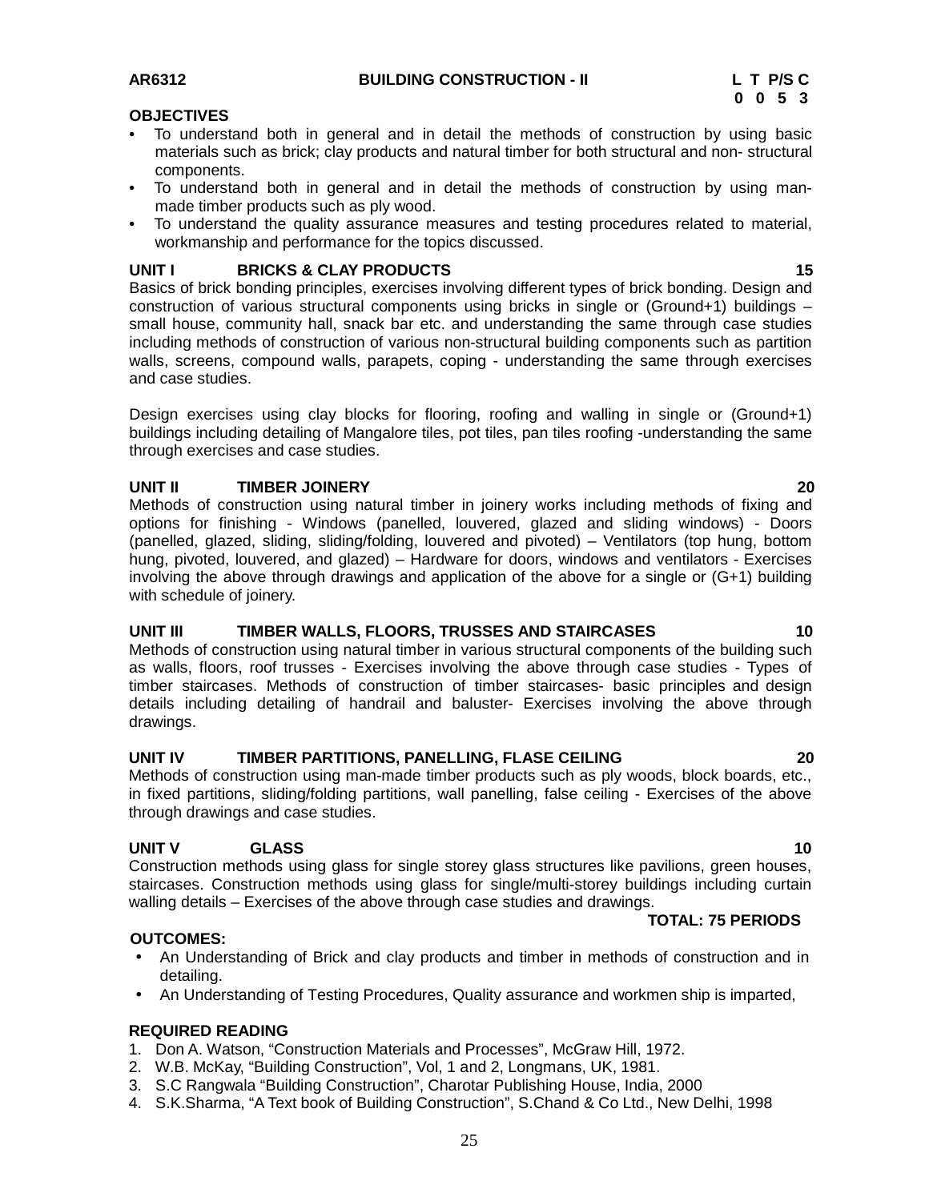**AR6312 BUILDING CONSTRUCTION - II**

| L | T | P/S | C |
|---|---|---|---|
| 0 | 0 | 5 | 3 |

**OBJECTIVES**

- To understand both in general and in detail the methods of construction by using basic materials such as brick; clay products and natural timber for both structural and non- structural components.
- To understand both in general and in detail the methods of construction by using man-made timber products such as ply wood.
- To understand the quality assurance measures and testing procedures related to material, workmanship and performance for the topics discussed.

**UNIT I BRICKS & CLAY PRODUCTS 15**

Basics of brick bonding principles, exercises involving different types of brick bonding. Design and construction of various structural components using bricks in single or (Ground+1) buildings – small house, community hall, snack bar etc. and understanding the same through case studies including methods of construction of various non-structural building components such as partition walls, screens, compound walls, parapets, coping - understanding the same through exercises and case studies.

Design exercises using clay blocks for flooring, roofing and walling in single or (Ground+1) buildings including detailing of Mangalore tiles, pot tiles, pan tiles roofing -understanding the same through exercises and case studies.

**UNIT II TIMBER JOINERY 20**

Methods of construction using natural timber in joinery works including methods of fixing and options for finishing - Windows (panelled, louvered, glazed and sliding windows) - Doors (panelled, glazed, sliding, sliding/folding, louvered and pivoted) – Ventilators (top hung, bottom hung, pivoted, louvered, and glazed) – Hardware for doors, windows and ventilators - Exercises involving the above through drawings and application of the above for a single or (G+1) building with schedule of joinery.

**UNIT III TIMBER WALLS, FLOORS, TRUSSES AND STAIRCASES 10**

Methods of construction using natural timber in various structural components of the building such as walls, floors, roof trusses - Exercises involving the above through case studies - Types of timber staircases. Methods of construction of timber staircases- basic principles and design details including detailing of handrail and baluster- Exercises involving the above through drawings.

**UNIT IV TIMBER PARTITIONS, PANELLING, FLASE CEILING 20**

Methods of construction using man-made timber products such as ply woods, block boards, etc., in fixed partitions, sliding/folding partitions, wall panelling, false ceiling - Exercises of the above through drawings and case studies.

**UNIT V GLASS 10**

Construction methods using glass for single storey glass structures like pavilions, green houses, staircases. Construction methods using glass for single/multi-storey buildings including curtain walling details – Exercises of the above through case studies and drawings.

**TOTAL: 75 PERIODS**

**OUTCOMES:**

- An Understanding of Brick and clay products and timber in methods of construction and in detailing.
- An Understanding of Testing Procedures, Quality assurance and workmen ship is imparted,

**REQUIRED READING**

1. Don A. Watson, "Construction Materials and Processes", McGraw Hill, 1972.
2. W.B. McKay, "Building Construction", Vol, 1 and 2, Longmans, UK, 1981.
3. S.C Rangwala "Building Construction", Charotar Publishing House, India, 2000
4. S.K.Sharma, "A Text book of Building Construction", S.Chand & Co Ltd., New Delhi, 1998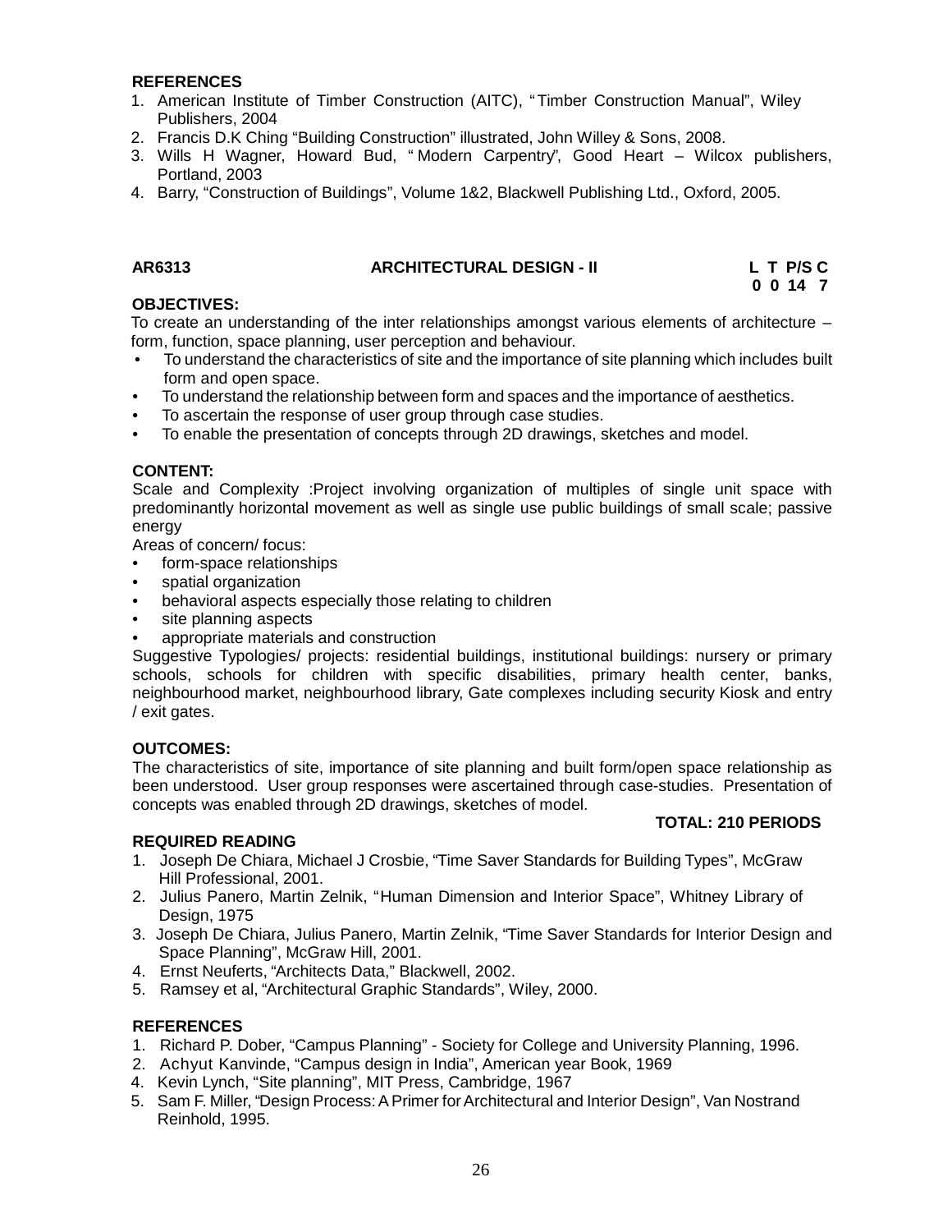**REFERENCES**

1. American Institute of Timber Construction (AITC), "Timber Construction Manual", Wiley Publishers, 2004
2. Francis D.K Ching "Building Construction" illustrated, John Willey & Sons, 2008.
3. Wills H Wagner, Howard Bud, "Modern Carpentry", Good Heart – Wilcox publishers, Portland, 2003
4. Barry, "Construction of Buildings", Volume 1&2, Blackwell Publishing Ltd., Oxford, 2005.

**AR6313 ARCHITECTURAL DESIGN - II**

| L | T | P/S | C |
|---|---|---|---|
| 0 | 0 | 14 | 7 |

**OBJECTIVES:**

To create an understanding of the inter relationships amongst various elements of architecture – form, function, space planning, user perception and behaviour.

- To understand the characteristics of site and the importance of site planning which includes built form and open space.
- To understand the relationship between form and spaces and the importance of aesthetics.
- To ascertain the response of user group through case studies.
- To enable the presentation of concepts through 2D drawings, sketches and model.

**CONTENT:**

Scale and Complexity :Project involving organization of multiples of single unit space with predominantly horizontal movement as well as single use public buildings of small scale; passive energy

Areas of concern/ focus:

- form-space relationships
- spatial organization
- behavioral aspects especially those relating to children
- site planning aspects
- appropriate materials and construction

Suggestive Typologies/ projects: residential buildings, institutional buildings: nursery or primary schools, schools for children with specific disabilities, primary health center, banks, neighbourhood market, neighbourhood library, Gate complexes including security Kiosk and entry / exit gates.

**OUTCOMES:**

The characteristics of site, importance of site planning and built form/open space relationship as been understood. User group responses were ascertained through case-studies. Presentation of concepts was enabled through 2D drawings, sketches of model.

**TOTAL: 210 PERIODS**

**REQUIRED READING**

1. Joseph De Chiara, Michael J Crosbie, "Time Saver Standards for Building Types", McGraw Hill Professional, 2001.
2. Julius Panero, Martin Zelnik, "Human Dimension and Interior Space", Whitney Library of Design, 1975
3. Joseph De Chiara, Julius Panero, Martin Zelnik, "Time Saver Standards for Interior Design and Space Planning", McGraw Hill, 2001.
4. Ernst Neuferts, "Architects Data," Blackwell, 2002.
5. Ramsey et al, "Architectural Graphic Standards", Wiley, 2000.

**REFERENCES**

1. Richard P. Dober, "Campus Planning" - Society for College and University Planning, 1996.
2. Achyut Kanvinde, "Campus design in India", American year Book, 1969
4. Kevin Lynch, "Site planning", MIT Press, Cambridge, 1967
5. Sam F. Miller, "Design Process: A Primer for Architectural and Interior Design", Van Nostrand Reinhold, 1995.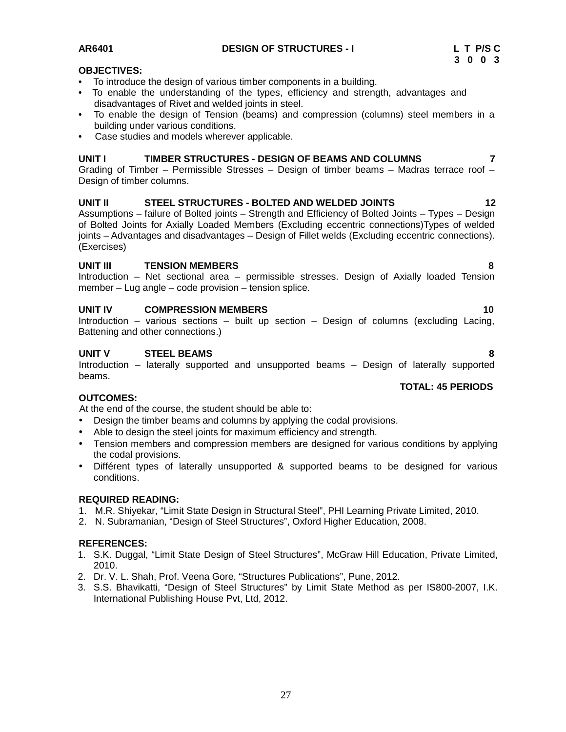**AR6401 DESIGN OF STRUCTURES - I**

| L | T | P/S | C |
|---|---|---|---|
| 3 | 0 | 0 | 3 |

**OBJECTIVES:**

- To introduce the design of various timber components in a building.
- To enable the understanding of the types, efficiency and strength, advantages and disadvantages of Rivet and welded joints in steel.
- To enable the design of Tension (beams) and compression (columns) steel members in a building under various conditions.
- Case studies and models wherever applicable.

**UNIT I TIMBER STRUCTURES - DESIGN OF BEAMS AND COLUMNS 7**

Grading of Timber – Permissible Stresses – Design of timber beams – Madras terrace roof – Design of timber columns.

**UNIT II STEEL STRUCTURES - BOLTED AND WELDED JOINTS 12**

Assumptions – failure of Bolted joints – Strength and Efficiency of Bolted Joints – Types – Design of Bolted Joints for Axially Loaded Members (Excluding eccentric connections)Types of welded joints – Advantages and disadvantages – Design of Fillet welds (Excluding eccentric connections). (Exercises)

**UNIT III TENSION MEMBERS 8**

Introduction – Net sectional area – permissible stresses. Design of Axially loaded Tension member – Lug angle – code provision – tension splice.

**UNIT IV COMPRESSION MEMBERS 10**

Introduction – various sections – built up section – Design of columns (excluding Lacing, Battening and other connections.)

**UNIT V STEEL BEAMS 8**

Introduction – laterally supported and unsupported beams – Design of laterally supported beams.

**TOTAL: 45 PERIODS**

**OUTCOMES:**

At the end of the course, the student should be able to:

- Design the timber beams and columns by applying the codal provisions.
- Able to design the steel joints for maximum efficiency and strength.
- Tension members and compression members are designed for various conditions by applying the codal provisions.
- Différent types of laterally unsupported & supported beams to be designed for various conditions.

**REQUIRED READING:**

1. M.R. Shiyekar, "Limit State Design in Structural Steel", PHI Learning Private Limited, 2010.
2. N. Subramanian, "Design of Steel Structures", Oxford Higher Education, 2008.

**REFERENCES:**

1. S.K. Duggal, "Limit State Design of Steel Structures", McGraw Hill Education, Private Limited, 2010.
2. Dr. V. L. Shah, Prof. Veena Gore, "Structures Publications", Pune, 2012.
3. S.S. Bhavikatti, "Design of Steel Structures" by Limit State Method as per IS800-2007, I.K. International Publishing House Pvt, Ltd, 2012.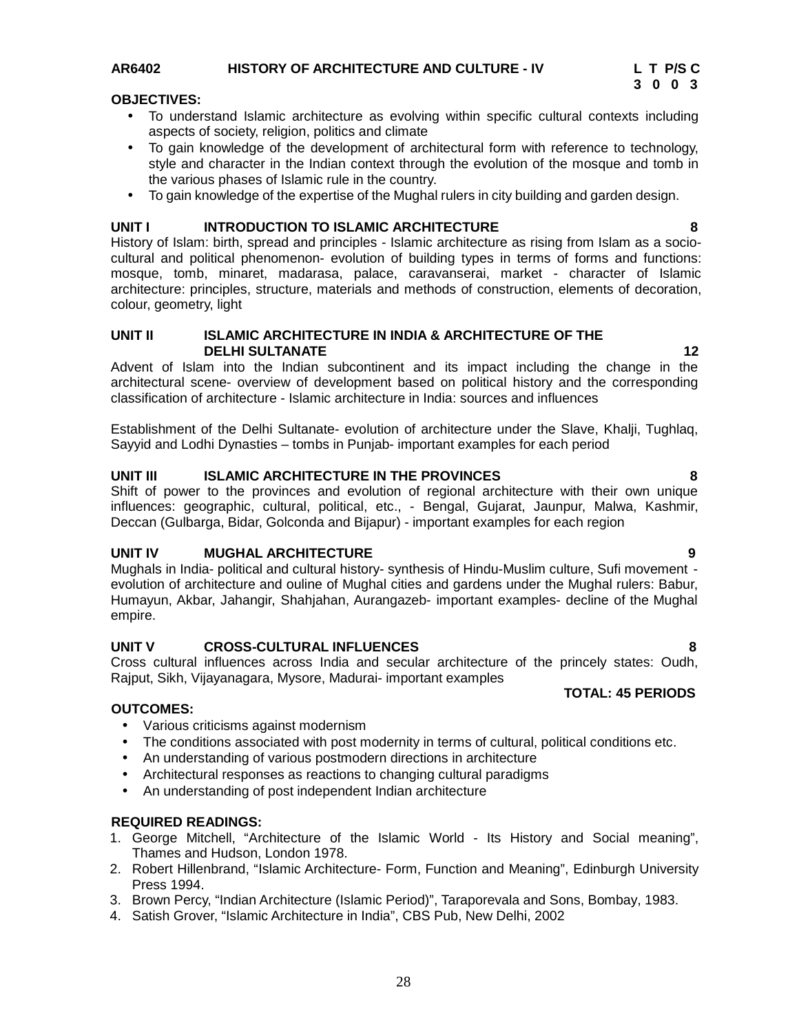**AR6402 HISTORY OF ARCHITECTURE AND CULTURE - IV**

| L | T | P/S | C |
|---|---|---|---|
| 3 | 0 | 0 | 3 |

**OBJECTIVES:**

- To understand Islamic architecture as evolving within specific cultural contexts including aspects of society, religion, politics and climate
- To gain knowledge of the development of architectural form with reference to technology, style and character in the Indian context through the evolution of the mosque and tomb in the various phases of Islamic rule in the country.
- To gain knowledge of the expertise of the Mughal rulers in city building and garden design.

**UNIT I INTRODUCTION TO ISLAMIC ARCHITECTURE 8**

History of Islam: birth, spread and principles - Islamic architecture as rising from Islam as a socio-cultural and political phenomenon- evolution of building types in terms of forms and functions: mosque, tomb, minaret, madarasa, palace, caravanserai, market - character of Islamic architecture: principles, structure, materials and methods of construction, elements of decoration, colour, geometry, light

**UNIT II ISLAMIC ARCHITECTURE IN INDIA & ARCHITECTURE OF THE DELHI SULTANATE 12**

Advent of Islam into the Indian subcontinent and its impact including the change in the architectural scene- overview of development based on political history and the corresponding classification of architecture - Islamic architecture in India: sources and influences

Establishment of the Delhi Sultanate- evolution of architecture under the Slave, Khalji, Tughlaq, Sayyid and Lodhi Dynasties – tombs in Punjab- important examples for each period

**UNIT III ISLAMIC ARCHITECTURE IN THE PROVINCES 8**

Shift of power to the provinces and evolution of regional architecture with their own unique influences: geographic, cultural, political, etc., - Bengal, Gujarat, Jaunpur, Malwa, Kashmir, Deccan (Gulbarga, Bidar, Golconda and Bijapur) - important examples for each region

**UNIT IV MUGHAL ARCHITECTURE 9**

Mughals in India- political and cultural history- synthesis of Hindu-Muslim culture, Sufi movement - evolution of architecture and ouline of Mughal cities and gardens under the Mughal rulers: Babur, Humayun, Akbar, Jahangir, Shahjahan, Aurangazeb- important examples- decline of the Mughal empire.

**UNIT V CROSS-CULTURAL INFLUENCES 8**

Cross cultural influences across India and secular architecture of the princely states: Oudh, Rajput, Sikh, Vijayanagara, Mysore, Madurai- important examples

**TOTAL: 45 PERIODS**

**OUTCOMES:**

- Various criticisms against modernism
- The conditions associated with post modernity in terms of cultural, political conditions etc.
- An understanding of various postmodern directions in architecture
- Architectural responses as reactions to changing cultural paradigms
- An understanding of post independent Indian architecture

**REQUIRED READINGS:**

1. George Mitchell, "Architecture of the Islamic World - Its History and Social meaning", Thames and Hudson, London 1978.
2. Robert Hillenbrand, "Islamic Architecture- Form, Function and Meaning", Edinburgh University Press 1994.
3. Brown Percy, "Indian Architecture (Islamic Period)", Taraporevala and Sons, Bombay, 1983.
4. Satish Grover, "Islamic Architecture in India", CBS Pub, New Delhi, 2002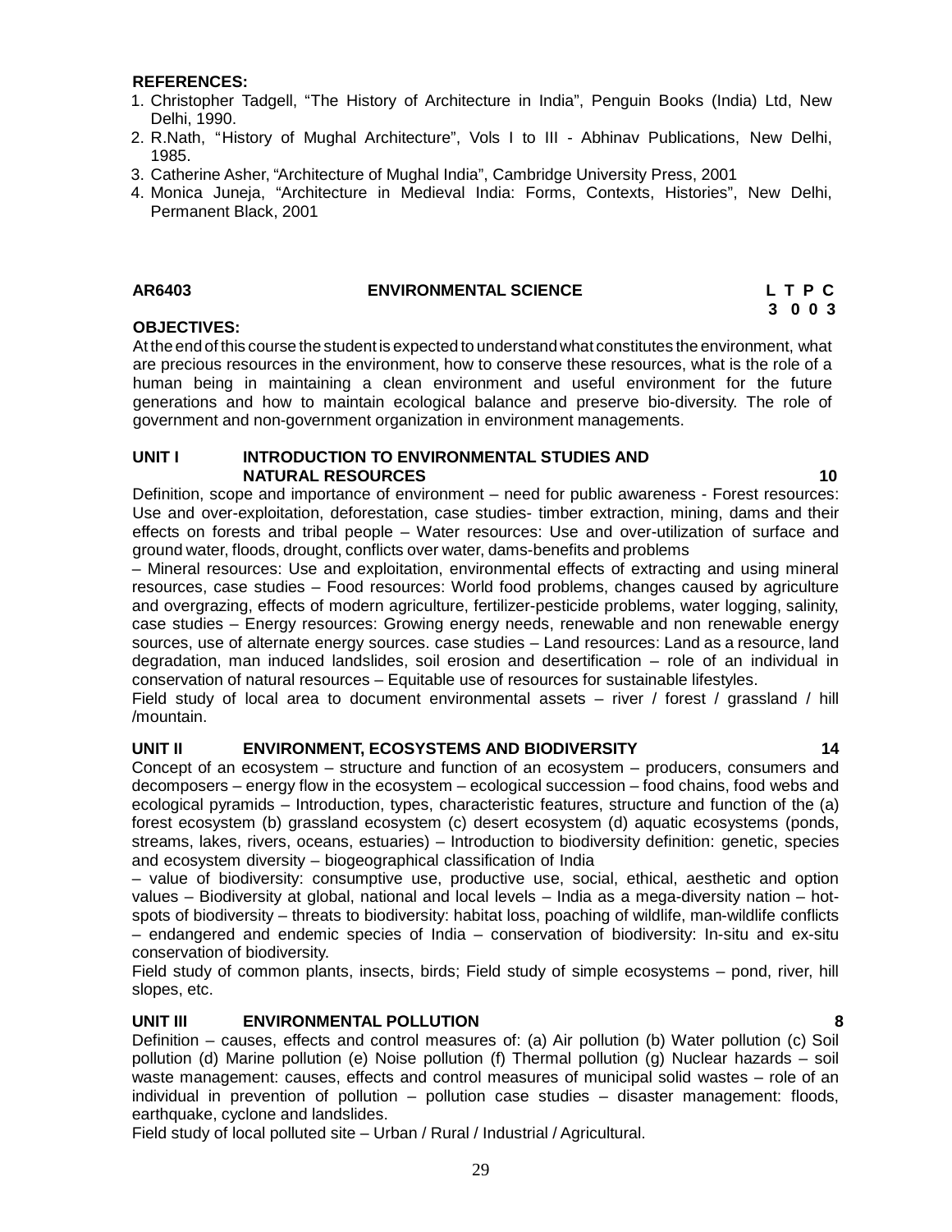**REFERENCES:**

1. Christopher Tadgell, “The History of Architecture in India”, Penguin Books (India) Ltd, New Delhi, 1990.
2. R.Nath, “History of Mughal Architecture”, Vols I to III - Abhinav Publications, New Delhi, 1985.
3. Catherine Asher, “Architecture of Mughal India”, Cambridge University Press, 2001
4. Monica Juneja, “Architecture in Medieval India: Forms, Contexts, Histories”, New Delhi, Permanent Black, 2001

## AR6403 ENVIRONMENTAL SCIENCE

| L | T | P | C |
|---|---|---|---|
| 3 | 0 | 0 | 3 |

**OBJECTIVES:**

At the end of this course the student is expected to understand what constitutes the environment, what are precious resources in the environment, how to conserve these resources, what is the role of a human being in maintaining a clean environment and useful environment for the future generations and how to maintain ecological balance and preserve bio-diversity. The role of government and non-government organization in environment managements.

### UNIT I INTRODUCTION TO ENVIRONMENTAL STUDIES AND NATURAL RESOURCES 10

Definition, scope and importance of environment – need for public awareness - Forest resources: Use and over-exploitation, deforestation, case studies- timber extraction, mining, dams and their effects on forests and tribal people – Water resources: Use and over-utilization of surface and ground water, floods, drought, conflicts over water, dams-benefits and problems

– Mineral resources: Use and exploitation, environmental effects of extracting and using mineral resources, case studies – Food resources: World food problems, changes caused by agriculture and overgrazing, effects of modern agriculture, fertilizer-pesticide problems, water logging, salinity, case studies – Energy resources: Growing energy needs, renewable and non renewable energy sources, use of alternate energy sources. case studies – Land resources: Land as a resource, land degradation, man induced landslides, soil erosion and desertification – role of an individual in conservation of natural resources – Equitable use of resources for sustainable lifestyles.

Field study of local area to document environmental assets – river / forest / grassland / hill /mountain.

### UNIT II ENVIRONMENT, ECOSYSTEMS AND BIODIVERSITY 14

Concept of an ecosystem – structure and function of an ecosystem – producers, consumers and decomposers – energy flow in the ecosystem – ecological succession – food chains, food webs and ecological pyramids – Introduction, types, characteristic features, structure and function of the (a) forest ecosystem (b) grassland ecosystem (c) desert ecosystem (d) aquatic ecosystems (ponds, streams, lakes, rivers, oceans, estuaries) – Introduction to biodiversity definition: genetic, species and ecosystem diversity – biogeographical classification of India

– value of biodiversity: consumptive use, productive use, social, ethical, aesthetic and option values – Biodiversity at global, national and local levels – India as a mega-diversity nation – hot-spots of biodiversity – threats to biodiversity: habitat loss, poaching of wildlife, man-wildlife conflicts – endangered and endemic species of India – conservation of biodiversity: In-situ and ex-situ conservation of biodiversity.

Field study of common plants, insects, birds; Field study of simple ecosystems – pond, river, hill slopes, etc.

### UNIT III ENVIRONMENTAL POLLUTION 8

Definition – causes, effects and control measures of: (a) Air pollution (b) Water pollution (c) Soil pollution (d) Marine pollution (e) Noise pollution (f) Thermal pollution (g) Nuclear hazards – soil waste management: causes, effects and control measures of municipal solid wastes – role of an individual in prevention of pollution – pollution case studies – disaster management: floods, earthquake, cyclone and landslides.

Field study of local polluted site – Urban / Rural / Industrial / Agricultural.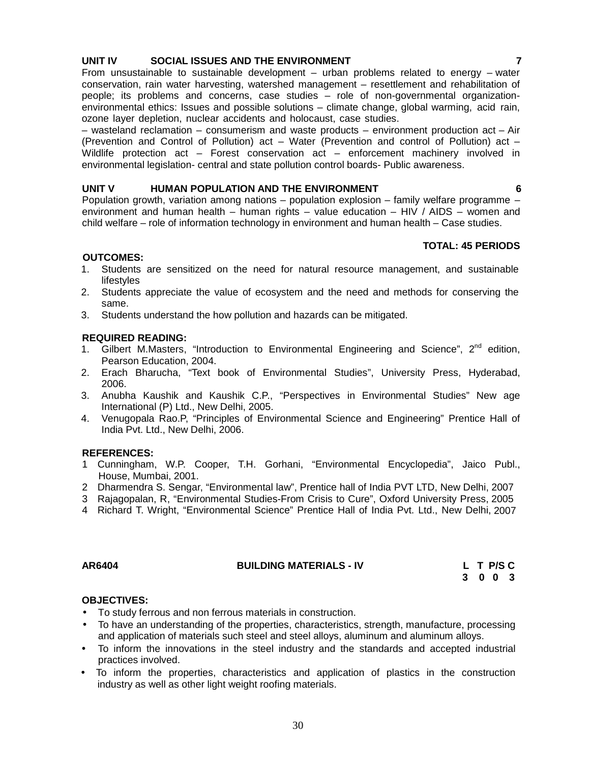**UNIT IV SOCIAL ISSUES AND THE ENVIRONMENT 7**

From unsustainable to sustainable development – urban problems related to energy – water conservation, rain water harvesting, watershed management – resettlement and rehabilitation of people; its problems and concerns, case studies – role of non-governmental organization-environmental ethics: Issues and possible solutions – climate change, global warming, acid rain, ozone layer depletion, nuclear accidents and holocaust, case studies.

– wasteland reclamation – consumerism and waste products – environment production act – Air (Prevention and Control of Pollution) act – Water (Prevention and control of Pollution) act – Wildlife protection act – Forest conservation act – enforcement machinery involved in environmental legislation- central and state pollution control boards- Public awareness.

**UNIT V HUMAN POPULATION AND THE ENVIRONMENT 6**

Population growth, variation among nations – population explosion – family welfare programme – environment and human health – human rights – value education – HIV / AIDS – women and child welfare – role of information technology in environment and human health – Case studies.

**TOTAL: 45 PERIODS**

**OUTCOMES:**

1. Students are sensitized on the need for natural resource management, and sustainable lifestyles
2. Students appreciate the value of ecosystem and the need and methods for conserving the same.
3. Students understand the how pollution and hazards can be mitigated.

**REQUIRED READING:**

1. Gilbert M.Masters, "Introduction to Environmental Engineering and Science", 2nd edition, Pearson Education, 2004.
2. Erach Bharucha, "Text book of Environmental Studies", University Press, Hyderabad, 2006.
3. Anubha Kaushik and Kaushik C.P., "Perspectives in Environmental Studies" New age International (P) Ltd., New Delhi, 2005.
4. Venugopala Rao.P, "Principles of Environmental Science and Engineering" Prentice Hall of India Pvt. Ltd., New Delhi, 2006.

**REFERENCES:**

1. Cunningham, W.P. Cooper, T.H. Gorhani, "Environmental Encyclopedia", Jaico Publ., House, Mumbai, 2001.
2. Dharmendra S. Sengar, "Environmental law", Prentice hall of India PVT LTD, New Delhi, 2007
3. Rajagopalan, R, "Environmental Studies-From Crisis to Cure", Oxford University Press, 2005
4. Richard T. Wright, "Environmental Science" Prentice Hall of India Pvt. Ltd., New Delhi, 2007

**AR6404 BUILDING MATERIALS - IV**

| L | T | P/S | C |
|---|---|---|---|
| 3 | 0 | 0 | 3 |

**OBJECTIVES:**

- To study ferrous and non ferrous materials in construction.
- To have an understanding of the properties, characteristics, strength, manufacture, processing and application of materials such steel and steel alloys, aluminum and aluminum alloys.
- To inform the innovations in the steel industry and the standards and accepted industrial practices involved.
- To inform the properties, characteristics and application of plastics in the construction industry as well as other light weight roofing materials.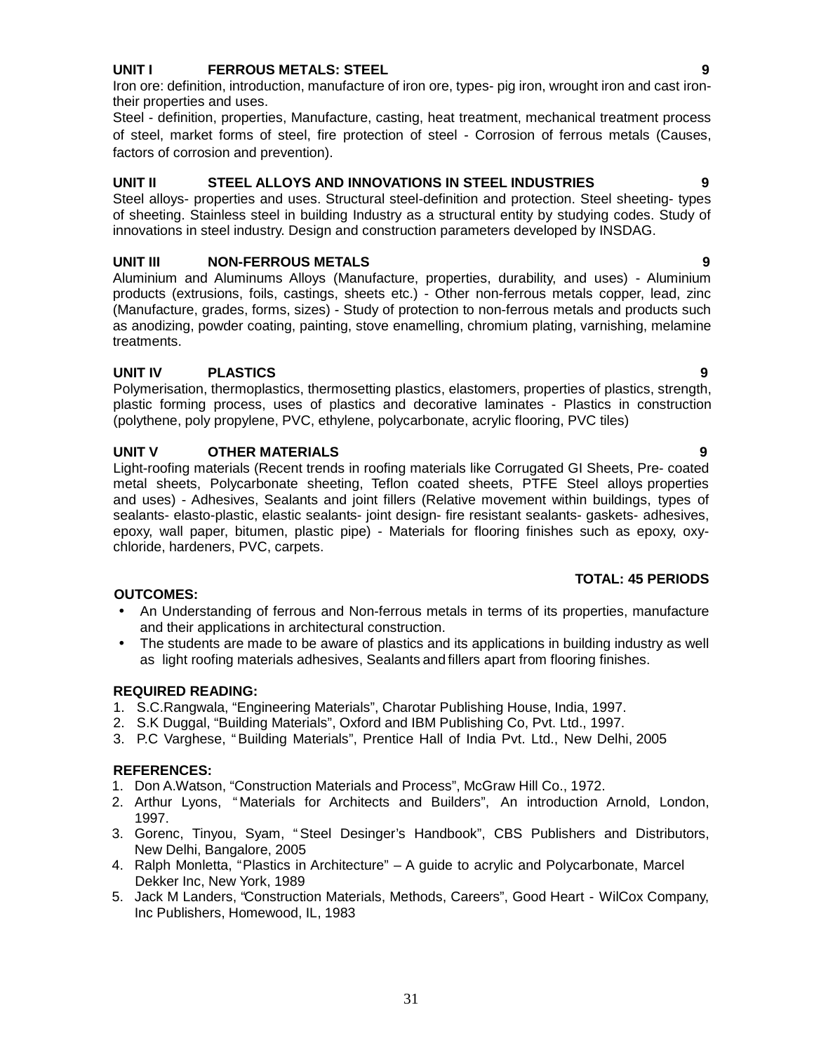**UNIT I FERROUS METALS: STEEL 9**

Iron ore: definition, introduction, manufacture of iron ore, types- pig iron, wrought iron and cast iron- their properties and uses.

Steel - definition, properties, Manufacture, casting, heat treatment, mechanical treatment process of steel, market forms of steel, fire protection of steel - Corrosion of ferrous metals (Causes, factors of corrosion and prevention).

**UNIT II STEEL ALLOYS AND INNOVATIONS IN STEEL INDUSTRIES 9**

Steel alloys- properties and uses. Structural steel-definition and protection. Steel sheeting- types of sheeting. Stainless steel in building Industry as a structural entity by studying codes. Study of innovations in steel industry. Design and construction parameters developed by INSDAG.

**UNIT III NON-FERROUS METALS 9**

Aluminium and Aluminums Alloys (Manufacture, properties, durability, and uses) - Aluminium products (extrusions, foils, castings, sheets etc.) - Other non-ferrous metals copper, lead, zinc (Manufacture, grades, forms, sizes) - Study of protection to non-ferrous metals and products such as anodizing, powder coating, painting, stove enamelling, chromium plating, varnishing, melamine treatments.

**UNIT IV PLASTICS 9**

Polymerisation, thermoplastics, thermosetting plastics, elastomers, properties of plastics, strength, plastic forming process, uses of plastics and decorative laminates - Plastics in construction (polythene, poly propylene, PVC, ethylene, polycarbonate, acrylic flooring, PVC tiles)

**UNIT V OTHER MATERIALS 9**

Light-roofing materials (Recent trends in roofing materials like Corrugated GI Sheets, Pre- coated metal sheets, Polycarbonate sheeting, Teflon coated sheets, PTFE Steel alloys properties and uses) - Adhesives, Sealants and joint fillers (Relative movement within buildings, types of sealants- elasto-plastic, elastic sealants- joint design- fire resistant sealants- gaskets- adhesives, epoxy, wall paper, bitumen, plastic pipe) - Materials for flooring finishes such as epoxy, oxy-chloride, hardeners, PVC, carpets.

**TOTAL: 45 PERIODS**

**OUTCOMES:**

- An Understanding of ferrous and Non-ferrous metals in terms of its properties, manufacture and their applications in architectural construction.
- The students are made to be aware of plastics and its applications in building industry as well as light roofing materials adhesives, Sealants and fillers apart from flooring finishes.

**REQUIRED READING:**

1. S.C.Rangwala, "Engineering Materials", Charotar Publishing House, India, 1997.
2. S.K Duggal, "Building Materials", Oxford and IBM Publishing Co, Pvt. Ltd., 1997.
3. P.C Varghese, "Building Materials", Prentice Hall of India Pvt. Ltd., New Delhi, 2005

**REFERENCES:**

1. Don A.Watson, "Construction Materials and Process", McGraw Hill Co., 1972.
2. Arthur Lyons, "Materials for Architects and Builders", An introduction Arnold, London, 1997.
3. Gorenc, Tinyou, Syam, "Steel Desinger's Handbook", CBS Publishers and Distributors, New Delhi, Bangalore, 2005
4. Ralph Monletta, "Plastics in Architecture" – A guide to acrylic and Polycarbonate, Marcel Dekker Inc, New York, 1989
5. Jack M Landers, "Construction Materials, Methods, Careers", Good Heart - WilCox Company, Inc Publishers, Homewood, IL, 1983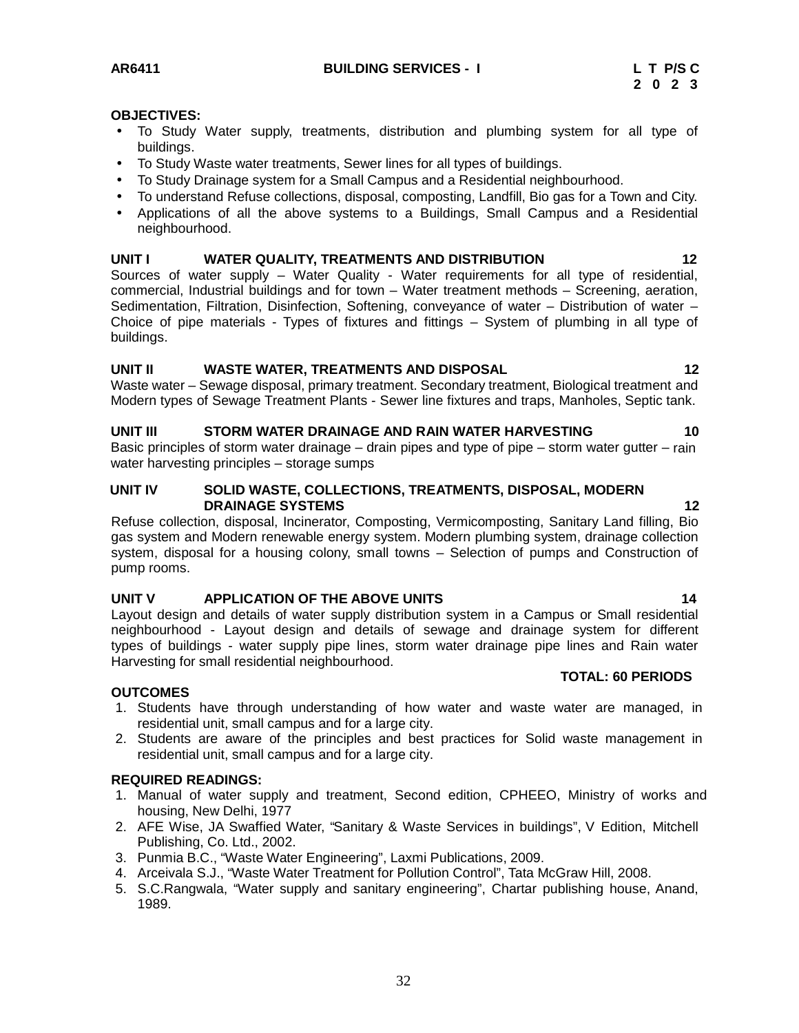**AR6411 BUILDING SERVICES - I**

| L | T | P/S | C |
|---|---|---|---|
| 2 | 0 | 2 | 3 |

**OBJECTIVES:**

- To Study Water supply, treatments, distribution and plumbing system for all type of buildings.
- To Study Waste water treatments, Sewer lines for all types of buildings.
- To Study Drainage system for a Small Campus and a Residential neighbourhood.
- To understand Refuse collections, disposal, composting, Landfill, Bio gas for a Town and City.
- Applications of all the above systems to a Buildings, Small Campus and a Residential neighbourhood.

**UNIT I WATER QUALITY, TREATMENTS AND DISTRIBUTION 12**

Sources of water supply – Water Quality - Water requirements for all type of residential, commercial, Industrial buildings and for town – Water treatment methods – Screening, aeration, Sedimentation, Filtration, Disinfection, Softening, conveyance of water – Distribution of water – Choice of pipe materials - Types of fixtures and fittings – System of plumbing in all type of buildings.

**UNIT II WASTE WATER, TREATMENTS AND DISPOSAL 12**

Waste water – Sewage disposal, primary treatment. Secondary treatment, Biological treatment and Modern types of Sewage Treatment Plants - Sewer line fixtures and traps, Manholes, Septic tank.

**UNIT III STORM WATER DRAINAGE AND RAIN WATER HARVESTING 10**

Basic principles of storm water drainage – drain pipes and type of pipe – storm water gutter – rain water harvesting principles – storage sumps

**UNIT IV SOLID WASTE, COLLECTIONS, TREATMENTS, DISPOSAL, MODERN DRAINAGE SYSTEMS 12**

Refuse collection, disposal, Incinerator, Composting, Vermicomposting, Sanitary Land filling, Bio gas system and Modern renewable energy system. Modern plumbing system, drainage collection system, disposal for a housing colony, small towns – Selection of pumps and Construction of pump rooms.

**UNIT V APPLICATION OF THE ABOVE UNITS 14**

Layout design and details of water supply distribution system in a Campus or Small residential neighbourhood - Layout design and details of sewage and drainage system for different types of buildings - water supply pipe lines, storm water drainage pipe lines and Rain water Harvesting for small residential neighbourhood.

**TOTAL: 60 PERIODS**

**OUTCOMES**

1. Students have through understanding of how water and waste water are managed, in residential unit, small campus and for a large city.
2. Students are aware of the principles and best practices for Solid waste management in residential unit, small campus and for a large city.

**REQUIRED READINGS:**

1. Manual of water supply and treatment, Second edition, CPHEEO, Ministry of works and housing, New Delhi, 1977
2. AFE Wise, JA Swaffied Water, "Sanitary & Waste Services in buildings", V Edition, Mitchell Publishing, Co. Ltd., 2002.
3. Punmia B.C., "Waste Water Engineering", Laxmi Publications, 2009.
4. Arceivala S.J., "Waste Water Treatment for Pollution Control", Tata McGraw Hill, 2008.
5. S.C.Rangwala, "Water supply and sanitary engineering", Chartar publishing house, Anand, 1989.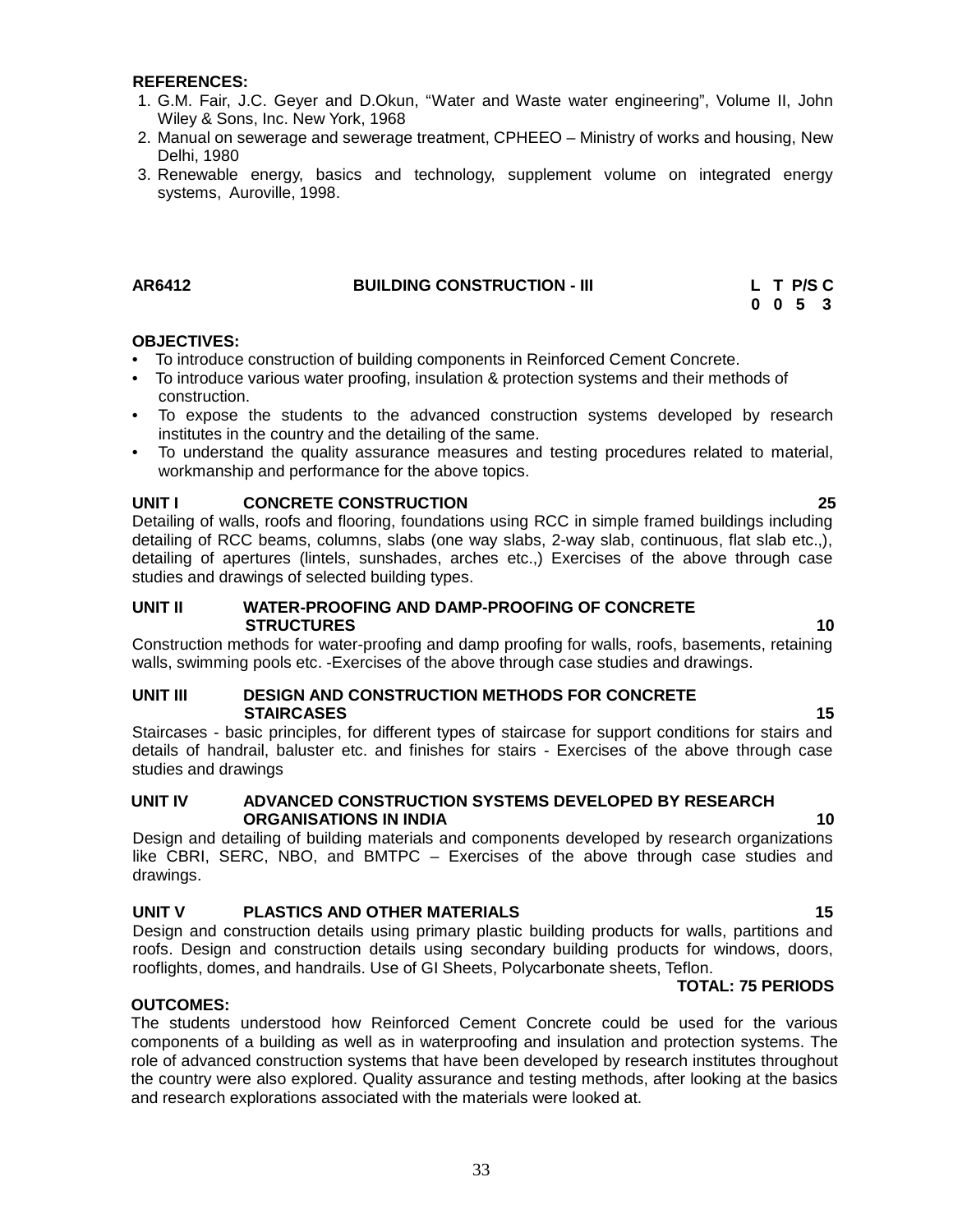**REFERENCES:**

1. G.M. Fair, J.C. Geyer and D.Okun, "Water and Waste water engineering", Volume II, John Wiley & Sons, Inc. New York, 1968
2. Manual on sewerage and sewerage treatment, CPHEEO – Ministry of works and housing, New Delhi, 1980
3. Renewable energy, basics and technology, supplement volume on integrated energy systems, Auroville, 1998.

## AR6412 BUILDING CONSTRUCTION - III

| L | T | P/S | C |
|---|---|---|---|
| 0 | 0 | 5 | 3 |

**OBJECTIVES:**

- To introduce construction of building components in Reinforced Cement Concrete.
- To introduce various water proofing, insulation & protection systems and their methods of construction.
- To expose the students to the advanced construction systems developed by research institutes in the country and the detailing of the same.
- To understand the quality assurance measures and testing procedures related to material, workmanship and performance for the above topics.

**UNIT I CONCRETE CONSTRUCTION 25**

Detailing of walls, roofs and flooring, foundations using RCC in simple framed buildings including detailing of RCC beams, columns, slabs (one way slabs, 2-way slab, continuous, flat slab etc.,), detailing of apertures (lintels, sunshades, arches etc.,) Exercises of the above through case studies and drawings of selected building types.

**UNIT II WATER-PROOFING AND DAMP-PROOFING OF CONCRETE STRUCTURES 10**

Construction methods for water-proofing and damp proofing for walls, roofs, basements, retaining walls, swimming pools etc. -Exercises of the above through case studies and drawings.

**UNIT III DESIGN AND CONSTRUCTION METHODS FOR CONCRETE STAIRCASES 15**

Staircases - basic principles, for different types of staircase for support conditions for stairs and details of handrail, baluster etc. and finishes for stairs - Exercises of the above through case studies and drawings

**UNIT IV ADVANCED CONSTRUCTION SYSTEMS DEVELOPED BY RESEARCH ORGANISATIONS IN INDIA 10**

Design and detailing of building materials and components developed by research organizations like CBRI, SERC, NBO, and BMTPC – Exercises of the above through case studies and drawings.

**UNIT V PLASTICS AND OTHER MATERIALS 15**

Design and construction details using primary plastic building products for walls, partitions and roofs. Design and construction details using secondary building products for windows, doors, rooflights, domes, and handrails. Use of GI Sheets, Polycarbonate sheets, Teflon.

**TOTAL: 75 PERIODS**

**OUTCOMES:**

The students understood how Reinforced Cement Concrete could be used for the various components of a building as well as in waterproofing and insulation and protection systems. The role of advanced construction systems that have been developed by research institutes throughout the country were also explored. Quality assurance and testing methods, after looking at the basics and research explorations associated with the materials were looked at.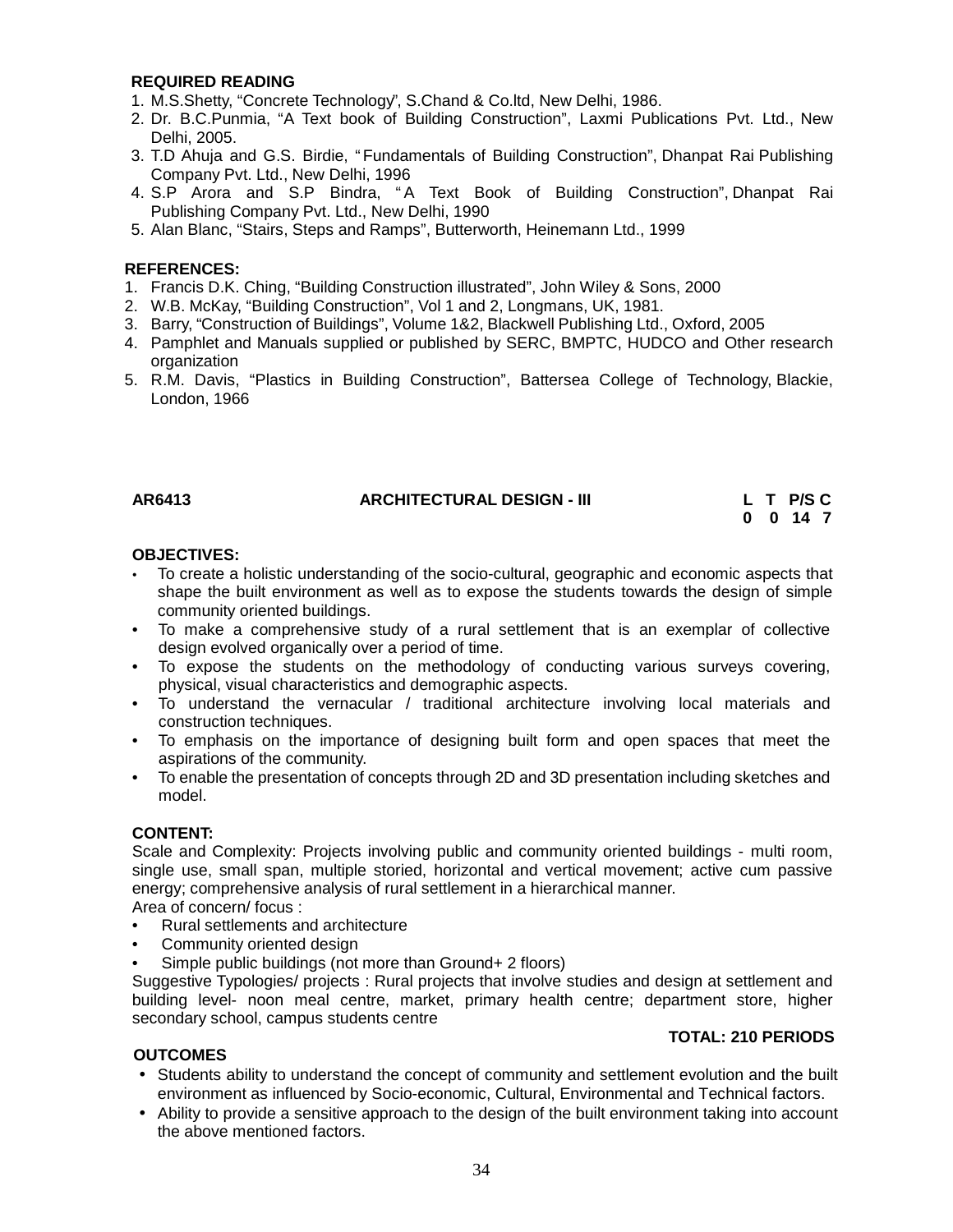**REQUIRED READING**

1. M.S.Shetty, “Concrete Technology”, S.Chand & Co.ltd, New Delhi, 1986.
2. Dr. B.C.Punmia, “A Text book of Building Construction”, Laxmi Publications Pvt. Ltd., New Delhi, 2005.
3. T.D Ahuja and G.S. Birdie, “Fundamentals of Building Construction”, Dhanpat Rai Publishing Company Pvt. Ltd., New Delhi, 1996
4. S.P Arora and S.P Bindra, “A Text Book of Building Construction”, Dhanpat Rai Publishing Company Pvt. Ltd., New Delhi, 1990
5. Alan Blanc, “Stairs, Steps and Ramps”, Butterworth, Heinemann Ltd., 1999

**REFERENCES:**

1. Francis D.K. Ching, “Building Construction illustrated”, John Wiley & Sons, 2000
2. W.B. McKay, “Building Construction”, Vol 1 and 2, Longmans, UK, 1981.
3. Barry, “Construction of Buildings”, Volume 1&2, Blackwell Publishing Ltd., Oxford, 2005
4. Pamphlet and Manuals supplied or published by SERC, BMPTC, HUDCO and Other research organization
5. R.M. Davis, “Plastics in Building Construction”, Battersea College of Technology, Blackie, London, 1966

| AR6413 | ARCHITECTURAL DESIGN - III | L | T | P/S | C |
|---|---|---|---|---|---|
| | | 0 | 0 | 14 | 7 |

**OBJECTIVES:**

- To create a holistic understanding of the socio-cultural, geographic and economic aspects that shape the built environment as well as to expose the students towards the design of simple community oriented buildings.
- To make a comprehensive study of a rural settlement that is an exemplar of collective design evolved organically over a period of time.
- To expose the students on the methodology of conducting various surveys covering, physical, visual characteristics and demographic aspects.
- To understand the vernacular / traditional architecture involving local materials and construction techniques.
- To emphasis on the importance of designing built form and open spaces that meet the aspirations of the community.
- To enable the presentation of concepts through 2D and 3D presentation including sketches and model.

**CONTENT:**

Scale and Complexity: Projects involving public and community oriented buildings - multi room, single use, small span, multiple storied, horizontal and vertical movement; active cum passive energy; comprehensive analysis of rural settlement in a hierarchical manner.

Area of concern/ focus :

- Rural settlements and architecture
- Community oriented design
- Simple public buildings (not more than Ground+ 2 floors)

Suggestive Typologies/ projects : Rural projects that involve studies and design at settlement and building level- noon meal centre, market, primary health centre; department store, higher secondary school, campus students centre

**TOTAL: 210 PERIODS**

**OUTCOMES**

- Students ability to understand the concept of community and settlement evolution and the built environment as influenced by Socio-economic, Cultural, Environmental and Technical factors.
- Ability to provide a sensitive approach to the design of the built environment taking into account the above mentioned factors.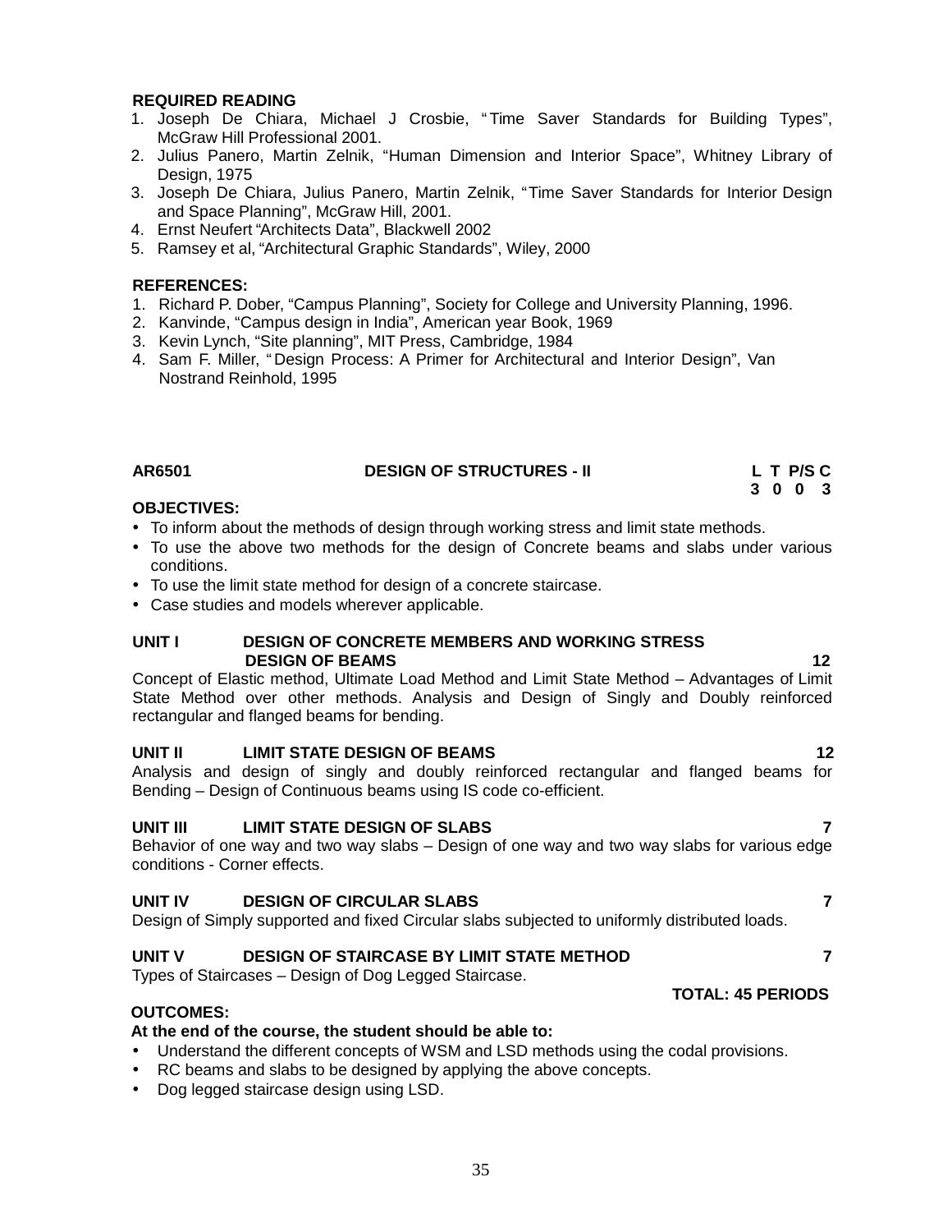**REQUIRED READING**

1. Joseph De Chiara, Michael J Crosbie, "Time Saver Standards for Building Types", McGraw Hill Professional 2001.
2. Julius Panero, Martin Zelnik, "Human Dimension and Interior Space", Whitney Library of Design, 1975
3. Joseph De Chiara, Julius Panero, Martin Zelnik, "Time Saver Standards for Interior Design and Space Planning", McGraw Hill, 2001.
4. Ernst Neufert "Architects Data", Blackwell 2002
5. Ramsey et al, "Architectural Graphic Standards", Wiley, 2000

**REFERENCES:**

1. Richard P. Dober, "Campus Planning", Society for College and University Planning, 1996.
2. Kanvinde, "Campus design in India", American year Book, 1969
3. Kevin Lynch, "Site planning", MIT Press, Cambridge, 1984
4. Sam F. Miller, "Design Process: A Primer for Architectural and Interior Design", Van Nostrand Reinhold, 1995

## AR6501 DESIGN OF STRUCTURES - II

| L | T | P/S | C |
|---|---|---|---|
| 3 | 0 | 0 | 3 |

**OBJECTIVES:**

- To inform about the methods of design through working stress and limit state methods.
- To use the above two methods for the design of Concrete beams and slabs under various conditions.
- To use the limit state method for design of a concrete staircase.
- Case studies and models wherever applicable.

**UNIT I DESIGN OF CONCRETE MEMBERS AND WORKING STRESS DESIGN OF BEAMS** **12**

Concept of Elastic method, Ultimate Load Method and Limit State Method – Advantages of Limit State Method over other methods. Analysis and Design of Singly and Doubly reinforced rectangular and flanged beams for bending.

**UNIT II LIMIT STATE DESIGN OF BEAMS** **12**

Analysis and design of singly and doubly reinforced rectangular and flanged beams for Bending – Design of Continuous beams using IS code co-efficient.

**UNIT III LIMIT STATE DESIGN OF SLABS** **7**

Behavior of one way and two way slabs – Design of one way and two way slabs for various edge conditions - Corner effects.

**UNIT IV DESIGN OF CIRCULAR SLABS** **7**

Design of Simply supported and fixed Circular slabs subjected to uniformly distributed loads.

**UNIT V DESIGN OF STAIRCASE BY LIMIT STATE METHOD** **7**

Types of Staircases – Design of Dog Legged Staircase.

**TOTAL: 45 PERIODS**

**OUTCOMES:**

**At the end of the course, the student should be able to:**

- Understand the different concepts of WSM and LSD methods using the codal provisions.
- RC beams and slabs to be designed by applying the above concepts.
- Dog legged staircase design using LSD.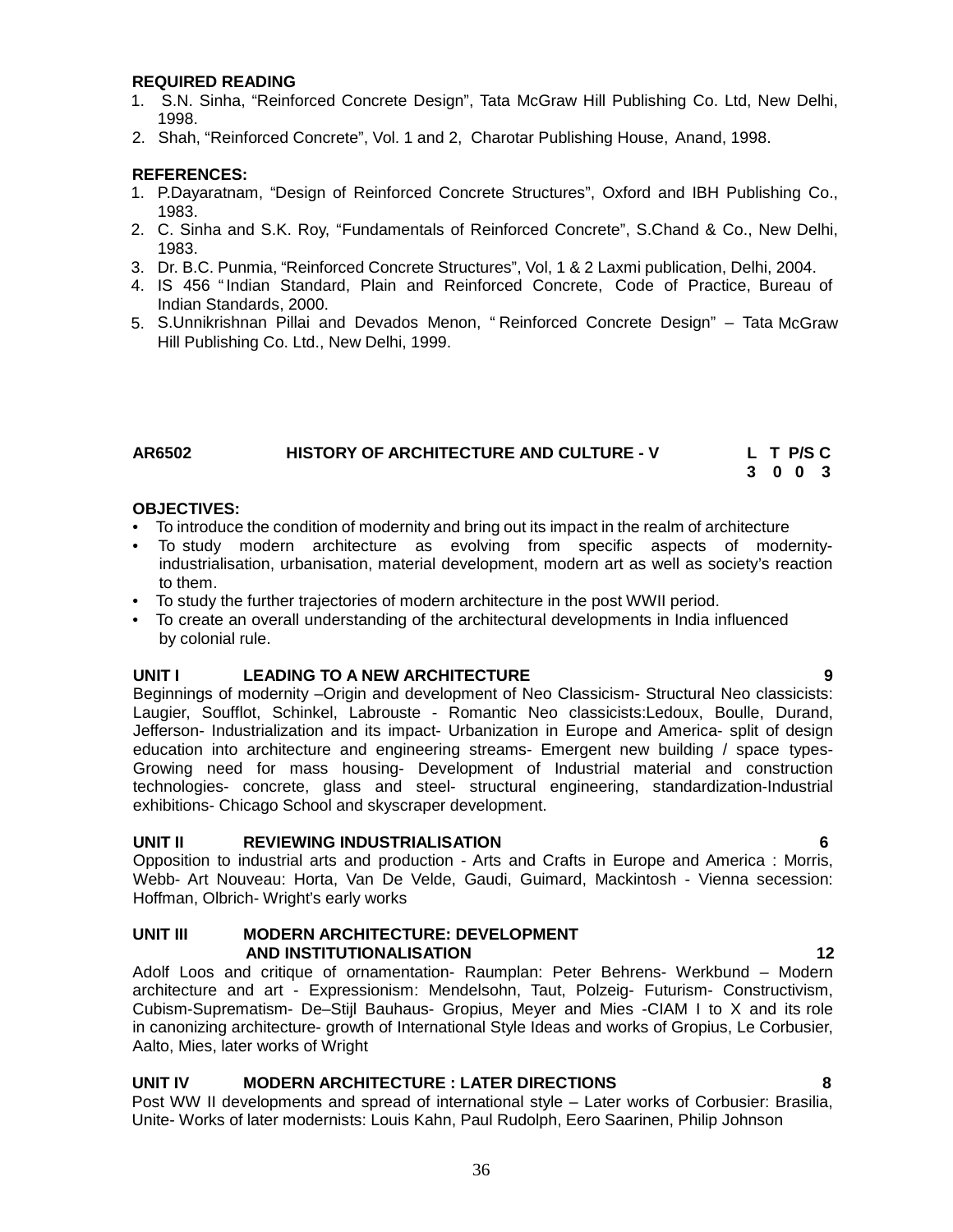**REQUIRED READING**

1. S.N. Sinha, "Reinforced Concrete Design", Tata McGraw Hill Publishing Co. Ltd, New Delhi, 1998.
2. Shah, "Reinforced Concrete", Vol. 1 and 2, Charotar Publishing House, Anand, 1998.

**REFERENCES:**

1. P.Dayaratnam, "Design of Reinforced Concrete Structures", Oxford and IBH Publishing Co., 1983.
2. C. Sinha and S.K. Roy, "Fundamentals of Reinforced Concrete", S.Chand & Co., New Delhi, 1983.
3. Dr. B.C. Punmia, "Reinforced Concrete Structures", Vol, 1 & 2 Laxmi publication, Delhi, 2004.
4. IS 456 "Indian Standard, Plain and Reinforced Concrete, Code of Practice, Bureau of Indian Standards, 2000.
5. S.Unnikrishnan Pillai and Devados Menon, " Reinforced Concrete Design" – Tata McGraw Hill Publishing Co. Ltd., New Delhi, 1999.

## AR6502 HISTORY OF ARCHITECTURE AND CULTURE - V

| L | T | P/S | C |
|---|---|---|---|
| 3 | 0 | 0 | 3 |

**OBJECTIVES:**

- To introduce the condition of modernity and bring out its impact in the realm of architecture
- To study modern architecture as evolving from specific aspects of modernity- industrialisation, urbanisation, material development, modern art as well as society's reaction to them.
- To study the further trajectories of modern architecture in the post WWII period.
- To create an overall understanding of the architectural developments in India influenced by colonial rule.

**UNIT I LEADING TO A NEW ARCHITECTURE 9**

Beginnings of modernity –Origin and development of Neo Classicism- Structural Neo classicists: Laugier, Soufflot, Schinkel, Labrouste - Romantic Neo classicists:Ledoux, Boulle, Durand, Jefferson- Industrialization and its impact- Urbanization in Europe and America- split of design education into architecture and engineering streams- Emergent new building / space types- Growing need for mass housing- Development of Industrial material and construction technologies- concrete, glass and steel- structural engineering, standardization-Industrial exhibitions- Chicago School and skyscraper development.

**UNIT II REVIEWING INDUSTRIALISATION 6**

Opposition to industrial arts and production - Arts and Crafts in Europe and America : Morris, Webb- Art Nouveau: Horta, Van De Velde, Gaudi, Guimard, Mackintosh - Vienna secession: Hoffman, Olbrich- Wright's early works

**UNIT III MODERN ARCHITECTURE: DEVELOPMENT AND INSTITUTIONALISATION 12**

Adolf Loos and critique of ornamentation- Raumplan: Peter Behrens- Werkbund – Modern architecture and art - Expressionism: Mendelsohn, Taut, Polzeig- Futurism- Constructivism, Cubism-Suprematism- De–Stijl Bauhaus- Gropius, Meyer and Mies -CIAM I to X and its role in canonizing architecture- growth of International Style Ideas and works of Gropius, Le Corbusier, Aalto, Mies, later works of Wright

**UNIT IV MODERN ARCHITECTURE : LATER DIRECTIONS 8**

Post WW II developments and spread of international style – Later works of Corbusier: Brasilia, Unite- Works of later modernists: Louis Kahn, Paul Rudolph, Eero Saarinen, Philip Johnson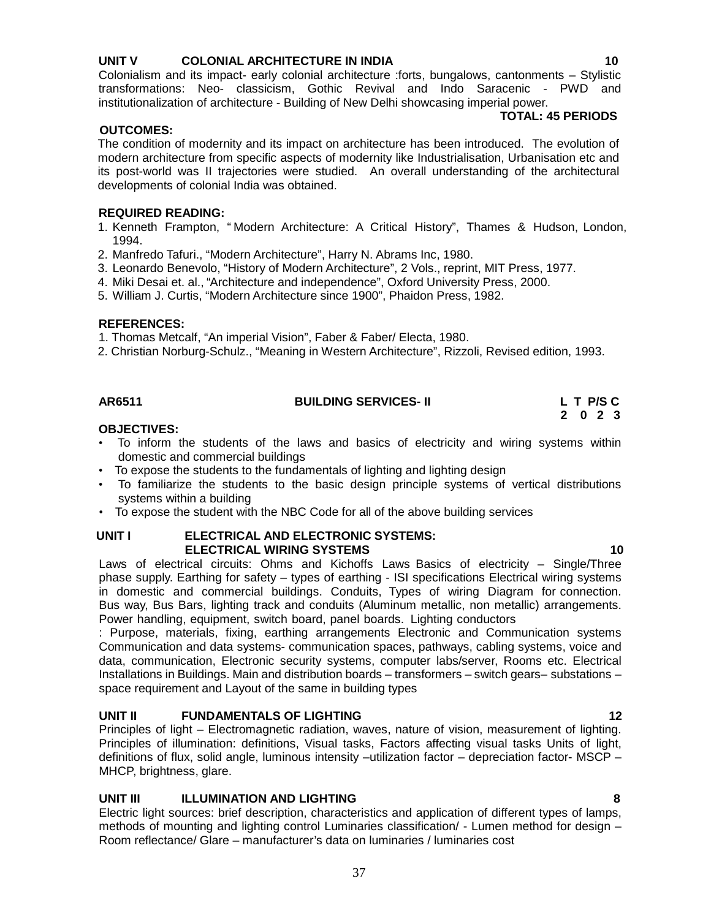**UNIT V COLONIAL ARCHITECTURE IN INDIA 10**

Colonialism and its impact- early colonial architecture :forts, bungalows, cantonments – Stylistic transformations: Neo- classicism, Gothic Revival and Indo Saracenic - PWD and institutionalization of architecture - Building of New Delhi showcasing imperial power.

**TOTAL: 45 PERIODS**

**OUTCOMES:**

The condition of modernity and its impact on architecture has been introduced. The evolution of modern architecture from specific aspects of modernity like Industrialisation, Urbanisation etc and its post-world was II trajectories were studied. An overall understanding of the architectural developments of colonial India was obtained.

**REQUIRED READING:**

1. Kenneth Frampton, "Modern Architecture: A Critical History", Thames & Hudson, London, 1994.
2. Manfredo Tafuri., "Modern Architecture", Harry N. Abrams Inc, 1980.
3. Leonardo Benevolo, "History of Modern Architecture", 2 Vols., reprint, MIT Press, 1977.
4. Miki Desai et. al., "Architecture and independence", Oxford University Press, 2000.
5. William J. Curtis, "Modern Architecture since 1900", Phaidon Press, 1982.

**REFERENCES:**

1. Thomas Metcalf, "An imperial Vision", Faber & Faber/ Electa, 1980.
2. Christian Norburg-Schulz., "Meaning in Western Architecture", Rizzoli, Revised edition, 1993.

## AR6511 BUILDING SERVICES- II

| L | T | P/S | C |
|---|---|---|---|
| 2 | 0 | 2 | 3 |

**OBJECTIVES:**

- To inform the students of the laws and basics of electricity and wiring systems within domestic and commercial buildings
- To expose the students to the fundamentals of lighting and lighting design
- To familiarize the students to the basic design principle systems of vertical distributions systems within a building
- To expose the student with the NBC Code for all of the above building services

**UNIT I ELECTRICAL AND ELECTRONIC SYSTEMS: ELECTRICAL WIRING SYSTEMS 10**

Laws of electrical circuits: Ohms and Kichoffs Laws Basics of electricity – Single/Three phase supply. Earthing for safety – types of earthing - ISI specifications Electrical wiring systems in domestic and commercial buildings. Conduits, Types of wiring Diagram for connection. Bus way, Bus Bars, lighting track and conduits (Aluminum metallic, non metallic) arrangements. Power handling, equipment, switch board, panel boards. Lighting conductors : Purpose, materials, fixing, earthing arrangements Electronic and Communication systems Communication and data systems- communication spaces, pathways, cabling systems, voice and data, communication, Electronic security systems, computer labs/server, Rooms etc. Electrical Installations in Buildings. Main and distribution boards – transformers – switch gears– substations – space requirement and Layout of the same in building types

**UNIT II FUNDAMENTALS OF LIGHTING 12**

Principles of light – Electromagnetic radiation, waves, nature of vision, measurement of lighting. Principles of illumination: definitions, Visual tasks, Factors affecting visual tasks Units of light, definitions of flux, solid angle, luminous intensity –utilization factor – depreciation factor- MSCP – MHCP, brightness, glare.

**UNIT III ILLUMINATION AND LIGHTING 8**

Electric light sources: brief description, characteristics and application of different types of lamps, methods of mounting and lighting control Luminaries classification/ - Lumen method for design – Room reflectance/ Glare – manufacturer's data on luminaries / luminaries cost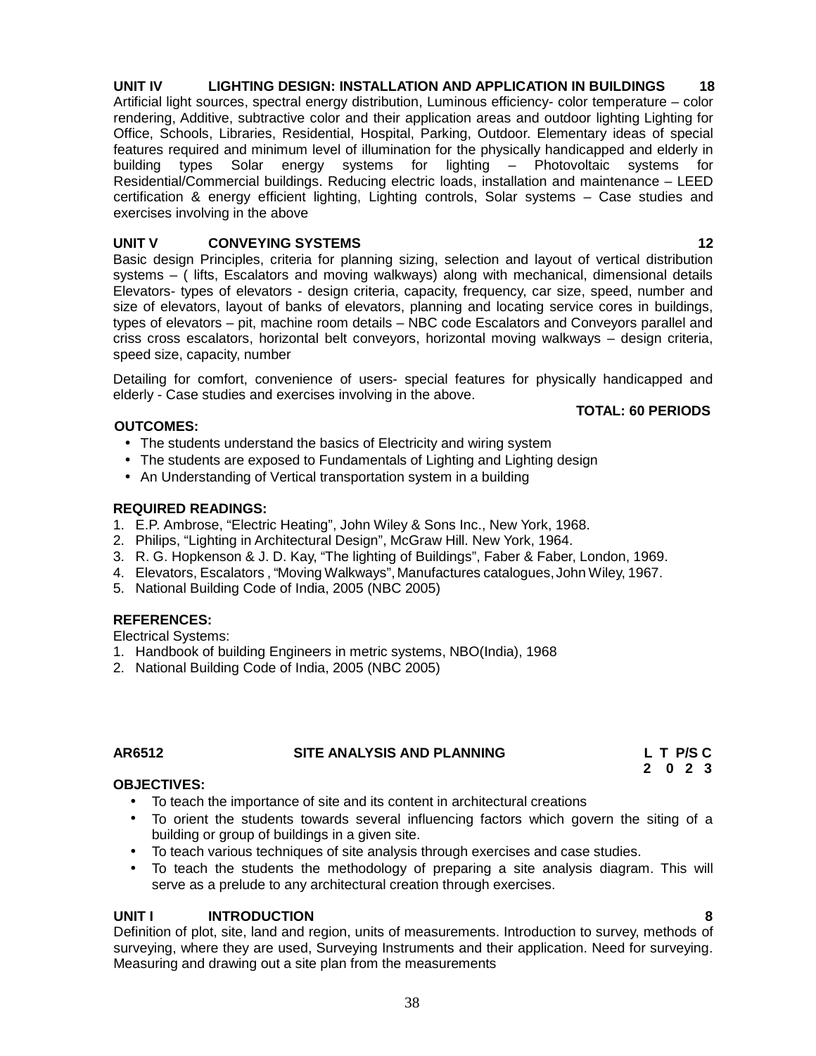**UNIT IV LIGHTING DESIGN: INSTALLATION AND APPLICATION IN BUILDINGS 18**

Artificial light sources, spectral energy distribution, Luminous efficiency- color temperature – color rendering, Additive, subtractive color and their application areas and outdoor lighting Lighting for Office, Schools, Libraries, Residential, Hospital, Parking, Outdoor. Elementary ideas of special features required and minimum level of illumination for the physically handicapped and elderly in building types Solar energy systems for lighting – Photovoltaic systems for Residential/Commercial buildings. Reducing electric loads, installation and maintenance – LEED certification & energy efficient lighting, Lighting controls, Solar systems – Case studies and exercises involving in the above

**UNIT V CONVEYING SYSTEMS 12**

Basic design Principles, criteria for planning sizing, selection and layout of vertical distribution systems – ( lifts, Escalators and moving walkways) along with mechanical, dimensional details Elevators- types of elevators - design criteria, capacity, frequency, car size, speed, number and size of elevators, layout of banks of elevators, planning and locating service cores in buildings, types of elevators – pit, machine room details – NBC code Escalators and Conveyors parallel and criss cross escalators, horizontal belt conveyors, horizontal moving walkways – design criteria, speed size, capacity, number

Detailing for comfort, convenience of users- special features for physically handicapped and elderly - Case studies and exercises involving in the above.

**TOTAL: 60 PERIODS**

**OUTCOMES:**

- The students understand the basics of Electricity and wiring system
- The students are exposed to Fundamentals of Lighting and Lighting design
- An Understanding of Vertical transportation system in a building

**REQUIRED READINGS:**

1. E.P. Ambrose, "Electric Heating", John Wiley & Sons Inc., New York, 1968.
2. Philips, "Lighting in Architectural Design", McGraw Hill. New York, 1964.
3. R. G. Hopkenson & J. D. Kay, "The lighting of Buildings", Faber & Faber, London, 1969.
4. Elevators, Escalators , "Moving Walkways", Manufactures catalogues, John Wiley, 1967.
5. National Building Code of India, 2005 (NBC 2005)

**REFERENCES:**

Electrical Systems:

1. Handbook of building Engineers in metric systems, NBO(India), 1968
2. National Building Code of India, 2005 (NBC 2005)

## AR6512 SITE ANALYSIS AND PLANNING

| L | T | P/S | C |
|---|---|---|---|
| 2 | 0 | 2 | 3 |

**OBJECTIVES:**

- To teach the importance of site and its content in architectural creations
- To orient the students towards several influencing factors which govern the siting of a building or group of buildings in a given site.
- To teach various techniques of site analysis through exercises and case studies.
- To teach the students the methodology of preparing a site analysis diagram. This will serve as a prelude to any architectural creation through exercises.

**UNIT I INTRODUCTION 8**

Definition of plot, site, land and region, units of measurements. Introduction to survey, methods of surveying, where they are used, Surveying Instruments and their application. Need for surveying. Measuring and drawing out a site plan from the measurements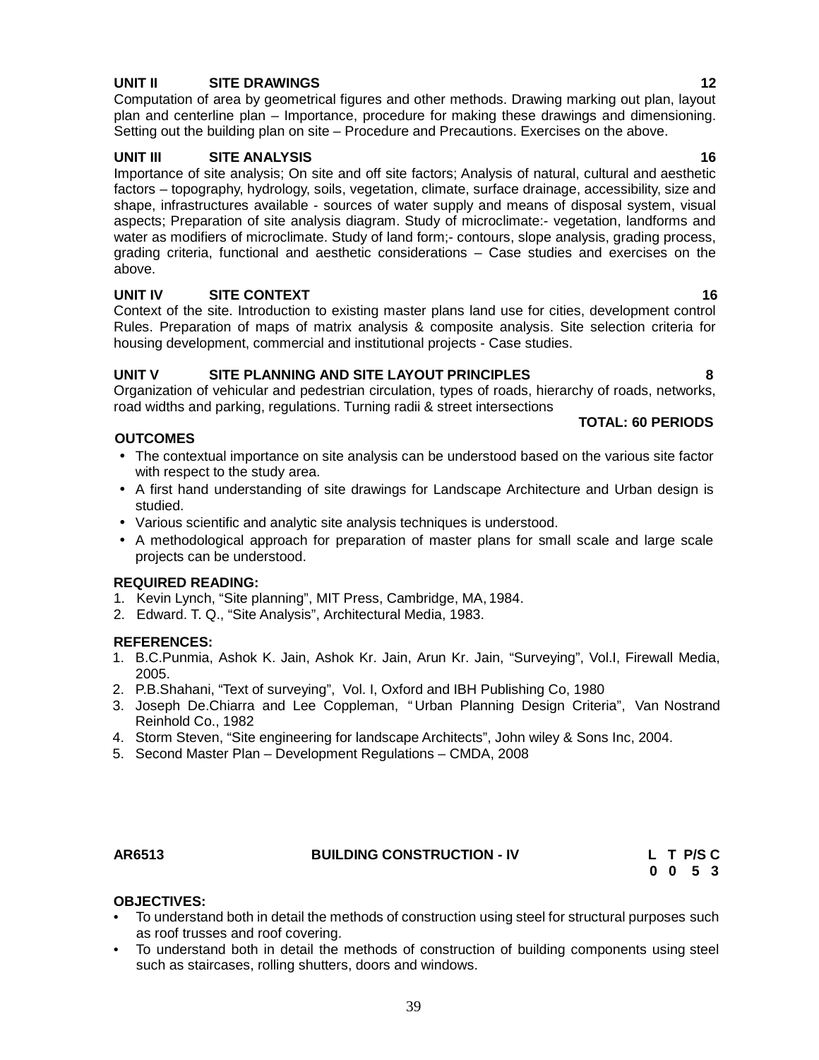**UNIT II SITE DRAWINGS 12**

Computation of area by geometrical figures and other methods. Drawing marking out plan, layout plan and centerline plan – Importance, procedure for making these drawings and dimensioning. Setting out the building plan on site – Procedure and Precautions. Exercises on the above.

**UNIT III SITE ANALYSIS 16**

Importance of site analysis; On site and off site factors; Analysis of natural, cultural and aesthetic factors – topography, hydrology, soils, vegetation, climate, surface drainage, accessibility, size and shape, infrastructures available - sources of water supply and means of disposal system, visual aspects; Preparation of site analysis diagram. Study of microclimate:- vegetation, landforms and water as modifiers of microclimate. Study of land form;- contours, slope analysis, grading process, grading criteria, functional and aesthetic considerations – Case studies and exercises on the above.

**UNIT IV SITE CONTEXT 16**

Context of the site. Introduction to existing master plans land use for cities, development control Rules. Preparation of maps of matrix analysis & composite analysis. Site selection criteria for housing development, commercial and institutional projects - Case studies.

**UNIT V SITE PLANNING AND SITE LAYOUT PRINCIPLES 8**

Organization of vehicular and pedestrian circulation, types of roads, hierarchy of roads, networks, road widths and parking, regulations. Turning radii & street intersections

**TOTAL: 60 PERIODS**

**OUTCOMES**

- The contextual importance on site analysis can be understood based on the various site factor with respect to the study area.
- A first hand understanding of site drawings for Landscape Architecture and Urban design is studied.
- Various scientific and analytic site analysis techniques is understood.
- A methodological approach for preparation of master plans for small scale and large scale projects can be understood.

**REQUIRED READING:**

1. Kevin Lynch, “Site planning”, MIT Press, Cambridge, MA, 1984.
2. Edward. T. Q., “Site Analysis”, Architectural Media, 1983.

**REFERENCES:**

1. B.C.Punmia, Ashok K. Jain, Ashok Kr. Jain, Arun Kr. Jain, “Surveying”, Vol.I, Firewall Media, 2005.
2. P.B.Shahani, “Text of surveying”, Vol. I, Oxford and IBH Publishing Co, 1980
3. Joseph De.Chiarra and Lee Coppleman, “Urban Planning Design Criteria”, Van Nostrand Reinhold Co., 1982
4. Storm Steven, “Site engineering for landscape Architects”, John wiley & Sons Inc, 2004.
5. Second Master Plan – Development Regulations – CMDA, 2008

**AR6513 BUILDING CONSTRUCTION - IV**

| L | T | P/S | C |
|---|---|---|---|
| 0 | 0 | 5 | 3 |

**OBJECTIVES:**

- To understand both in detail the methods of construction using steel for structural purposes such as roof trusses and roof covering.
- To understand both in detail the methods of construction of building components using steel such as staircases, rolling shutters, doors and windows.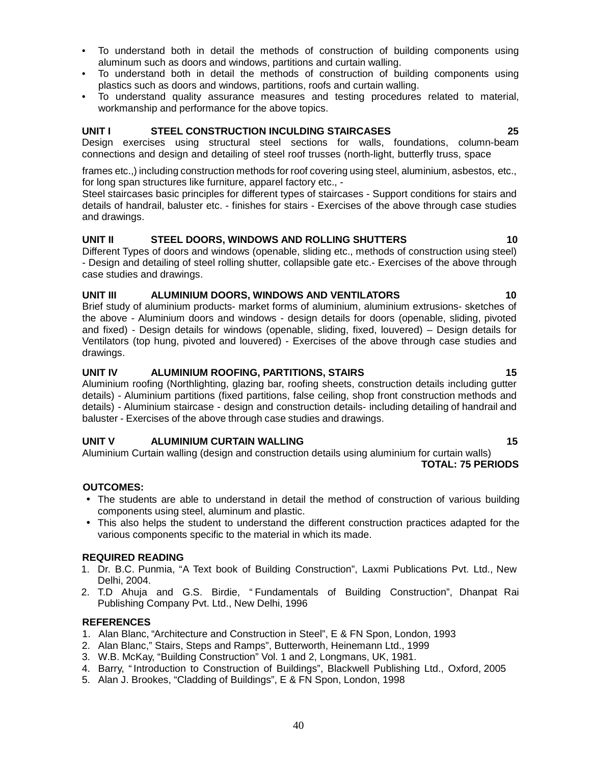- To understand both in detail the methods of construction of building components using aluminum such as doors and windows, partitions and curtain walling.
- To understand both in detail the methods of construction of building components using plastics such as doors and windows, partitions, roofs and curtain walling.
- To understand quality assurance measures and testing procedures related to material, workmanship and performance for the above topics.

**UNIT I STEEL CONSTRUCTION INCULDING STAIRCASES 25**

Design exercises using structural steel sections for walls, foundations, column-beam connections and design and detailing of steel roof trusses (north-light, butterfly truss, space frames etc.,) including construction methods for roof covering using steel, aluminium, asbestos, etc., for long span structures like furniture, apparel factory etc., -
Steel staircases basic principles for different types of staircases - Support conditions for stairs and details of handrail, baluster etc. - finishes for stairs - Exercises of the above through case studies and drawings.

**UNIT II STEEL DOORS, WINDOWS AND ROLLING SHUTTERS 10**

Different Types of doors and windows (openable, sliding etc., methods of construction using steel) - Design and detailing of steel rolling shutter, collapsible gate etc.- Exercises of the above through case studies and drawings.

**UNIT III ALUMINIUM DOORS, WINDOWS AND VENTILATORS 10**

Brief study of aluminium products- market forms of aluminium, aluminium extrusions- sketches of the above - Aluminium doors and windows - design details for doors (openable, sliding, pivoted and fixed) - Design details for windows (openable, sliding, fixed, louvered) – Design details for Ventilators (top hung, pivoted and louvered) - Exercises of the above through case studies and drawings.

**UNIT IV ALUMINIUM ROOFING, PARTITIONS, STAIRS 15**

Aluminium roofing (Northlighting, glazing bar, roofing sheets, construction details including gutter details) - Aluminium partitions (fixed partitions, false ceiling, shop front construction methods and details) - Aluminium staircase - design and construction details- including detailing of handrail and baluster - Exercises of the above through case studies and drawings.

**UNIT V ALUMINIUM CURTAIN WALLING 15**

Aluminium Curtain walling (design and construction details using aluminium for curtain walls)

**TOTAL: 75 PERIODS**

**OUTCOMES:**

- The students are able to understand in detail the method of construction of various building components using steel, aluminum and plastic.
- This also helps the student to understand the different construction practices adapted for the various components specific to the material in which its made.

**REQUIRED READING**

1. Dr. B.C. Punmia, "A Text book of Building Construction", Laxmi Publications Pvt. Ltd., New Delhi, 2004.
2. T.D Ahuja and G.S. Birdie, " Fundamentals of Building Construction", Dhanpat Rai Publishing Company Pvt. Ltd., New Delhi, 1996

**REFERENCES**

1. Alan Blanc, "Architecture and Construction in Steel", E & FN Spon, London, 1993
2. Alan Blanc," Stairs, Steps and Ramps", Butterworth, Heinemann Ltd., 1999
3. W.B. McKay, "Building Construction" Vol. 1 and 2, Longmans, UK, 1981.
4. Barry, " Introduction to Construction of Buildings", Blackwell Publishing Ltd., Oxford, 2005
5. Alan J. Brookes, "Cladding of Buildings", E & FN Spon, London, 1998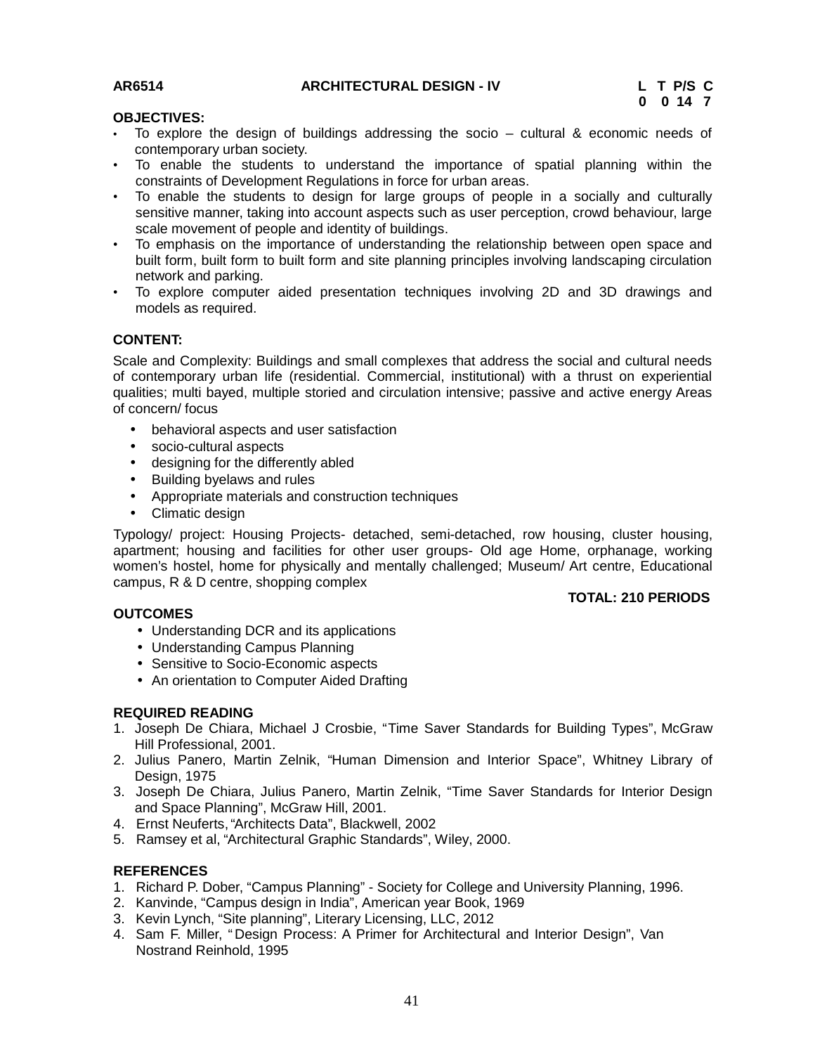**AR6514 ARCHITECTURAL DESIGN - IV**

| L | T | P/S | C |
|---|---|---|---|
| 0 | 0 | 14 | 7 |

**OBJECTIVES:**

- To explore the design of buildings addressing the socio – cultural & economic needs of contemporary urban society.
- To enable the students to understand the importance of spatial planning within the constraints of Development Regulations in force for urban areas.
- To enable the students to design for large groups of people in a socially and culturally sensitive manner, taking into account aspects such as user perception, crowd behaviour, large scale movement of people and identity of buildings.
- To emphasis on the importance of understanding the relationship between open space and built form, built form to built form and site planning principles involving landscaping circulation network and parking.
- To explore computer aided presentation techniques involving 2D and 3D drawings and models as required.

**CONTENT:**

Scale and Complexity: Buildings and small complexes that address the social and cultural needs of contemporary urban life (residential. Commercial, institutional) with a thrust on experiential qualities; multi bayed, multiple storied and circulation intensive; passive and active energy Areas of concern/ focus

- behavioral aspects and user satisfaction
- socio-cultural aspects
- designing for the differently abled
- Building byelaws and rules
- Appropriate materials and construction techniques
- Climatic design

Typology/ project: Housing Projects- detached, semi-detached, row housing, cluster housing, apartment; housing and facilities for other user groups- Old age Home, orphanage, working women's hostel, home for physically and mentally challenged; Museum/ Art centre, Educational campus, R & D centre, shopping complex

**TOTAL: 210 PERIODS**

**OUTCOMES**

- Understanding DCR and its applications
- Understanding Campus Planning
- Sensitive to Socio-Economic aspects
- An orientation to Computer Aided Drafting

**REQUIRED READING**

1. Joseph De Chiara, Michael J Crosbie, "Time Saver Standards for Building Types", McGraw Hill Professional, 2001.
2. Julius Panero, Martin Zelnik, "Human Dimension and Interior Space", Whitney Library of Design, 1975
3. Joseph De Chiara, Julius Panero, Martin Zelnik, "Time Saver Standards for Interior Design and Space Planning", McGraw Hill, 2001.
4. Ernst Neuferts, "Architects Data", Blackwell, 2002
5. Ramsey et al, "Architectural Graphic Standards", Wiley, 2000.

**REFERENCES**

1. Richard P. Dober, "Campus Planning" - Society for College and University Planning, 1996.
2. Kanvinde, "Campus design in India", American year Book, 1969
3. Kevin Lynch, "Site planning", Literary Licensing, LLC, 2012
4. Sam F. Miller, " Design Process: A Primer for Architectural and Interior Design", Van Nostrand Reinhold, 1995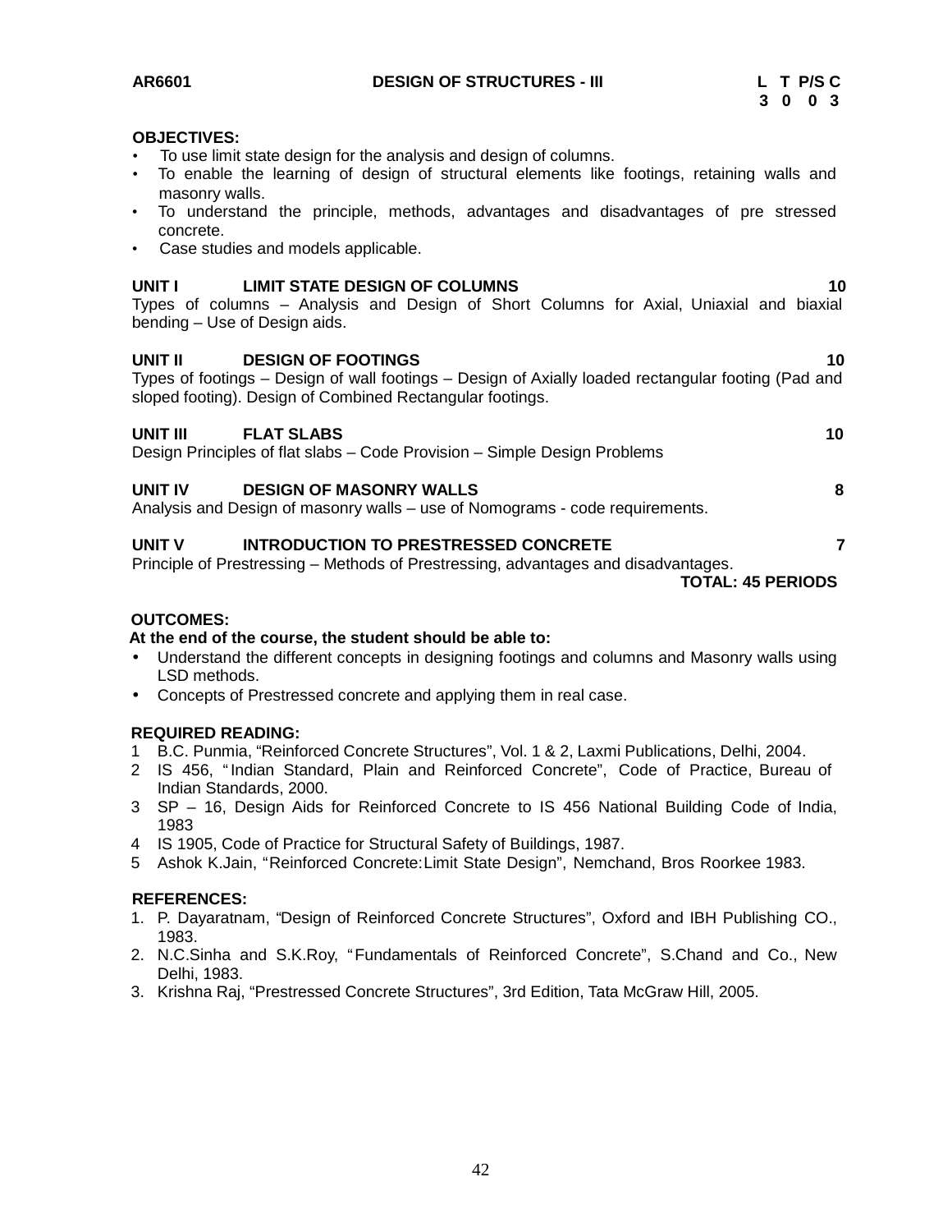**AR6601 DESIGN OF STRUCTURES - III**

| L | T | P/S | C |
|---|---|---|---|
| 3 | 0 | 0 | 3 |

**OBJECTIVES:**

- To use limit state design for the analysis and design of columns.
- To enable the learning of design of structural elements like footings, retaining walls and masonry walls.
- To understand the principle, methods, advantages and disadvantages of pre stressed concrete.
- Case studies and models applicable.

**UNIT I LIMIT STATE DESIGN OF COLUMNS 10**

Types of columns – Analysis and Design of Short Columns for Axial, Uniaxial and biaxial bending – Use of Design aids.

**UNIT II DESIGN OF FOOTINGS 10**

Types of footings – Design of wall footings – Design of Axially loaded rectangular footing (Pad and sloped footing). Design of Combined Rectangular footings.

**UNIT III FLAT SLABS 10**

Design Principles of flat slabs – Code Provision – Simple Design Problems

**UNIT IV DESIGN OF MASONRY WALLS 8**

Analysis and Design of masonry walls – use of Nomograms - code requirements.

**UNIT V INTRODUCTION TO PRESTRESSED CONCRETE 7**

Principle of Prestressing – Methods of Prestressing, advantages and disadvantages.

**TOTAL: 45 PERIODS**

**OUTCOMES:**

**At the end of the course, the student should be able to:**

- Understand the different concepts in designing footings and columns and Masonry walls using LSD methods.
- Concepts of Prestressed concrete and applying them in real case.

**REQUIRED READING:**

1 B.C. Punmia, "Reinforced Concrete Structures", Vol. 1 & 2, Laxmi Publications, Delhi, 2004.
2 IS 456, "Indian Standard, Plain and Reinforced Concrete", Code of Practice, Bureau of Indian Standards, 2000.
3 SP – 16, Design Aids for Reinforced Concrete to IS 456 National Building Code of India, 1983
4 IS 1905, Code of Practice for Structural Safety of Buildings, 1987.
5 Ashok K.Jain, "Reinforced Concrete:Limit State Design", Nemchand, Bros Roorkee 1983.

**REFERENCES:**

1. P. Dayaratnam, "Design of Reinforced Concrete Structures", Oxford and IBH Publishing CO., 1983.
2. N.C.Sinha and S.K.Roy, "Fundamentals of Reinforced Concrete", S.Chand and Co., New Delhi, 1983.
3. Krishna Raj, "Prestressed Concrete Structures", 3rd Edition, Tata McGraw Hill, 2005.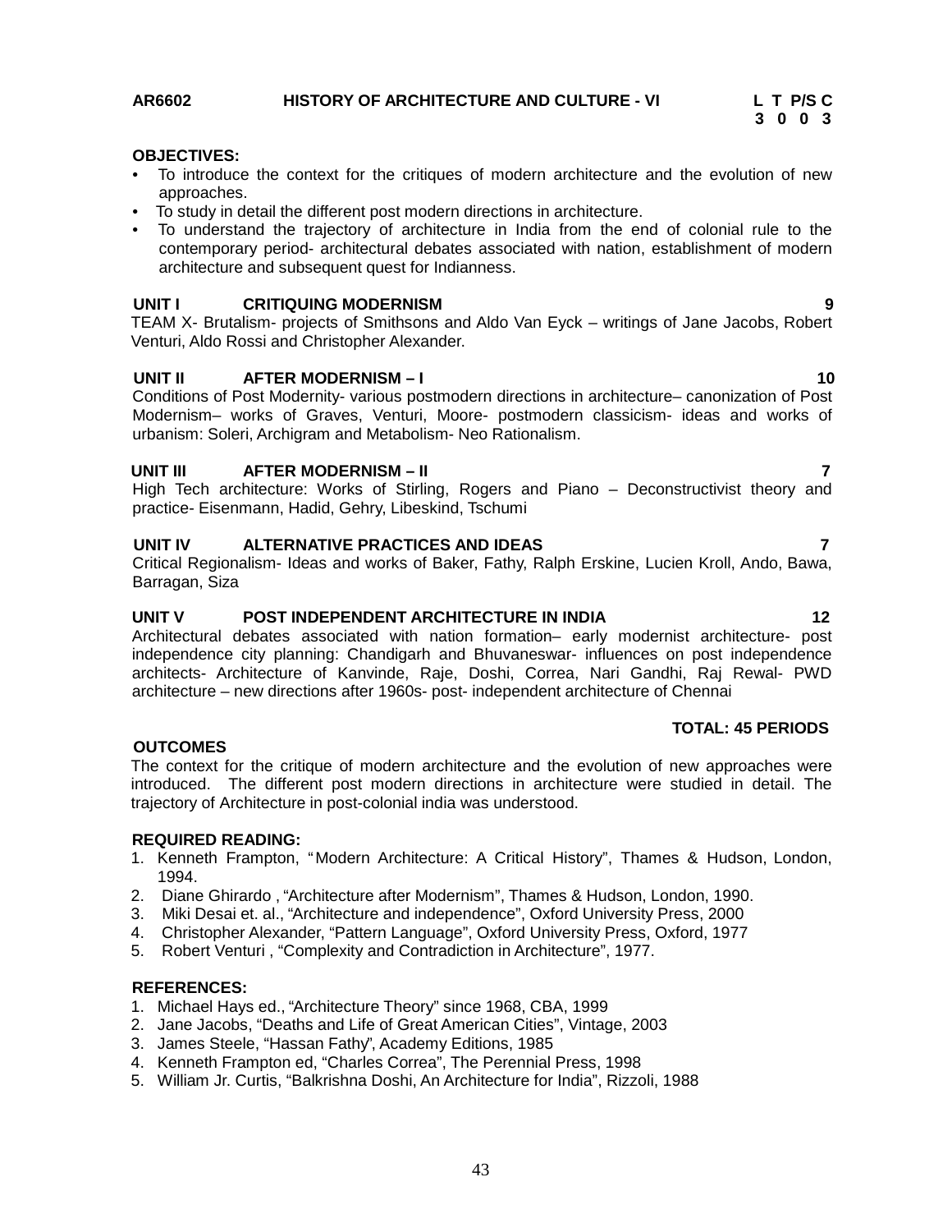**AR6602 HISTORY OF ARCHITECTURE AND CULTURE - VI**

| L | T | P/S | C |
|---|---|---|---|
| 3 | 0 | 0 | 3 |

**OBJECTIVES:**

- To introduce the context for the critiques of modern architecture and the evolution of new approaches.
- To study in detail the different post modern directions in architecture.
- To understand the trajectory of architecture in India from the end of colonial rule to the contemporary period- architectural debates associated with nation, establishment of modern architecture and subsequent quest for Indianness.

**UNIT I CRITIQUING MODERNISM 9**

TEAM X- Brutalism- projects of Smithsons and Aldo Van Eyck – writings of Jane Jacobs, Robert Venturi, Aldo Rossi and Christopher Alexander.

**UNIT II AFTER MODERNISM – I 10**

Conditions of Post Modernity- various postmodern directions in architecture– canonization of Post Modernism– works of Graves, Venturi, Moore- postmodern classicism- ideas and works of urbanism: Soleri, Archigram and Metabolism- Neo Rationalism.

**UNIT III AFTER MODERNISM – II 7**

High Tech architecture: Works of Stirling, Rogers and Piano – Deconstructivist theory and practice- Eisenmann, Hadid, Gehry, Libeskind, Tschumi

**UNIT IV ALTERNATIVE PRACTICES AND IDEAS 7**

Critical Regionalism- Ideas and works of Baker, Fathy, Ralph Erskine, Lucien Kroll, Ando, Bawa, Barragan, Siza

**UNIT V POST INDEPENDENT ARCHITECTURE IN INDIA 12**

Architectural debates associated with nation formation– early modernist architecture- post independence city planning: Chandigarh and Bhuvaneswar- influences on post independence architects- Architecture of Kanvinde, Raje, Doshi, Correa, Nari Gandhi, Raj Rewal- PWD architecture – new directions after 1960s- post- independent architecture of Chennai

**TOTAL: 45 PERIODS**

**OUTCOMES**

The context for the critique of modern architecture and the evolution of new approaches were introduced. The different post modern directions in architecture were studied in detail. The trajectory of Architecture in post-colonial india was understood.

**REQUIRED READING:**

1. Kenneth Frampton, "Modern Architecture: A Critical History", Thames & Hudson, London, 1994.
2. Diane Ghirardo , "Architecture after Modernism", Thames & Hudson, London, 1990.
3. Miki Desai et. al., "Architecture and independence", Oxford University Press, 2000
4. Christopher Alexander, "Pattern Language", Oxford University Press, Oxford, 1977
5. Robert Venturi , "Complexity and Contradiction in Architecture", 1977.

**REFERENCES:**

1. Michael Hays ed., "Architecture Theory" since 1968, CBA, 1999
2. Jane Jacobs, "Deaths and Life of Great American Cities", Vintage, 2003
3. James Steele, "Hassan Fathy", Academy Editions, 1985
4. Kenneth Frampton ed, "Charles Correa", The Perennial Press, 1998
5. William Jr. Curtis, "Balkrishna Doshi, An Architecture for India", Rizzoli, 1988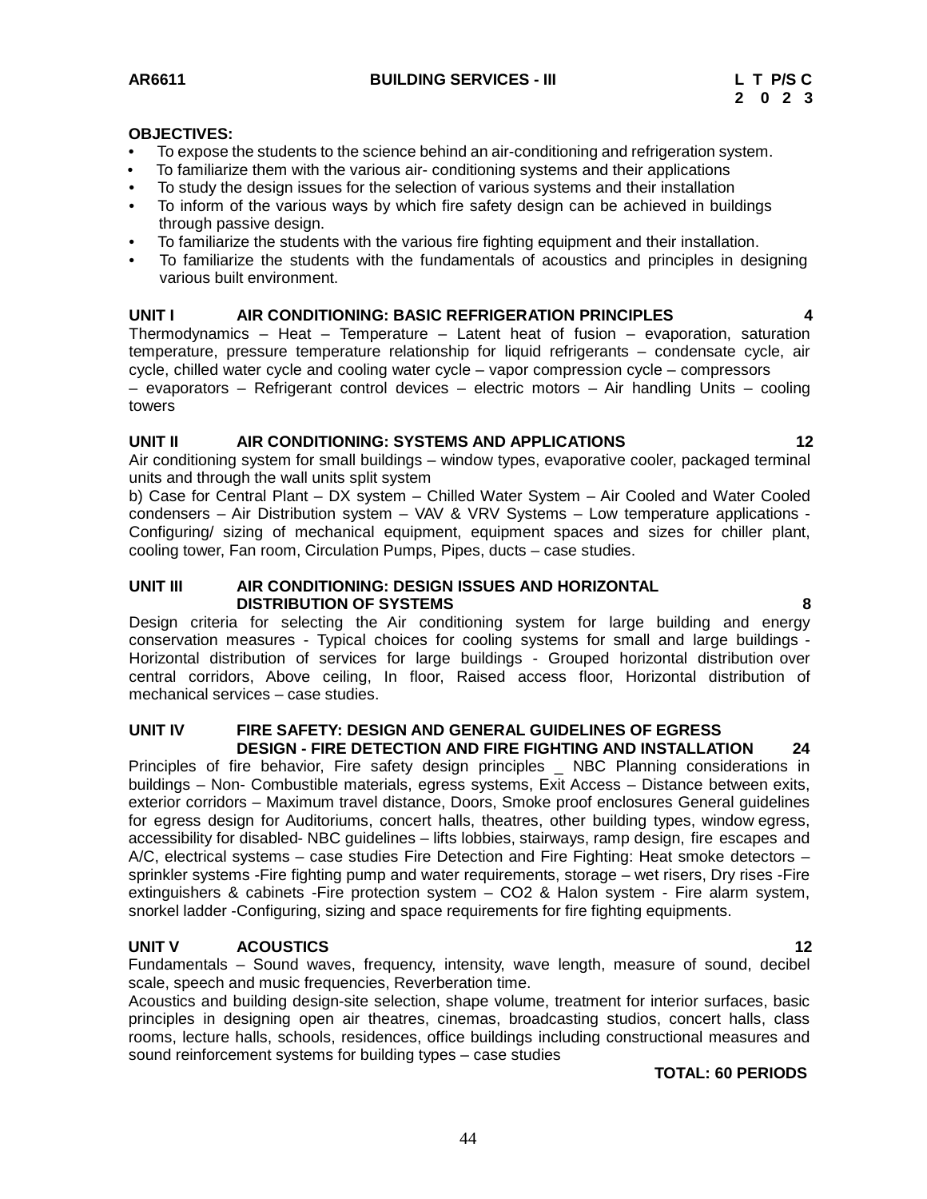**AR6611** **BUILDING SERVICES - III** **L T P/S C**
**2 0 2 3**

**OBJECTIVES:**

- To expose the students to the science behind an air-conditioning and refrigeration system.
- To familiarize them with the various air- conditioning systems and their applications
- To study the design issues for the selection of various systems and their installation
- To inform of the various ways by which fire safety design can be achieved in buildings through passive design.
- To familiarize the students with the various fire fighting equipment and their installation.
- To familiarize the students with the fundamentals of acoustics and principles in designing various built environment.

**UNIT I AIR CONDITIONING: BASIC REFRIGERATION PRINCIPLES 4**

Thermodynamics – Heat – Temperature – Latent heat of fusion – evaporation, saturation temperature, pressure temperature relationship for liquid refrigerants – condensate cycle, air cycle, chilled water cycle and cooling water cycle – vapor compression cycle – compressors – evaporators – Refrigerant control devices – electric motors – Air handling Units – cooling towers

**UNIT II AIR CONDITIONING: SYSTEMS AND APPLICATIONS 12**

Air conditioning system for small buildings – window types, evaporative cooler, packaged terminal units and through the wall units split system

b) Case for Central Plant – DX system – Chilled Water System – Air Cooled and Water Cooled condensers – Air Distribution system – VAV & VRV Systems – Low temperature applications - Configuring/ sizing of mechanical equipment, equipment spaces and sizes for chiller plant, cooling tower, Fan room, Circulation Pumps, Pipes, ducts – case studies.

**UNIT III AIR CONDITIONING: DESIGN ISSUES AND HORIZONTAL DISTRIBUTION OF SYSTEMS 8**

Design criteria for selecting the Air conditioning system for large building and energy conservation measures - Typical choices for cooling systems for small and large buildings - Horizontal distribution of services for large buildings - Grouped horizontal distribution over central corridors, Above ceiling, In floor, Raised access floor, Horizontal distribution of mechanical services – case studies.

**UNIT IV FIRE SAFETY: DESIGN AND GENERAL GUIDELINES OF EGRESS DESIGN - FIRE DETECTION AND FIRE FIGHTING AND INSTALLATION 24**

Principles of fire behavior, Fire safety design principles _ NBC Planning considerations in buildings – Non- Combustible materials, egress systems, Exit Access – Distance between exits, exterior corridors – Maximum travel distance, Doors, Smoke proof enclosures General guidelines for egress design for Auditoriums, concert halls, theatres, other building types, window egress, accessibility for disabled- NBC guidelines – lifts lobbies, stairways, ramp design, fire escapes and A/C, electrical systems – case studies Fire Detection and Fire Fighting: Heat smoke detectors – sprinkler systems -Fire fighting pump and water requirements, storage – wet risers, Dry rises -Fire extinguishers & cabinets -Fire protection system – CO2 & Halon system - Fire alarm system, snorkel ladder -Configuring, sizing and space requirements for fire fighting equipments.

**UNIT V ACOUSTICS 12**

Fundamentals – Sound waves, frequency, intensity, wave length, measure of sound, decibel scale, speech and music frequencies, Reverberation time.

Acoustics and building design-site selection, shape volume, treatment for interior surfaces, basic principles in designing open air theatres, cinemas, broadcasting studios, concert halls, class rooms, lecture halls, schools, residences, office buildings including constructional measures and sound reinforcement systems for building types – case studies

**TOTAL: 60 PERIODS**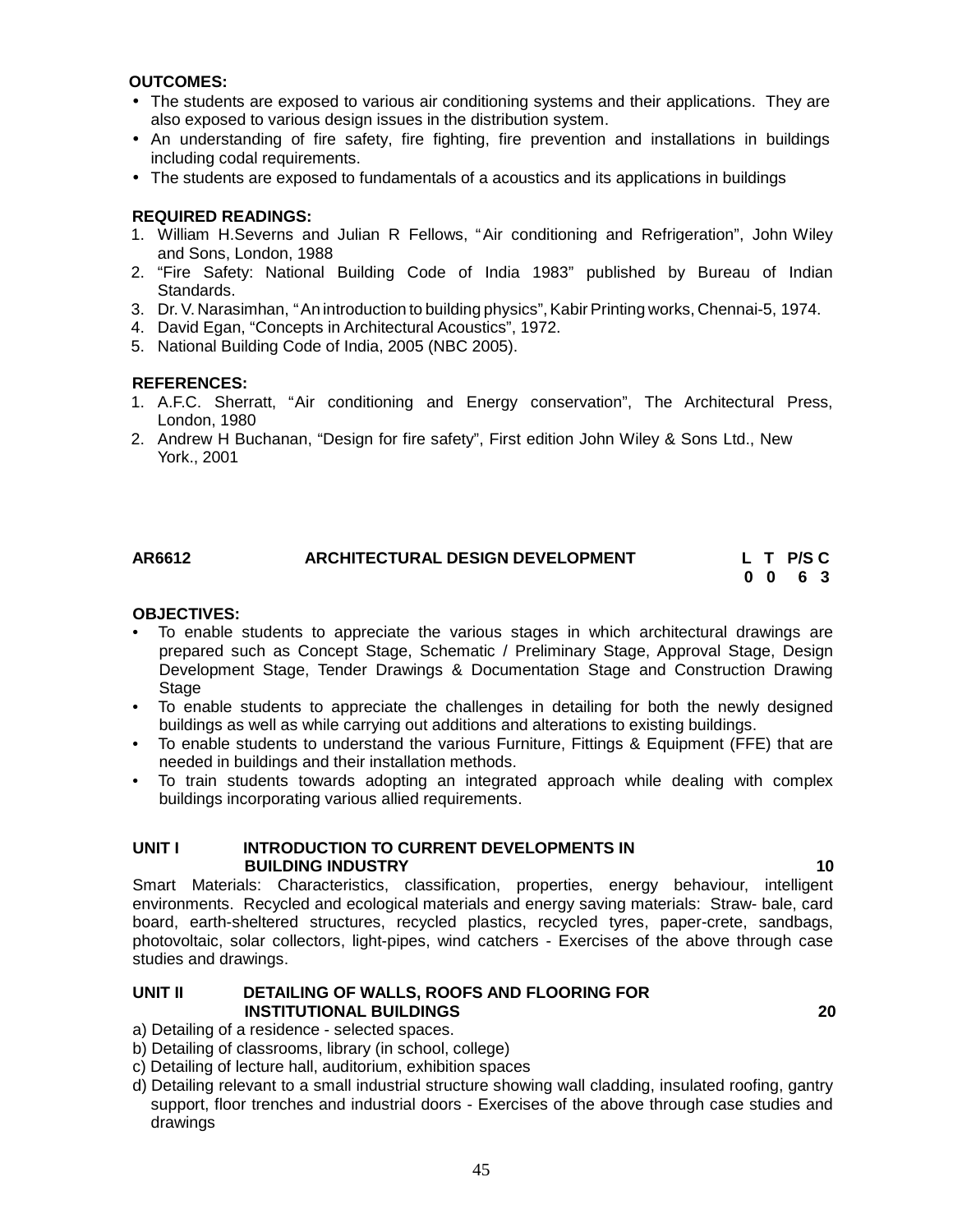**OUTCOMES:**

- The students are exposed to various air conditioning systems and their applications. They are also exposed to various design issues in the distribution system.
- An understanding of fire safety, fire fighting, fire prevention and installations in buildings including codal requirements.
- The students are exposed to fundamentals of a acoustics and its applications in buildings

**REQUIRED READINGS:**

1. William H.Severns and Julian R Fellows, "Air conditioning and Refrigeration", John Wiley and Sons, London, 1988
2. "Fire Safety: National Building Code of India 1983" published by Bureau of Indian Standards.
3. Dr. V. Narasimhan, "An introduction to building physics", Kabir Printing works, Chennai-5, 1974.
4. David Egan, "Concepts in Architectural Acoustics", 1972.
5. National Building Code of India, 2005 (NBC 2005).

**REFERENCES:**

1. A.F.C. Sherratt, "Air conditioning and Energy conservation", The Architectural Press, London, 1980
2. Andrew H Buchanan, "Design for fire safety", First edition John Wiley & Sons Ltd., New York., 2001

## AR6612 ARCHITECTURAL DESIGN DEVELOPMENT

| L | T | P/S | C |
|---|---|---|---|
| 0 | 0 | 6 | 3 |

**OBJECTIVES:**

- To enable students to appreciate the various stages in which architectural drawings are prepared such as Concept Stage, Schematic / Preliminary Stage, Approval Stage, Design Development Stage, Tender Drawings & Documentation Stage and Construction Drawing Stage
- To enable students to appreciate the challenges in detailing for both the newly designed buildings as well as while carrying out additions and alterations to existing buildings.
- To enable students to understand the various Furniture, Fittings & Equipment (FFE) that are needed in buildings and their installation methods.
- To train students towards adopting an integrated approach while dealing with complex buildings incorporating various allied requirements.

**UNIT I INTRODUCTION TO CURRENT DEVELOPMENTS IN BUILDING INDUSTRY 10**

Smart Materials: Characteristics, classification, properties, energy behaviour, intelligent environments. Recycled and ecological materials and energy saving materials: Straw- bale, card board, earth-sheltered structures, recycled plastics, recycled tyres, paper-crete, sandbags, photovoltaic, solar collectors, light-pipes, wind catchers - Exercises of the above through case studies and drawings.

**UNIT II DETAILING OF WALLS, ROOFS AND FLOORING FOR INSTITUTIONAL BUILDINGS 20**

a) Detailing of a residence - selected spaces.
b) Detailing of classrooms, library (in school, college)
c) Detailing of lecture hall, auditorium, exhibition spaces
d) Detailing relevant to a small industrial structure showing wall cladding, insulated roofing, gantry support, floor trenches and industrial doors - Exercises of the above through case studies and drawings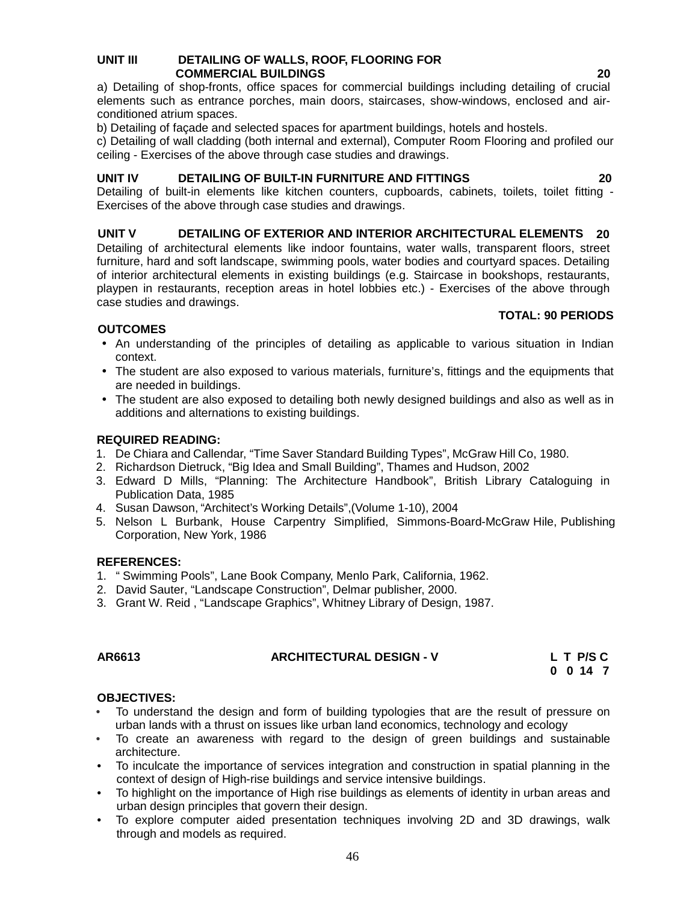**UNIT III DETAILING OF WALLS, ROOF, FLOORING FOR COMMERCIAL BUILDINGS 20**

a) Detailing of shop-fronts, office spaces for commercial buildings including detailing of crucial elements such as entrance porches, main doors, staircases, show-windows, enclosed and air-conditioned atrium spaces.

b) Detailing of façade and selected spaces for apartment buildings, hotels and hostels.

c) Detailing of wall cladding (both internal and external), Computer Room Flooring and profiled our ceiling - Exercises of the above through case studies and drawings.

**UNIT IV DETAILING OF BUILT-IN FURNITURE AND FITTINGS 20**

Detailing of built-in elements like kitchen counters, cupboards, cabinets, toilets, toilet fitting - Exercises of the above through case studies and drawings.

**UNIT V DETAILING OF EXTERIOR AND INTERIOR ARCHITECTURAL ELEMENTS 20**

Detailing of architectural elements like indoor fountains, water walls, transparent floors, street furniture, hard and soft landscape, swimming pools, water bodies and courtyard spaces. Detailing of interior architectural elements in existing buildings (e.g. Staircase in bookshops, restaurants, playpen in restaurants, reception areas in hotel lobbies etc.) - Exercises of the above through case studies and drawings.

**TOTAL: 90 PERIODS**

**OUTCOMES**

- An understanding of the principles of detailing as applicable to various situation in Indian context.
- The student are also exposed to various materials, furniture's, fittings and the equipments that are needed in buildings.
- The student are also exposed to detailing both newly designed buildings and also as well as in additions and alternations to existing buildings.

**REQUIRED READING:**

1. De Chiara and Callendar, "Time Saver Standard Building Types", McGraw Hill Co, 1980.
2. Richardson Dietruck, "Big Idea and Small Building", Thames and Hudson, 2002
3. Edward D Mills, "Planning: The Architecture Handbook", British Library Cataloguing in Publication Data, 1985
4. Susan Dawson, "Architect's Working Details",(Volume 1-10), 2004
5. Nelson L Burbank, House Carpentry Simplified, Simmons-Board-McGraw Hile, Publishing Corporation, New York, 1986

**REFERENCES:**

1. " Swimming Pools", Lane Book Company, Menlo Park, California, 1962.
2. David Sauter, "Landscape Construction", Delmar publisher, 2000.
3. Grant W. Reid , "Landscape Graphics", Whitney Library of Design, 1987.

| AR6613 | ARCHITECTURAL DESIGN - V | L T P/S C |
|---|---|---|
| | | 0 0 14 7 |

**OBJECTIVES:**

- To understand the design and form of building typologies that are the result of pressure on urban lands with a thrust on issues like urban land economics, technology and ecology
- To create an awareness with regard to the design of green buildings and sustainable architecture.
- To inculcate the importance of services integration and construction in spatial planning in the context of design of High-rise buildings and service intensive buildings.
- To highlight on the importance of High rise buildings as elements of identity in urban areas and urban design principles that govern their design.
- To explore computer aided presentation techniques involving 2D and 3D drawings, walk through and models as required.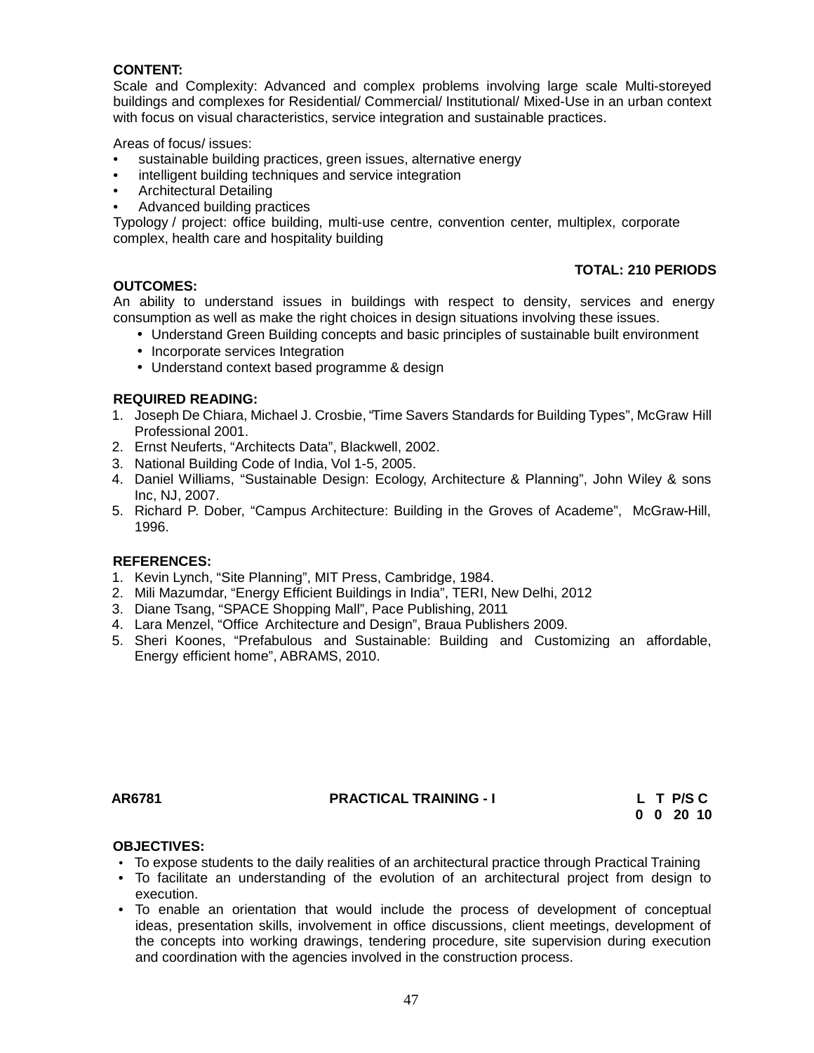**CONTENT:**

Scale and Complexity: Advanced and complex problems involving large scale Multi-storeyed buildings and complexes for Residential/ Commercial/ Institutional/ Mixed-Use in an urban context with focus on visual characteristics, service integration and sustainable practices.

Areas of focus/ issues:

- sustainable building practices, green issues, alternative energy
- intelligent building techniques and service integration
- Architectural Detailing
- Advanced building practices

Typology / project: office building, multi-use centre, convention center, multiplex, corporate complex, health care and hospitality building

**TOTAL: 210 PERIODS**

**OUTCOMES:**

An ability to understand issues in buildings with respect to density, services and energy consumption as well as make the right choices in design situations involving these issues.

- Understand Green Building concepts and basic principles of sustainable built environment
- Incorporate services Integration
- Understand context based programme & design

**REQUIRED READING:**

1. Joseph De Chiara, Michael J. Crosbie, "Time Savers Standards for Building Types", McGraw Hill Professional 2001.
2. Ernst Neuferts, "Architects Data", Blackwell, 2002.
3. National Building Code of India, Vol 1-5, 2005.
4. Daniel Williams, "Sustainable Design: Ecology, Architecture & Planning", John Wiley & sons Inc, NJ, 2007.
5. Richard P. Dober, "Campus Architecture: Building in the Groves of Academe", McGraw-Hill, 1996.

**REFERENCES:**

1. Kevin Lynch, "Site Planning", MIT Press, Cambridge, 1984.
2. Mili Mazumdar, "Energy Efficient Buildings in India", TERI, New Delhi, 2012
3. Diane Tsang, "SPACE Shopping Mall", Pace Publishing, 2011
4. Lara Menzel, "Office Architecture and Design", Braua Publishers 2009.
5. Sheri Koones, "Prefabulous and Sustainable: Building and Customizing an affordable, Energy efficient home", ABRAMS, 2010.

| AR6781 | PRACTICAL TRAINING - I | L | T | P/S | C |
|---|---|---|---|---|---|
| | | 0 | 0 | 20 | 10 |

**OBJECTIVES:**

- To expose students to the daily realities of an architectural practice through Practical Training
- To facilitate an understanding of the evolution of an architectural project from design to execution.
- To enable an orientation that would include the process of development of conceptual ideas, presentation skills, involvement in office discussions, client meetings, development of the concepts into working drawings, tendering procedure, site supervision during execution and coordination with the agencies involved in the construction process.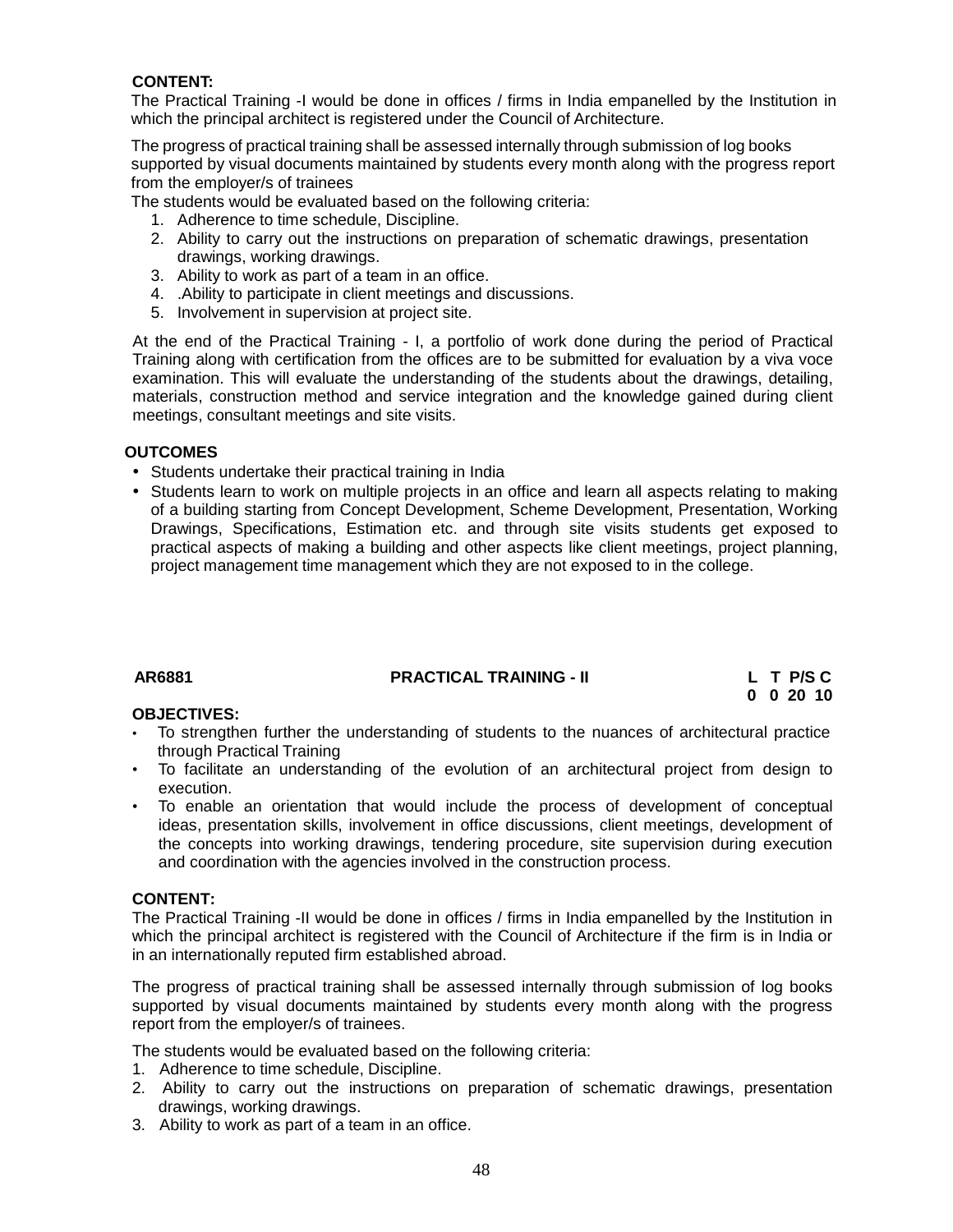**CONTENT:**

The Practical Training -I would be done in offices / firms in India empanelled by the Institution in which the principal architect is registered under the Council of Architecture.

The progress of practical training shall be assessed internally through submission of log books supported by visual documents maintained by students every month along with the progress report from the employer/s of trainees

The students would be evaluated based on the following criteria:

1. Adherence to time schedule, Discipline.
2. Ability to carry out the instructions on preparation of schematic drawings, presentation drawings, working drawings.
3. Ability to work as part of a team in an office.
4. .Ability to participate in client meetings and discussions.
5. Involvement in supervision at project site.

At the end of the Practical Training - I, a portfolio of work done during the period of Practical Training along with certification from the offices are to be submitted for evaluation by a viva voce examination. This will evaluate the understanding of the students about the drawings, detailing, materials, construction method and service integration and the knowledge gained during client meetings, consultant meetings and site visits.

**OUTCOMES**

- Students undertake their practical training in India
- Students learn to work on multiple projects in an office and learn all aspects relating to making of a building starting from Concept Development, Scheme Development, Presentation, Working Drawings, Specifications, Estimation etc. and through site visits students get exposed to practical aspects of making a building and other aspects like client meetings, project planning, project management time management which they are not exposed to in the college.

| **AR6881** | **PRACTICAL TRAINING - II** | **L** | **T** | **P/S** | **C** |
|---|---|---|---|---|---|
| | | **0** | **0** | **20** | **10** |

**OBJECTIVES:**

- To strengthen further the understanding of students to the nuances of architectural practice through Practical Training
- To facilitate an understanding of the evolution of an architectural project from design to execution.
- To enable an orientation that would include the process of development of conceptual ideas, presentation skills, involvement in office discussions, client meetings, development of the concepts into working drawings, tendering procedure, site supervision during execution and coordination with the agencies involved in the construction process.

**CONTENT:**

The Practical Training -II would be done in offices / firms in India empanelled by the Institution in which the principal architect is registered with the Council of Architecture if the firm is in India or in an internationally reputed firm established abroad.

The progress of practical training shall be assessed internally through submission of log books supported by visual documents maintained by students every month along with the progress report from the employer/s of trainees.

The students would be evaluated based on the following criteria:

1. Adherence to time schedule, Discipline.
2. Ability to carry out the instructions on preparation of schematic drawings, presentation drawings, working drawings.
3. Ability to work as part of a team in an office.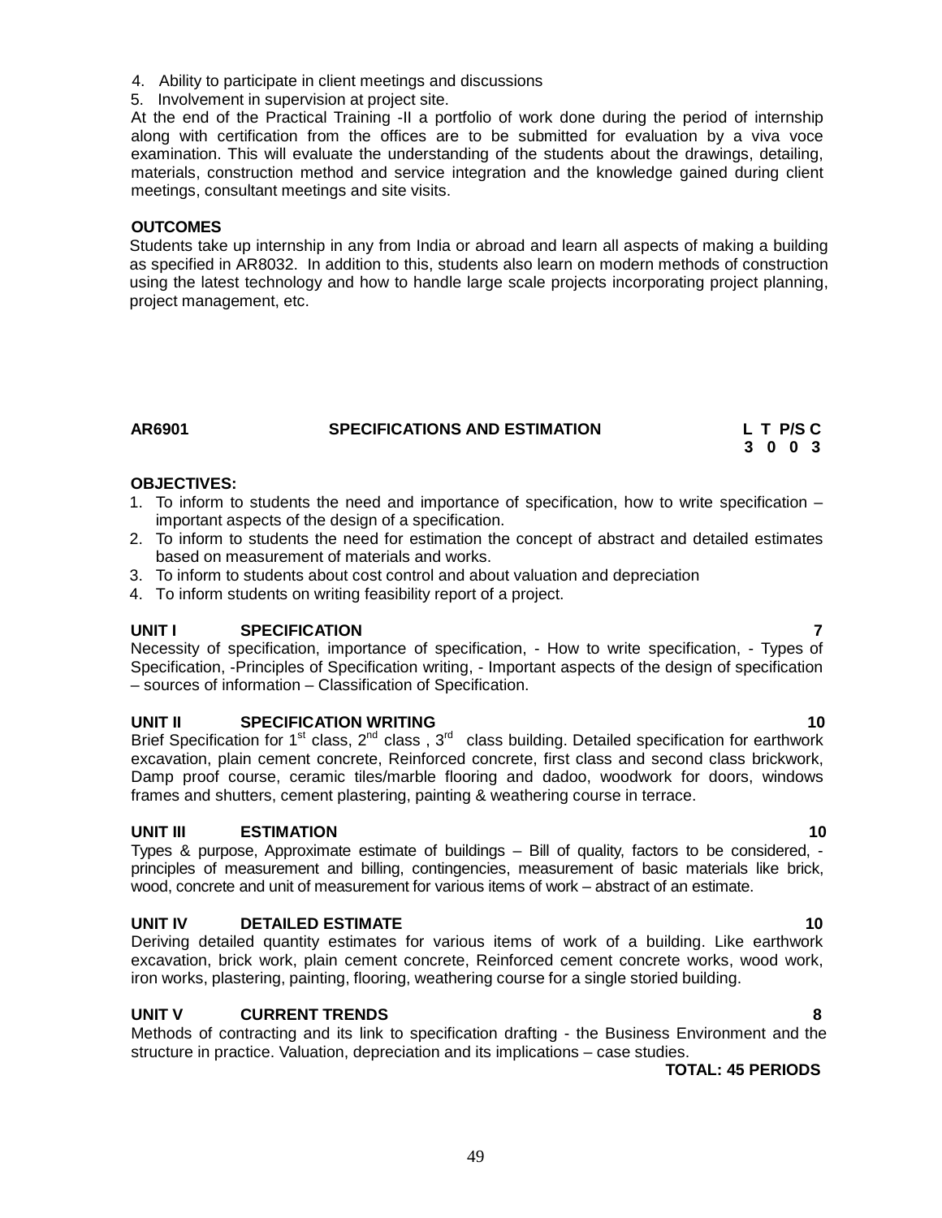4. Ability to participate in client meetings and discussions
5. Involvement in supervision at project site.

At the end of the Practical Training -II a portfolio of work done during the period of internship along with certification from the offices are to be submitted for evaluation by a viva voce examination. This will evaluate the understanding of the students about the drawings, detailing, materials, construction method and service integration and the knowledge gained during client meetings, consultant meetings and site visits.

**OUTCOMES**

Students take up internship in any from India or abroad and learn all aspects of making a building as specified in AR8032. In addition to this, students also learn on modern methods of construction using the latest technology and how to handle large scale projects incorporating project planning, project management, etc.

## AR6901 SPECIFICATIONS AND ESTIMATION

**L T P/S C**
**3 0 0 3**

**OBJECTIVES:**

1. To inform to students the need and importance of specification, how to write specification – important aspects of the design of a specification.
2. To inform to students the need for estimation the concept of abstract and detailed estimates based on measurement of materials and works.
3. To inform to students about cost control and about valuation and depreciation
4. To inform students on writing feasibility report of a project.

**UNIT I SPECIFICATION 7**

Necessity of specification, importance of specification, - How to write specification, - Types of Specification, -Principles of Specification writing, - Important aspects of the design of specification – sources of information – Classification of Specification.

**UNIT II SPECIFICATION WRITING 10**

Brief Specification for 1st class, 2nd class , 3rd class building. Detailed specification for earthwork excavation, plain cement concrete, Reinforced concrete, first class and second class brickwork, Damp proof course, ceramic tiles/marble flooring and dadoo, woodwork for doors, windows frames and shutters, cement plastering, painting & weathering course in terrace.

**UNIT III ESTIMATION 10**

Types & purpose, Approximate estimate of buildings – Bill of quality, factors to be considered, - principles of measurement and billing, contingencies, measurement of basic materials like brick, wood, concrete and unit of measurement for various items of work – abstract of an estimate.

**UNIT IV DETAILED ESTIMATE 10**

Deriving detailed quantity estimates for various items of work of a building. Like earthwork excavation, brick work, plain cement concrete, Reinforced cement concrete works, wood work, iron works, plastering, painting, flooring, weathering course for a single storied building.

**UNIT V CURRENT TRENDS 8**

Methods of contracting and its link to specification drafting - the Business Environment and the structure in practice. Valuation, depreciation and its implications – case studies.

**TOTAL: 45 PERIODS**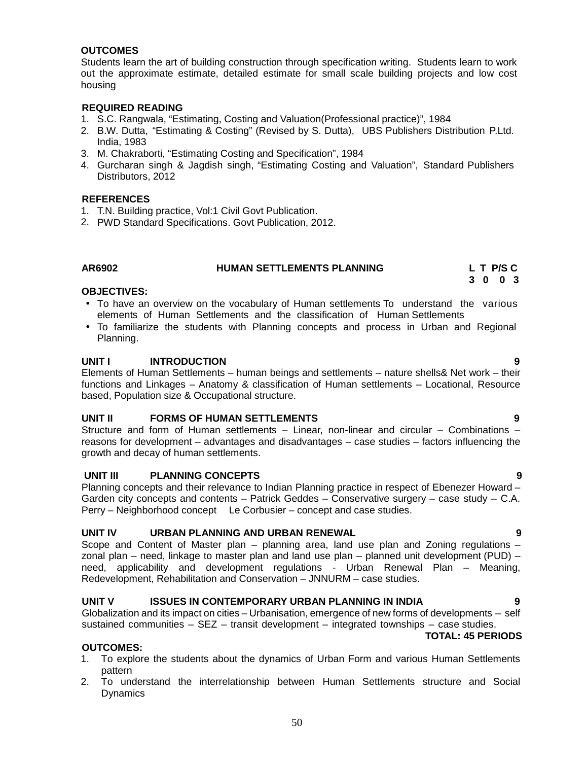**OUTCOMES**

Students learn the art of building construction through specification writing. Students learn to work out the approximate estimate, detailed estimate for small scale building projects and low cost housing

**REQUIRED READING**

1. S.C. Rangwala, "Estimating, Costing and Valuation(Professional practice)", 1984
2. B.W. Dutta, "Estimating & Costing" (Revised by S. Dutta), UBS Publishers Distribution P.Ltd. India, 1983
3. M. Chakraborti, "Estimating Costing and Specification", 1984
4. Gurcharan singh & Jagdish singh, "Estimating Costing and Valuation", Standard Publishers Distributors, 2012

**REFERENCES**

1. T.N. Building practice, Vol:1 Civil Govt Publication.
2. PWD Standard Specifications. Govt Publication, 2012.

## AR6902 HUMAN SETTLEMENTS PLANNING

| L | T | P/S | C |
|---|---|---|---|
| 3 | 0 | 0 | 3 |

**OBJECTIVES:**

- To have an overview on the vocabulary of Human settlements To understand the various elements of Human Settlements and the classification of Human Settlements
- To familiarize the students with Planning concepts and process in Urban and Regional Planning.

**UNIT I INTRODUCTION 9**

Elements of Human Settlements – human beings and settlements – nature shells& Net work – their functions and Linkages – Anatomy & classification of Human settlements – Locational, Resource based, Population size & Occupational structure.

**UNIT II FORMS OF HUMAN SETTLEMENTS 9**

Structure and form of Human settlements – Linear, non-linear and circular – Combinations – reasons for development – advantages and disadvantages – case studies – factors influencing the growth and decay of human settlements.

**UNIT III PLANNING CONCEPTS 9**

Planning concepts and their relevance to Indian Planning practice in respect of Ebenezer Howard – Garden city concepts and contents – Patrick Geddes – Conservative surgery – case study – C.A. Perry – Neighborhood concept Le Corbusier – concept and case studies.

**UNIT IV URBAN PLANNING AND URBAN RENEWAL 9**

Scope and Content of Master plan – planning area, land use plan and Zoning regulations – zonal plan – need, linkage to master plan and land use plan – planned unit development (PUD) – need, applicability and development regulations - Urban Renewal Plan – Meaning, Redevelopment, Rehabilitation and Conservation – JNNURM – case studies.

**UNIT V ISSUES IN CONTEMPORARY URBAN PLANNING IN INDIA 9**

Globalization and its impact on cities – Urbanisation, emergence of new forms of developments – self sustained communities – SEZ – transit development – integrated townships – case studies.

**TOTAL: 45 PERIODS**

**OUTCOMES:**

1. To explore the students about the dynamics of Urban Form and various Human Settlements pattern
2. To understand the interrelationship between Human Settlements structure and Social Dynamics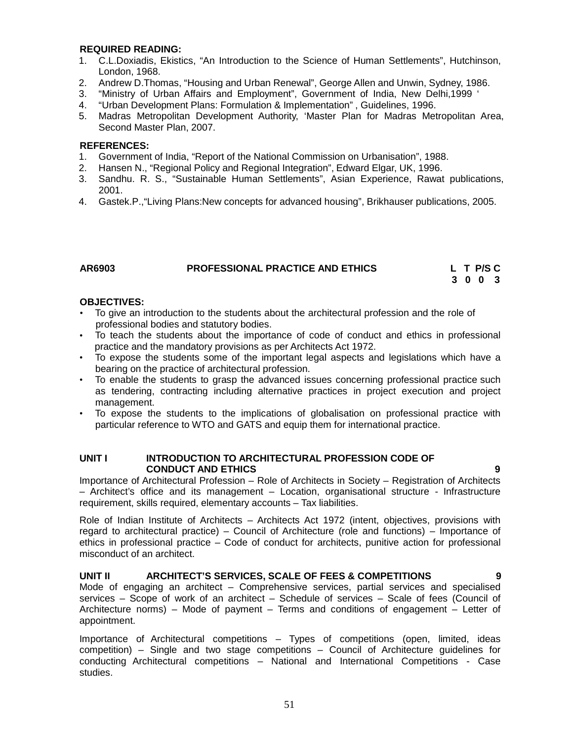**REQUIRED READING:**

1. C.L.Doxiadis, Ekistics, “An Introduction to the Science of Human Settlements”, Hutchinson, London, 1968.
2. Andrew D.Thomas, “Housing and Urban Renewal”, George Allen and Unwin, Sydney, 1986.
3. “Ministry of Urban Affairs and Employment”, Government of India, New Delhi,1999 ‘
4. “Urban Development Plans: Formulation & Implementation” , Guidelines, 1996.
5. Madras Metropolitan Development Authority, ‘Master Plan for Madras Metropolitan Area, Second Master Plan, 2007.

**REFERENCES:**

1. Government of India, “Report of the National Commission on Urbanisation”, 1988.
2. Hansen N., “Regional Policy and Regional Integration”, Edward Elgar, UK, 1996.
3. Sandhu. R. S., “Sustainable Human Settlements”, Asian Experience, Rawat publications, 2001.
4. Gastek.P.,“Living Plans:New concepts for advanced housing”, Brikhauser publications, 2005.

## AR6903 PROFESSIONAL PRACTICE AND ETHICS

| L | T | P/S | C |
|---|---|---|---|
| 3 | 0 | 0 | 3 |

**OBJECTIVES:**

- To give an introduction to the students about the architectural profession and the role of professional bodies and statutory bodies.
- To teach the students about the importance of code of conduct and ethics in professional practice and the mandatory provisions as per Architects Act 1972.
- To expose the students some of the important legal aspects and legislations which have a bearing on the practice of architectural profession.
- To enable the students to grasp the advanced issues concerning professional practice such as tendering, contracting including alternative practices in project execution and project management.
- To expose the students to the implications of globalisation on professional practice with particular reference to WTO and GATS and equip them for international practice.

### UNIT I INTRODUCTION TO ARCHITECTURAL PROFESSION CODE OF CONDUCT AND ETHICS 9

Importance of Architectural Profession – Role of Architects in Society – Registration of Architects – Architect’s office and its management – Location, organisational structure - Infrastructure requirement, skills required, elementary accounts – Tax liabilities.

Role of Indian Institute of Architects – Architects Act 1972 (intent, objectives, provisions with regard to architectural practice) – Council of Architecture (role and functions) – Importance of ethics in professional practice – Code of conduct for architects, punitive action for professional misconduct of an architect.

### UNIT II ARCHITECT’S SERVICES, SCALE OF FEES & COMPETITIONS 9

Mode of engaging an architect – Comprehensive services, partial services and specialised services – Scope of work of an architect – Schedule of services – Scale of fees (Council of Architecture norms) – Mode of payment – Terms and conditions of engagement – Letter of appointment.

Importance of Architectural competitions – Types of competitions (open, limited, ideas competition) – Single and two stage competitions – Council of Architecture guidelines for conducting Architectural competitions – National and International Competitions - Case studies.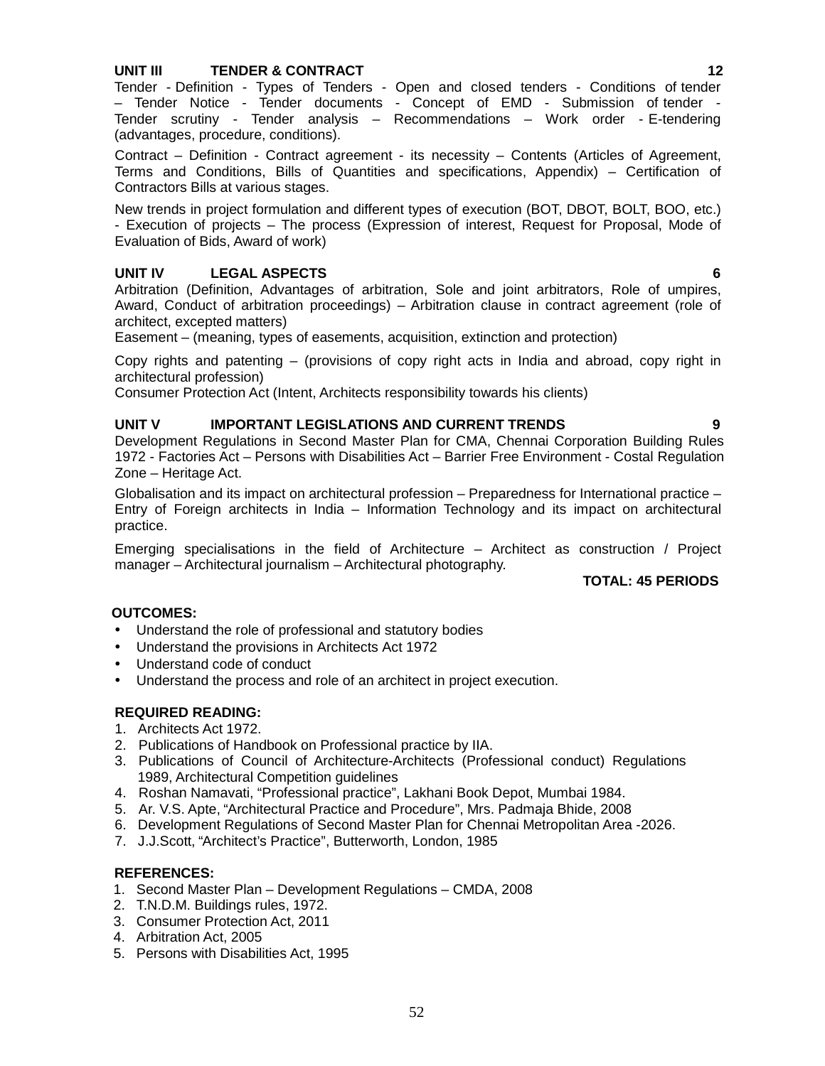**UNIT III TENDER & CONTRACT 12**

Tender - Definition - Types of Tenders - Open and closed tenders - Conditions of tender – Tender Notice - Tender documents - Concept of EMD - Submission of tender - Tender scrutiny - Tender analysis – Recommendations – Work order - E-tendering (advantages, procedure, conditions).

Contract – Definition - Contract agreement - its necessity – Contents (Articles of Agreement, Terms and Conditions, Bills of Quantities and specifications, Appendix) – Certification of Contractors Bills at various stages.

New trends in project formulation and different types of execution (BOT, DBOT, BOLT, BOO, etc.) - Execution of projects – The process (Expression of interest, Request for Proposal, Mode of Evaluation of Bids, Award of work)

**UNIT IV LEGAL ASPECTS 6**

Arbitration (Definition, Advantages of arbitration, Sole and joint arbitrators, Role of umpires, Award, Conduct of arbitration proceedings) – Arbitration clause in contract agreement (role of architect, excepted matters)

Easement – (meaning, types of easements, acquisition, extinction and protection)

Copy rights and patenting – (provisions of copy right acts in India and abroad, copy right in architectural profession)

Consumer Protection Act (Intent, Architects responsibility towards his clients)

**UNIT V IMPORTANT LEGISLATIONS AND CURRENT TRENDS 9**

Development Regulations in Second Master Plan for CMA, Chennai Corporation Building Rules 1972 - Factories Act – Persons with Disabilities Act – Barrier Free Environment - Costal Regulation Zone – Heritage Act.

Globalisation and its impact on architectural profession – Preparedness for International practice – Entry of Foreign architects in India – Information Technology and its impact on architectural practice.

Emerging specialisations in the field of Architecture – Architect as construction / Project manager – Architectural journalism – Architectural photography.

**TOTAL: 45 PERIODS**

**OUTCOMES:**

- Understand the role of professional and statutory bodies
- Understand the provisions in Architects Act 1972
- Understand code of conduct
- Understand the process and role of an architect in project execution.

**REQUIRED READING:**

1. Architects Act 1972.
2. Publications of Handbook on Professional practice by IIA.
3. Publications of Council of Architecture-Architects (Professional conduct) Regulations 1989, Architectural Competition guidelines
4. Roshan Namavati, “Professional practice”, Lakhani Book Depot, Mumbai 1984.
5. Ar. V.S. Apte, “Architectural Practice and Procedure”, Mrs. Padmaja Bhide, 2008
6. Development Regulations of Second Master Plan for Chennai Metropolitan Area -2026.
7. J.J.Scott, “Architect’s Practice”, Butterworth, London, 1985

**REFERENCES:**

1. Second Master Plan – Development Regulations – CMDA, 2008
2. T.N.D.M. Buildings rules, 1972.
3. Consumer Protection Act, 2011
4. Arbitration Act, 2005
5. Persons with Disabilities Act, 1995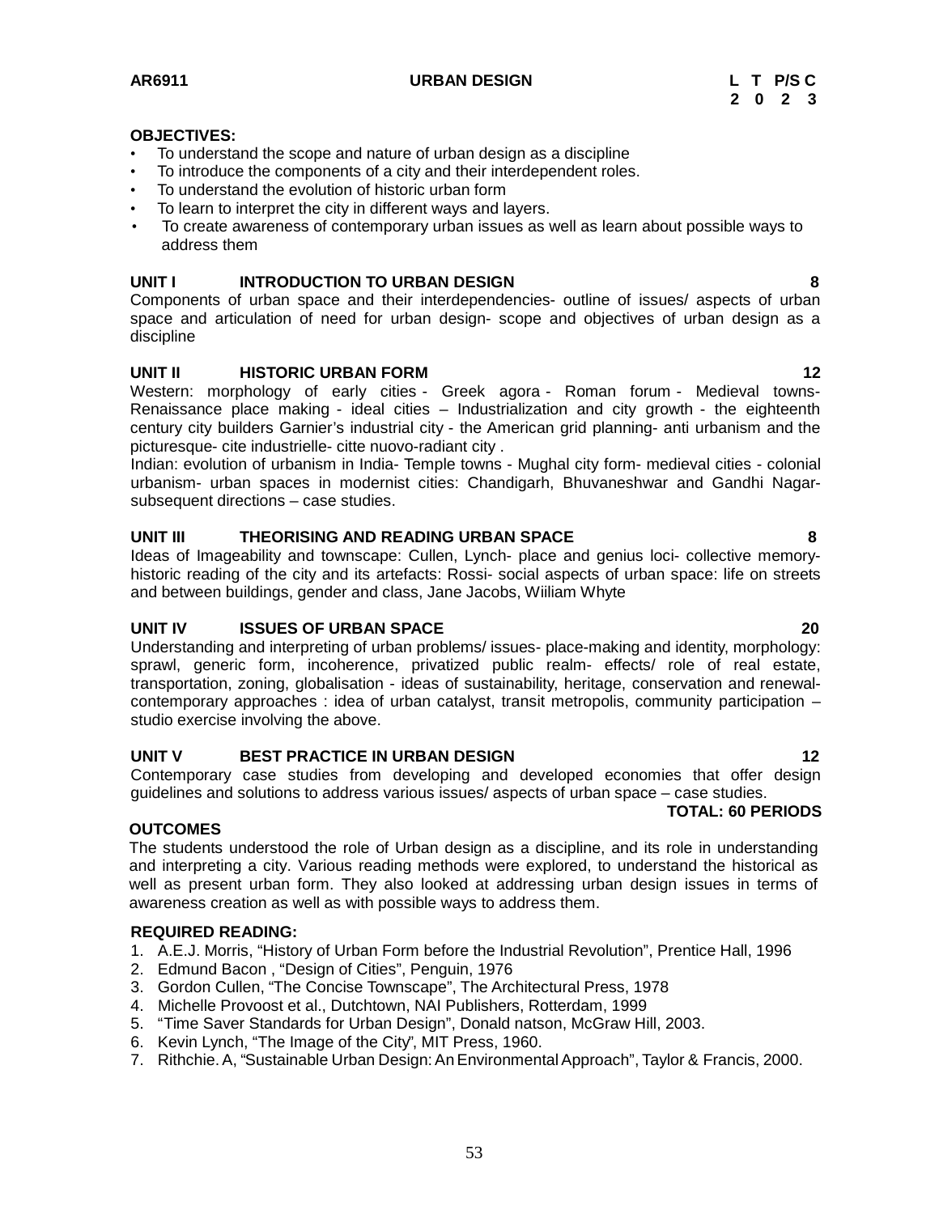**AR6911** **URBAN DESIGN**

| L | T | P/S | C |
|---|---|---|---|
| 2 | 0 | 2 | 3 |

**OBJECTIVES:**

- To understand the scope and nature of urban design as a discipline
- To introduce the components of a city and their interdependent roles.
- To understand the evolution of historic urban form
- To learn to interpret the city in different ways and layers.
- To create awareness of contemporary urban issues as well as learn about possible ways to address them

**UNIT I INTRODUCTION TO URBAN DESIGN 8**

Components of urban space and their interdependencies- outline of issues/ aspects of urban space and articulation of need for urban design- scope and objectives of urban design as a discipline

**UNIT II HISTORIC URBAN FORM 12**

Western: morphology of early cities - Greek agora - Roman forum - Medieval towns- Renaissance place making - ideal cities – Industrialization and city growth - the eighteenth century city builders Garnier's industrial city - the American grid planning- anti urbanism and the picturesque- cite industrielle- citte nuovo-radiant city .

Indian: evolution of urbanism in India- Temple towns - Mughal city form- medieval cities - colonial urbanism- urban spaces in modernist cities: Chandigarh, Bhuvaneshwar and Gandhi Nagar- subsequent directions – case studies.

**UNIT III THEORISING AND READING URBAN SPACE 8**

Ideas of Imageability and townscape: Cullen, Lynch- place and genius loci- collective memory- historic reading of the city and its artefacts: Rossi- social aspects of urban space: life on streets and between buildings, gender and class, Jane Jacobs, Wiiliam Whyte

**UNIT IV ISSUES OF URBAN SPACE 20**

Understanding and interpreting of urban problems/ issues- place-making and identity, morphology: sprawl, generic form, incoherence, privatized public realm- effects/ role of real estate, transportation, zoning, globalisation - ideas of sustainability, heritage, conservation and renewal- contemporary approaches : idea of urban catalyst, transit metropolis, community participation – studio exercise involving the above.

**UNIT V BEST PRACTICE IN URBAN DESIGN 12**

Contemporary case studies from developing and developed economies that offer design guidelines and solutions to address various issues/ aspects of urban space – case studies.

**TOTAL: 60 PERIODS**

**OUTCOMES**

The students understood the role of Urban design as a discipline, and its role in understanding and interpreting a city. Various reading methods were explored, to understand the historical as well as present urban form. They also looked at addressing urban design issues in terms of awareness creation as well as with possible ways to address them.

**REQUIRED READING:**

1. A.E.J. Morris, "History of Urban Form before the Industrial Revolution", Prentice Hall, 1996
2. Edmund Bacon , "Design of Cities", Penguin, 1976
3. Gordon Cullen, "The Concise Townscape", The Architectural Press, 1978
4. Michelle Provoost et al., Dutchtown, NAI Publishers, Rotterdam, 1999
5. "Time Saver Standards for Urban Design", Donald natson, McGraw Hill, 2003.
6. Kevin Lynch, "The Image of the City", MIT Press, 1960.
7. Rithchie. A, "Sustainable Urban Design: An Environmental Approach", Taylor & Francis, 2000.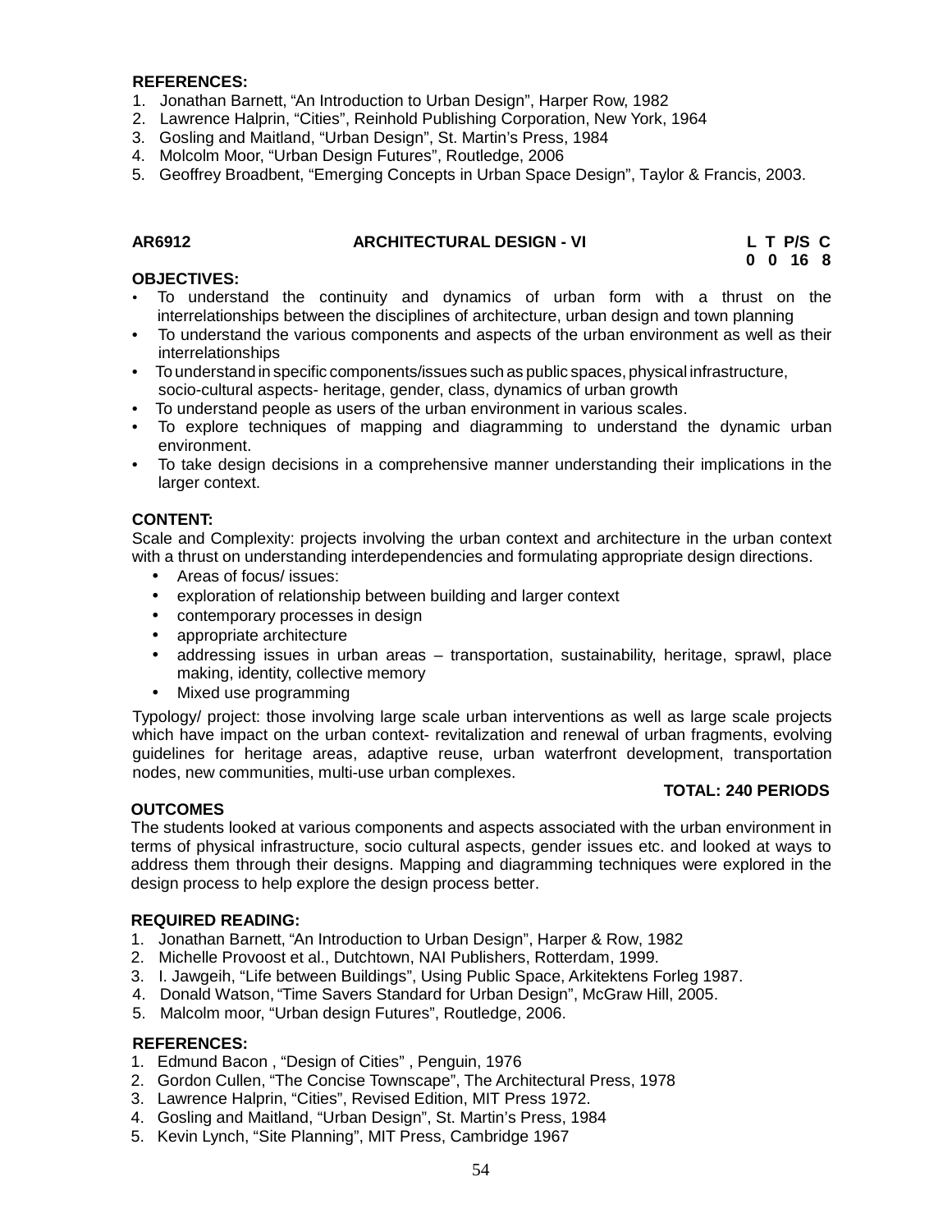**REFERENCES:**

1. Jonathan Barnett, "An Introduction to Urban Design", Harper Row, 1982
2. Lawrence Halprin, "Cities", Reinhold Publishing Corporation, New York, 1964
3. Gosling and Maitland, "Urban Design", St. Martin's Press, 1984
4. Molcolm Moor, "Urban Design Futures", Routledge, 2006
5. Geoffrey Broadbent, "Emerging Concepts in Urban Space Design", Taylor & Francis, 2003.

**AR6912 ARCHITECTURAL DESIGN - VI**

| L | T | P/S | C |
|---|---|---|---|
| 0 | 0 | 16 | 8 |

**OBJECTIVES:**

- To understand the continuity and dynamics of urban form with a thrust on the interrelationships between the disciplines of architecture, urban design and town planning
- To understand the various components and aspects of the urban environment as well as their interrelationships
- To understand in specific components/issues such as public spaces, physical infrastructure, socio-cultural aspects- heritage, gender, class, dynamics of urban growth
- To understand people as users of the urban environment in various scales.
- To explore techniques of mapping and diagramming to understand the dynamic urban environment.
- To take design decisions in a comprehensive manner understanding their implications in the larger context.

**CONTENT:**

Scale and Complexity: projects involving the urban context and architecture in the urban context with a thrust on understanding interdependencies and formulating appropriate design directions.

- Areas of focus/ issues:
- exploration of relationship between building and larger context
- contemporary processes in design
- appropriate architecture
- addressing issues in urban areas – transportation, sustainability, heritage, sprawl, place making, identity, collective memory
- Mixed use programming

Typology/ project: those involving large scale urban interventions as well as large scale projects which have impact on the urban context- revitalization and renewal of urban fragments, evolving guidelines for heritage areas, adaptive reuse, urban waterfront development, transportation nodes, new communities, multi-use urban complexes.

**TOTAL: 240 PERIODS**

**OUTCOMES**

The students looked at various components and aspects associated with the urban environment in terms of physical infrastructure, socio cultural aspects, gender issues etc. and looked at ways to address them through their designs. Mapping and diagramming techniques were explored in the design process to help explore the design process better.

**REQUIRED READING:**

1. Jonathan Barnett, "An Introduction to Urban Design", Harper & Row, 1982
2. Michelle Provoost et al., Dutchtown, NAI Publishers, Rotterdam, 1999.
3. I. Jawgeih, "Life between Buildings", Using Public Space, Arkitektens Forleg 1987.
4. Donald Watson, "Time Savers Standard for Urban Design", McGraw Hill, 2005.
5. Malcolm moor, "Urban design Futures", Routledge, 2006.

**REFERENCES:**

1. Edmund Bacon , "Design of Cities" , Penguin, 1976
2. Gordon Cullen, "The Concise Townscape", The Architectural Press, 1978
3. Lawrence Halprin, "Cities", Revised Edition, MIT Press 1972.
4. Gosling and Maitland, "Urban Design", St. Martin's Press, 1984
5. Kevin Lynch, "Site Planning", MIT Press, Cambridge 1967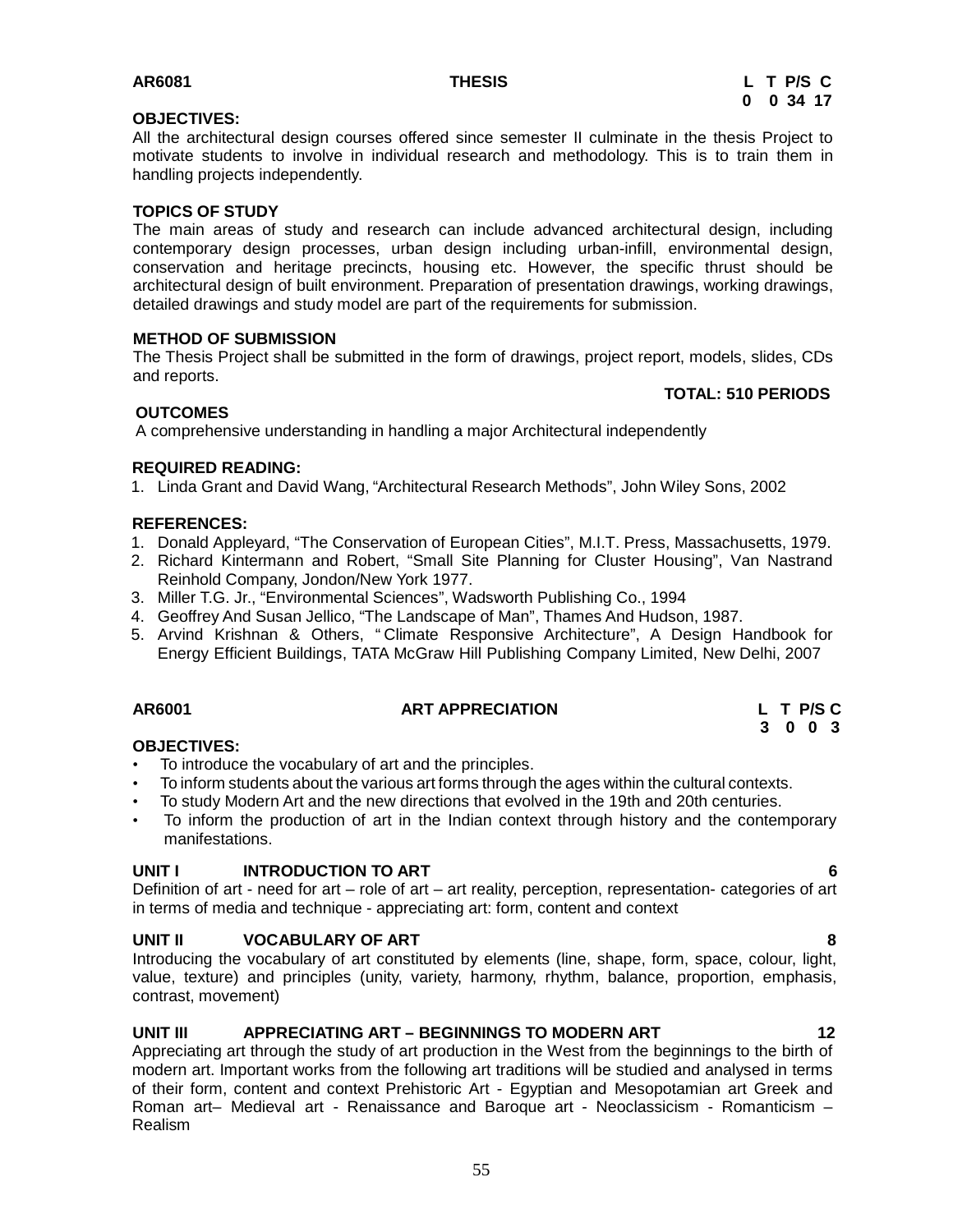**AR6081** **THESIS**

| L | T | P/S | C |
|---|---|---|---|
| 0 | 0 | 34 | 17 |

**OBJECTIVES:**

All the architectural design courses offered since semester II culminate in the thesis Project to motivate students to involve in individual research and methodology. This is to train them in handling projects independently.

**TOPICS OF STUDY**

The main areas of study and research can include advanced architectural design, including contemporary design processes, urban design including urban-infill, environmental design, conservation and heritage precincts, housing etc. However, the specific thrust should be architectural design of built environment. Preparation of presentation drawings, working drawings, detailed drawings and study model are part of the requirements for submission.

**METHOD OF SUBMISSION**

The Thesis Project shall be submitted in the form of drawings, project report, models, slides, CDs and reports.

**TOTAL: 510 PERIODS**

**OUTCOMES**

A comprehensive understanding in handling a major Architectural independently

**REQUIRED READING:**

1. Linda Grant and David Wang, "Architectural Research Methods", John Wiley Sons, 2002

**REFERENCES:**

1. Donald Appleyard, "The Conservation of European Cities", M.I.T. Press, Massachusetts, 1979.
2. Richard Kintermann and Robert, "Small Site Planning for Cluster Housing", Van Nastrand Reinhold Company, Jondon/New York 1977.
3. Miller T.G. Jr., "Environmental Sciences", Wadsworth Publishing Co., 1994
4. Geoffrey And Susan Jellico, "The Landscape of Man", Thames And Hudson, 1987.
5. Arvind Krishnan & Others, " Climate Responsive Architecture", A Design Handbook for Energy Efficient Buildings, TATA McGraw Hill Publishing Company Limited, New Delhi, 2007

**AR6001** **ART APPRECIATION**

| L | T | P/S | C |
|---|---|---|---|
| 3 | 0 | 0 | 3 |

**OBJECTIVES:**

- To introduce the vocabulary of art and the principles.
- To inform students about the various art forms through the ages within the cultural contexts.
- To study Modern Art and the new directions that evolved in the 19th and 20th centuries.
- To inform the production of art in the Indian context through history and the contemporary manifestations.

**UNIT I INTRODUCTION TO ART** **6**

Definition of art - need for art – role of art – art reality, perception, representation- categories of art in terms of media and technique - appreciating art: form, content and context

**UNIT II VOCABULARY OF ART** **8**

Introducing the vocabulary of art constituted by elements (line, shape, form, space, colour, light, value, texture) and principles (unity, variety, harmony, rhythm, balance, proportion, emphasis, contrast, movement)

**UNIT III APPRECIATING ART – BEGINNINGS TO MODERN ART** **12**

Appreciating art through the study of art production in the West from the beginnings to the birth of modern art. Important works from the following art traditions will be studied and analysed in terms of their form, content and context Prehistoric Art - Egyptian and Mesopotamian art Greek and Roman art– Medieval art - Renaissance and Baroque art - Neoclassicism - Romanticism – Realism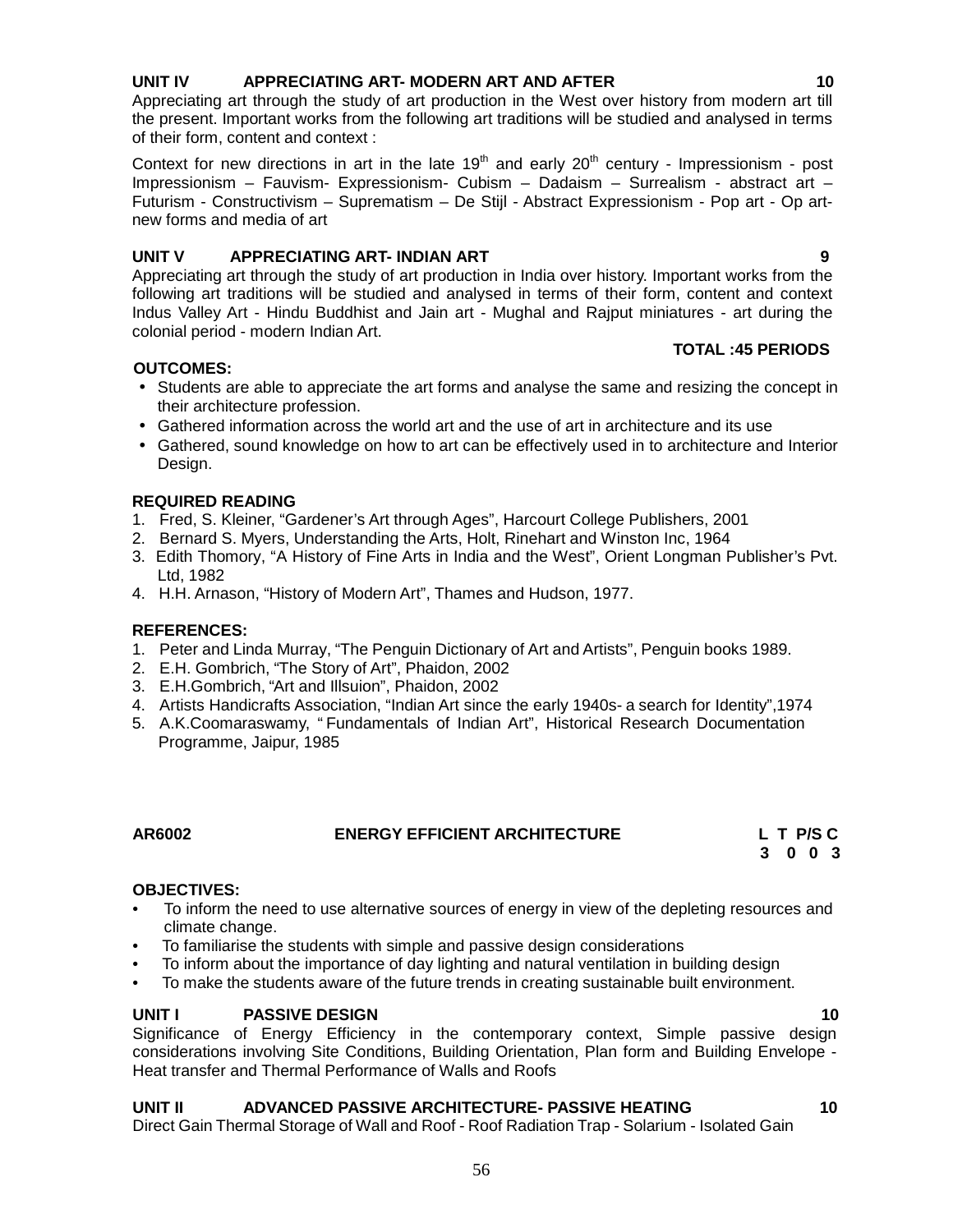**UNIT IV APPRECIATING ART- MODERN ART AND AFTER 10**

Appreciating art through the study of art production in the West over history from modern art till the present. Important works from the following art traditions will be studied and analysed in terms of their form, content and context :

Context for new directions in art in the late 19th and early 20th century - Impressionism - post Impressionism – Fauvism- Expressionism- Cubism – Dadaism – Surrealism - abstract art – Futurism - Constructivism – Suprematism – De Stijl - Abstract Expressionism - Pop art - Op art- new forms and media of art

**UNIT V APPRECIATING ART- INDIAN ART 9**

Appreciating art through the study of art production in India over history. Important works from the following art traditions will be studied and analysed in terms of their form, content and context Indus Valley Art - Hindu Buddhist and Jain art - Mughal and Rajput miniatures - art during the colonial period - modern Indian Art.

**TOTAL :45 PERIODS**

**OUTCOMES:**

- Students are able to appreciate the art forms and analyse the same and resizing the concept in their architecture profession.
- Gathered information across the world art and the use of art in architecture and its use
- Gathered, sound knowledge on how to art can be effectively used in to architecture and Interior Design.

**REQUIRED READING**

1. Fred, S. Kleiner, "Gardener's Art through Ages", Harcourt College Publishers, 2001
2. Bernard S. Myers, Understanding the Arts, Holt, Rinehart and Winston Inc, 1964
3. Edith Thomory, "A History of Fine Arts in India and the West", Orient Longman Publisher's Pvt. Ltd, 1982
4. H.H. Arnason, "History of Modern Art", Thames and Hudson, 1977.

**REFERENCES:**

1. Peter and Linda Murray, "The Penguin Dictionary of Art and Artists", Penguin books 1989.
2. E.H. Gombrich, "The Story of Art", Phaidon, 2002
3. E.H.Gombrich, "Art and Illsuion", Phaidon, 2002
4. Artists Handicrafts Association, "Indian Art since the early 1940s- a search for Identity",1974
5. A.K.Coomaraswamy, " Fundamentals of Indian Art", Historical Research Documentation Programme, Jaipur, 1985

**AR6002 ENERGY EFFICIENT ARCHITECTURE**

| L | T | P/S | C |
|---|---|---|---|
| 3 | 0 | 0 | 3 |

**OBJECTIVES:**

- To inform the need to use alternative sources of energy in view of the depleting resources and climate change.
- To familiarise the students with simple and passive design considerations
- To inform about the importance of day lighting and natural ventilation in building design
- To make the students aware of the future trends in creating sustainable built environment.

**UNIT I PASSIVE DESIGN 10**

Significance of Energy Efficiency in the contemporary context, Simple passive design considerations involving Site Conditions, Building Orientation, Plan form and Building Envelope - Heat transfer and Thermal Performance of Walls and Roofs

**UNIT II ADVANCED PASSIVE ARCHITECTURE- PASSIVE HEATING 10**

Direct Gain Thermal Storage of Wall and Roof - Roof Radiation Trap - Solarium - Isolated Gain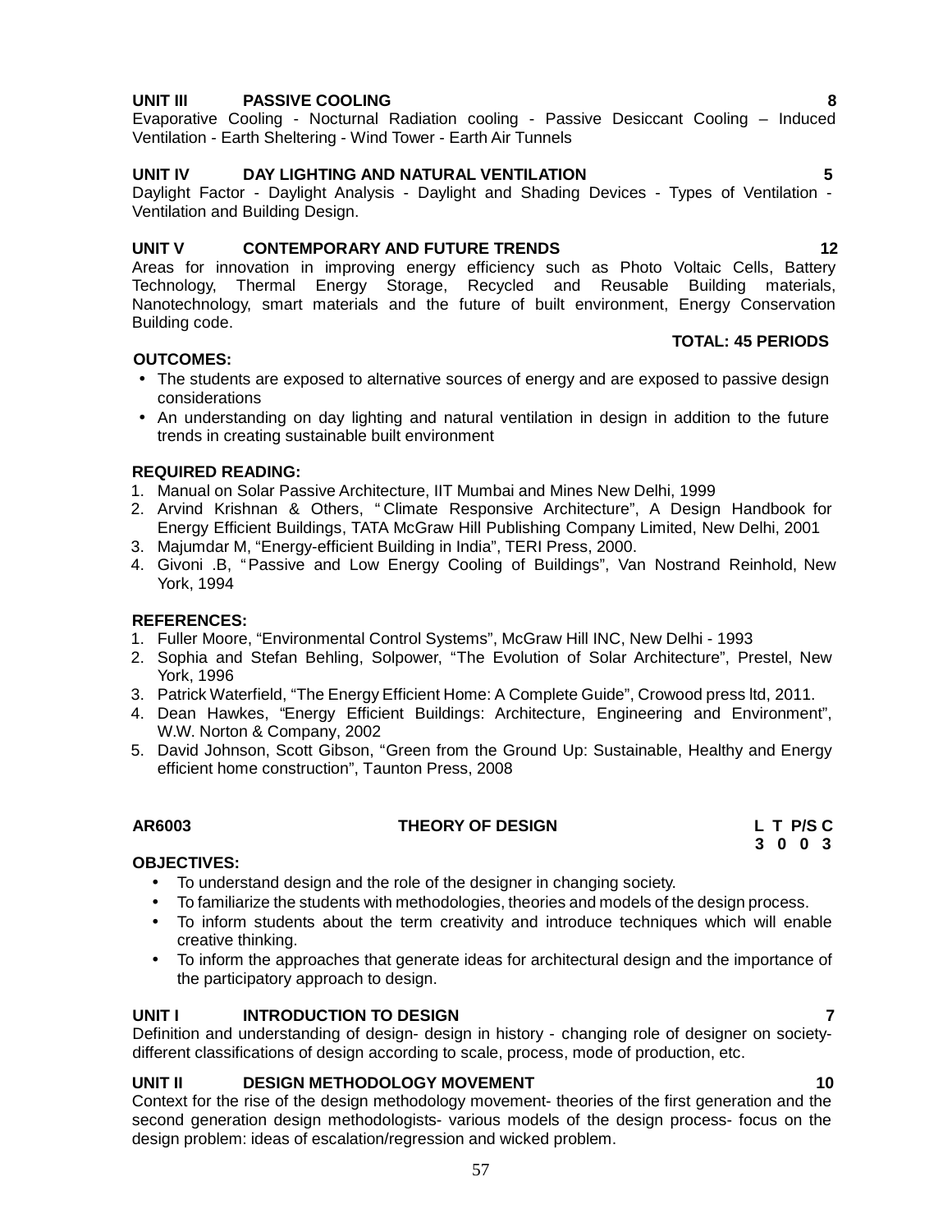**UNIT III PASSIVE COOLING 8**

Evaporative Cooling - Nocturnal Radiation cooling - Passive Desiccant Cooling – Induced Ventilation - Earth Sheltering - Wind Tower - Earth Air Tunnels

**UNIT IV DAY LIGHTING AND NATURAL VENTILATION 5**

Daylight Factor - Daylight Analysis - Daylight and Shading Devices - Types of Ventilation - Ventilation and Building Design.

**UNIT V CONTEMPORARY AND FUTURE TRENDS 12**

Areas for innovation in improving energy efficiency such as Photo Voltaic Cells, Battery Technology, Thermal Energy Storage, Recycled and Reusable Building materials, Nanotechnology, smart materials and the future of built environment, Energy Conservation Building code.

**TOTAL: 45 PERIODS**

**OUTCOMES:**

- The students are exposed to alternative sources of energy and are exposed to passive design considerations
- An understanding on day lighting and natural ventilation in design in addition to the future trends in creating sustainable built environment

**REQUIRED READING:**

1. Manual on Solar Passive Architecture, IIT Mumbai and Mines New Delhi, 1999
2. Arvind Krishnan & Others, "Climate Responsive Architecture", A Design Handbook for Energy Efficient Buildings, TATA McGraw Hill Publishing Company Limited, New Delhi, 2001
3. Majumdar M, "Energy-efficient Building in India", TERI Press, 2000.
4. Givoni .B, "Passive and Low Energy Cooling of Buildings", Van Nostrand Reinhold, New York, 1994

**REFERENCES:**

1. Fuller Moore, "Environmental Control Systems", McGraw Hill INC, New Delhi - 1993
2. Sophia and Stefan Behling, Solpower, "The Evolution of Solar Architecture", Prestel, New York, 1996
3. Patrick Waterfield, "The Energy Efficient Home: A Complete Guide", Crowood press ltd, 2011.
4. Dean Hawkes, "Energy Efficient Buildings: Architecture, Engineering and Environment", W.W. Norton & Company, 2002
5. David Johnson, Scott Gibson, "Green from the Ground Up: Sustainable, Healthy and Energy efficient home construction", Taunton Press, 2008

## AR6003 THEORY OF DESIGN

| L | T | P/S | C |
|---|---|---|---|
| 3 | 0 | 0 | 3 |

**OBJECTIVES:**

- To understand design and the role of the designer in changing society.
- To familiarize the students with methodologies, theories and models of the design process.
- To inform students about the term creativity and introduce techniques which will enable creative thinking.
- To inform the approaches that generate ideas for architectural design and the importance of the participatory approach to design.

**UNIT I INTRODUCTION TO DESIGN 7**

Definition and understanding of design- design in history - changing role of designer on society- different classifications of design according to scale, process, mode of production, etc.

**UNIT II DESIGN METHODOLOGY MOVEMENT 10**

Context for the rise of the design methodology movement- theories of the first generation and the second generation design methodologists- various models of the design process- focus on the design problem: ideas of escalation/regression and wicked problem.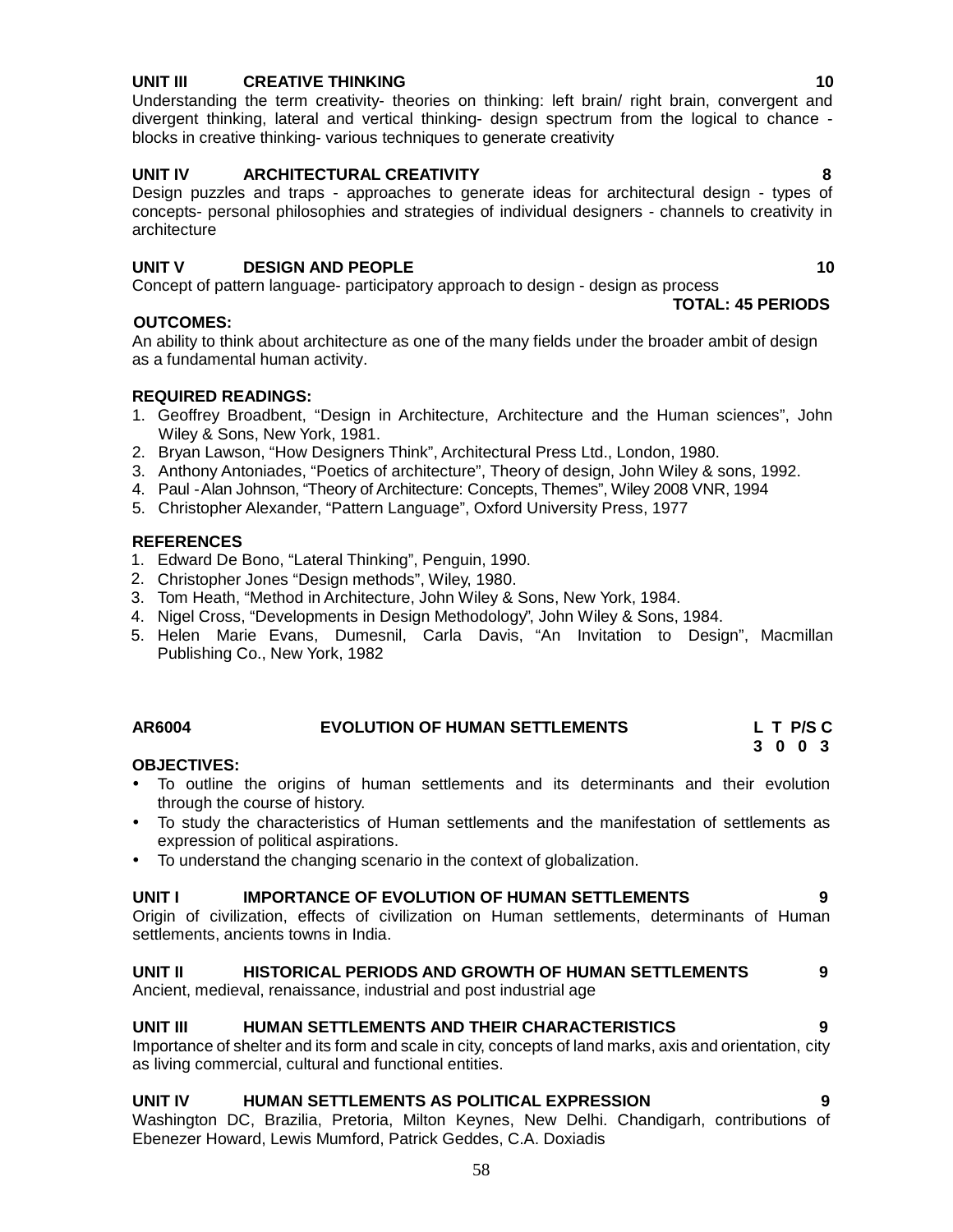**UNIT III CREATIVE THINKING 10**

Understanding the term creativity- theories on thinking: left brain/ right brain, convergent and divergent thinking, lateral and vertical thinking- design spectrum from the logical to chance - blocks in creative thinking- various techniques to generate creativity

**UNIT IV ARCHITECTURAL CREATIVITY 8**

Design puzzles and traps - approaches to generate ideas for architectural design - types of concepts- personal philosophies and strategies of individual designers - channels to creativity in architecture

**UNIT V DESIGN AND PEOPLE 10**

Concept of pattern language- participatory approach to design - design as process

**TOTAL: 45 PERIODS**

**OUTCOMES:**

An ability to think about architecture as one of the many fields under the broader ambit of design as a fundamental human activity.

**REQUIRED READINGS:**

1. Geoffrey Broadbent, "Design in Architecture, Architecture and the Human sciences", John Wiley & Sons, New York, 1981.
2. Bryan Lawson, "How Designers Think", Architectural Press Ltd., London, 1980.
3. Anthony Antoniades, "Poetics of architecture", Theory of design, John Wiley & sons, 1992.
4. Paul -Alan Johnson, "Theory of Architecture: Concepts, Themes", Wiley 2008 VNR, 1994
5. Christopher Alexander, "Pattern Language", Oxford University Press, 1977

**REFERENCES**

1. Edward De Bono, "Lateral Thinking", Penguin, 1990.
2. Christopher Jones "Design methods", Wiley, 1980.
3. Tom Heath, "Method in Architecture, John Wiley & Sons, New York, 1984.
4. Nigel Cross, "Developments in Design Methodology", John Wiley & Sons, 1984.
5. Helen Marie Evans, Dumesnil, Carla Davis, "An Invitation to Design", Macmillan Publishing Co., New York, 1982

**AR6004 EVOLUTION OF HUMAN SETTLEMENTS**

| L | T | P/S | C |
|---|---|---|---|
| 3 | 0 | 0 | 3 |

**OBJECTIVES:**

- To outline the origins of human settlements and its determinants and their evolution through the course of history.
- To study the characteristics of Human settlements and the manifestation of settlements as expression of political aspirations.
- To understand the changing scenario in the context of globalization.

**UNIT I IMPORTANCE OF EVOLUTION OF HUMAN SETTLEMENTS 9**

Origin of civilization, effects of civilization on Human settlements, determinants of Human settlements, ancients towns in India.

**UNIT II HISTORICAL PERIODS AND GROWTH OF HUMAN SETTLEMENTS 9**

Ancient, medieval, renaissance, industrial and post industrial age

**UNIT III HUMAN SETTLEMENTS AND THEIR CHARACTERISTICS 9**

Importance of shelter and its form and scale in city, concepts of land marks, axis and orientation, city as living commercial, cultural and functional entities.

**UNIT IV HUMAN SETTLEMENTS AS POLITICAL EXPRESSION 9**

Washington DC, Brazilia, Pretoria, Milton Keynes, New Delhi. Chandigarh, contributions of Ebenezer Howard, Lewis Mumford, Patrick Geddes, C.A. Doxiadis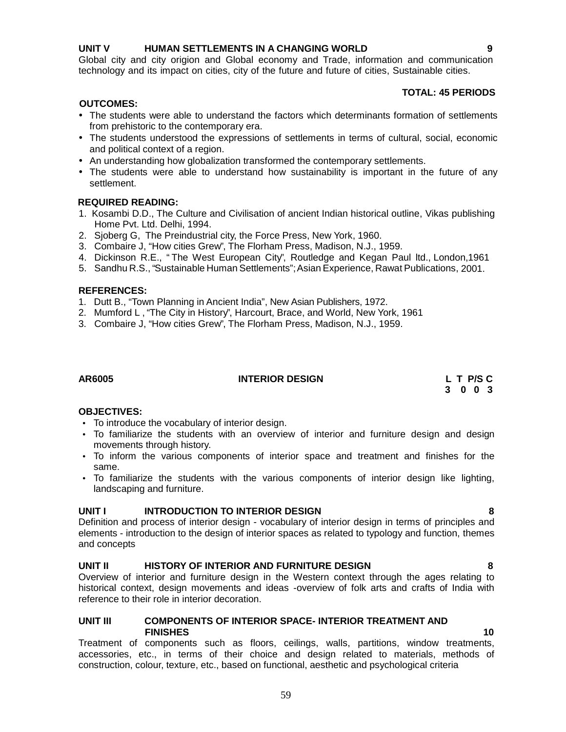**UNIT V HUMAN SETTLEMENTS IN A CHANGING WORLD 9**

Global city and city origion and Global economy and Trade, information and communication technology and its impact on cities, city of the future and future of cities, Sustainable cities.

**TOTAL: 45 PERIODS**

**OUTCOMES:**

- The students were able to understand the factors which determinants formation of settlements from prehistoric to the contemporary era.
- The students understood the expressions of settlements in terms of cultural, social, economic and political context of a region.
- An understanding how globalization transformed the contemporary settlements.
- The students were able to understand how sustainability is important in the future of any settlement.

**REQUIRED READING:**

1. Kosambi D.D., The Culture and Civilisation of ancient Indian historical outline, Vikas publishing Home Pvt. Ltd. Delhi, 1994.
2. Sjoberg G, The Preindustrial city, the Force Press, New York, 1960.
3. Combaire J, "How cities Grew", The Florham Press, Madison, N.J., 1959.
4. Dickinson R.E., " The West European City", Routledge and Kegan Paul ltd., London,1961
5. Sandhu R.S., "Sustainable Human Settlements"; Asian Experience, Rawat Publications, 2001.

**REFERENCES:**

1. Dutt B., "Town Planning in Ancient India", New Asian Publishers, 1972.
2. Mumford L , "The City in History", Harcourt, Brace, and World, New York, 1961
3. Combaire J, "How cities Grew", The Florham Press, Madison, N.J., 1959.

## AR6005 INTERIOR DESIGN

| L | T | P/S | C |
|---|---|---|---|
| 3 | 0 | 0 | 3 |

**OBJECTIVES:**

- To introduce the vocabulary of interior design.
- To familiarize the students with an overview of interior and furniture design and design movements through history.
- To inform the various components of interior space and treatment and finishes for the same.
- To familiarize the students with the various components of interior design like lighting, landscaping and furniture.

**UNIT I INTRODUCTION TO INTERIOR DESIGN 8**

Definition and process of interior design - vocabulary of interior design in terms of principles and elements - introduction to the design of interior spaces as related to typology and function, themes and concepts

**UNIT II HISTORY OF INTERIOR AND FURNITURE DESIGN 8**

Overview of interior and furniture design in the Western context through the ages relating to historical context, design movements and ideas -overview of folk arts and crafts of India with reference to their role in interior decoration.

**UNIT III COMPONENTS OF INTERIOR SPACE- INTERIOR TREATMENT AND FINISHES 10**

Treatment of components such as floors, ceilings, walls, partitions, window treatments, accessories, etc., in terms of their choice and design related to materials, methods of construction, colour, texture, etc., based on functional, aesthetic and psychological criteria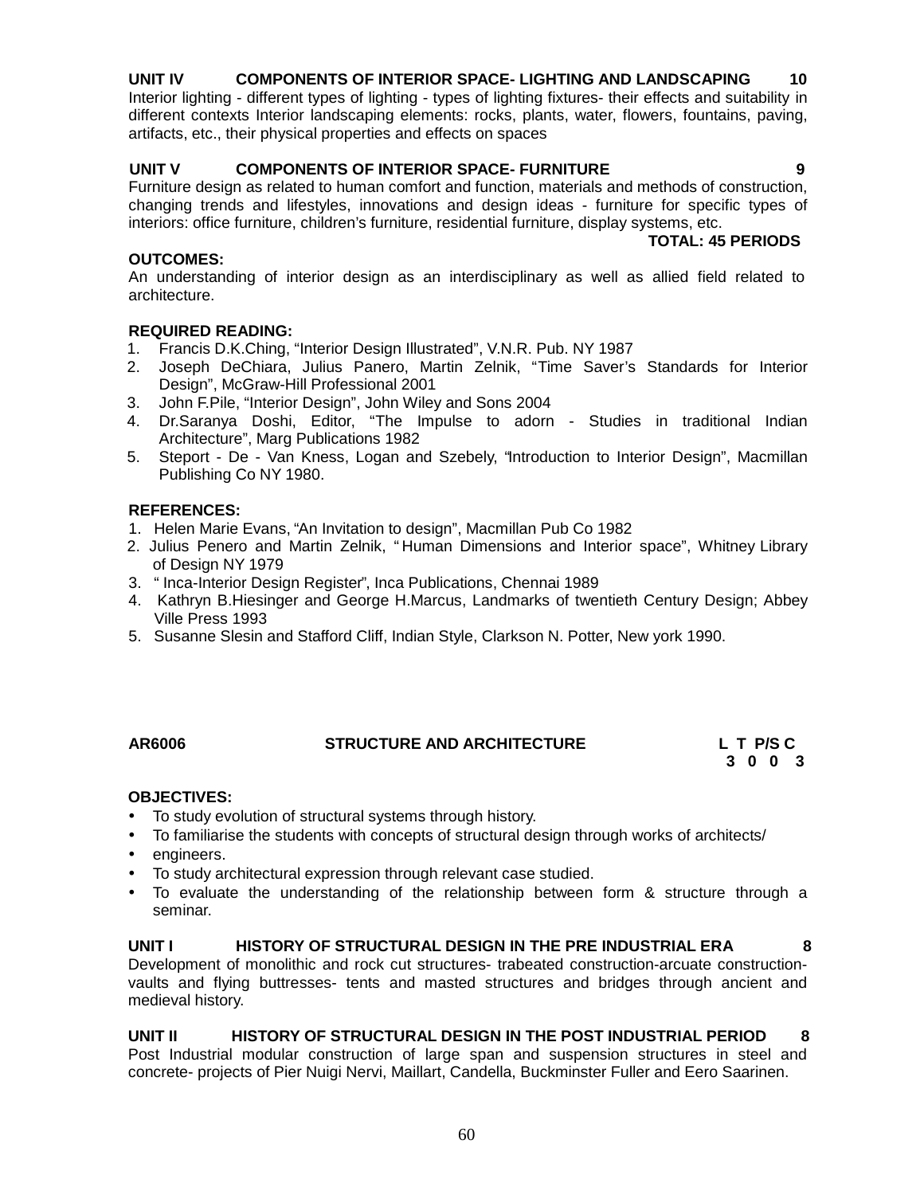**UNIT IV COMPONENTS OF INTERIOR SPACE- LIGHTING AND LANDSCAPING 10**

Interior lighting - different types of lighting - types of lighting fixtures- their effects and suitability in different contexts Interior landscaping elements: rocks, plants, water, flowers, fountains, paving, artifacts, etc., their physical properties and effects on spaces

**UNIT V COMPONENTS OF INTERIOR SPACE- FURNITURE 9**

Furniture design as related to human comfort and function, materials and methods of construction, changing trends and lifestyles, innovations and design ideas - furniture for specific types of interiors: office furniture, children's furniture, residential furniture, display systems, etc.

**TOTAL: 45 PERIODS**

**OUTCOMES:**

An understanding of interior design as an interdisciplinary as well as allied field related to architecture.

**REQUIRED READING:**

1. Francis D.K.Ching, "Interior Design Illustrated", V.N.R. Pub. NY 1987
2. Joseph DeChiara, Julius Panero, Martin Zelnik, "Time Saver's Standards for Interior Design", McGraw-Hill Professional 2001
3. John F.Pile, "Interior Design", John Wiley and Sons 2004
4. Dr.Saranya Doshi, Editor, "The Impulse to adorn - Studies in traditional Indian Architecture", Marg Publications 1982
5. Steport - De - Van Kness, Logan and Szebely, "Introduction to Interior Design", Macmillan Publishing Co NY 1980.

**REFERENCES:**

1. Helen Marie Evans, "An Invitation to design", Macmillan Pub Co 1982
2. Julius Penero and Martin Zelnik, " Human Dimensions and Interior space", Whitney Library of Design NY 1979
3. " Inca-Interior Design Register", Inca Publications, Chennai 1989
4. Kathryn B.Hiesinger and George H.Marcus, Landmarks of twentieth Century Design; Abbey Ville Press 1993
5. Susanne Slesin and Stafford Cliff, Indian Style, Clarkson N. Potter, New york 1990.

**AR6006 STRUCTURE AND ARCHITECTURE L T P/S C**
**3 0 0 3**

**OBJECTIVES:**

- To study evolution of structural systems through history.
- To familiarise the students with concepts of structural design through works of architects/
- engineers.
- To study architectural expression through relevant case studied.
- To evaluate the understanding of the relationship between form & structure through a seminar.

**UNIT I HISTORY OF STRUCTURAL DESIGN IN THE PRE INDUSTRIAL ERA 8**

Development of monolithic and rock cut structures- trabeated construction-arcuate construction-vaults and flying buttresses- tents and masted structures and bridges through ancient and medieval history.

**UNIT II HISTORY OF STRUCTURAL DESIGN IN THE POST INDUSTRIAL PERIOD 8**

Post Industrial modular construction of large span and suspension structures in steel and concrete- projects of Pier Nuigi Nervi, Maillart, Candella, Buckminster Fuller and Eero Saarinen.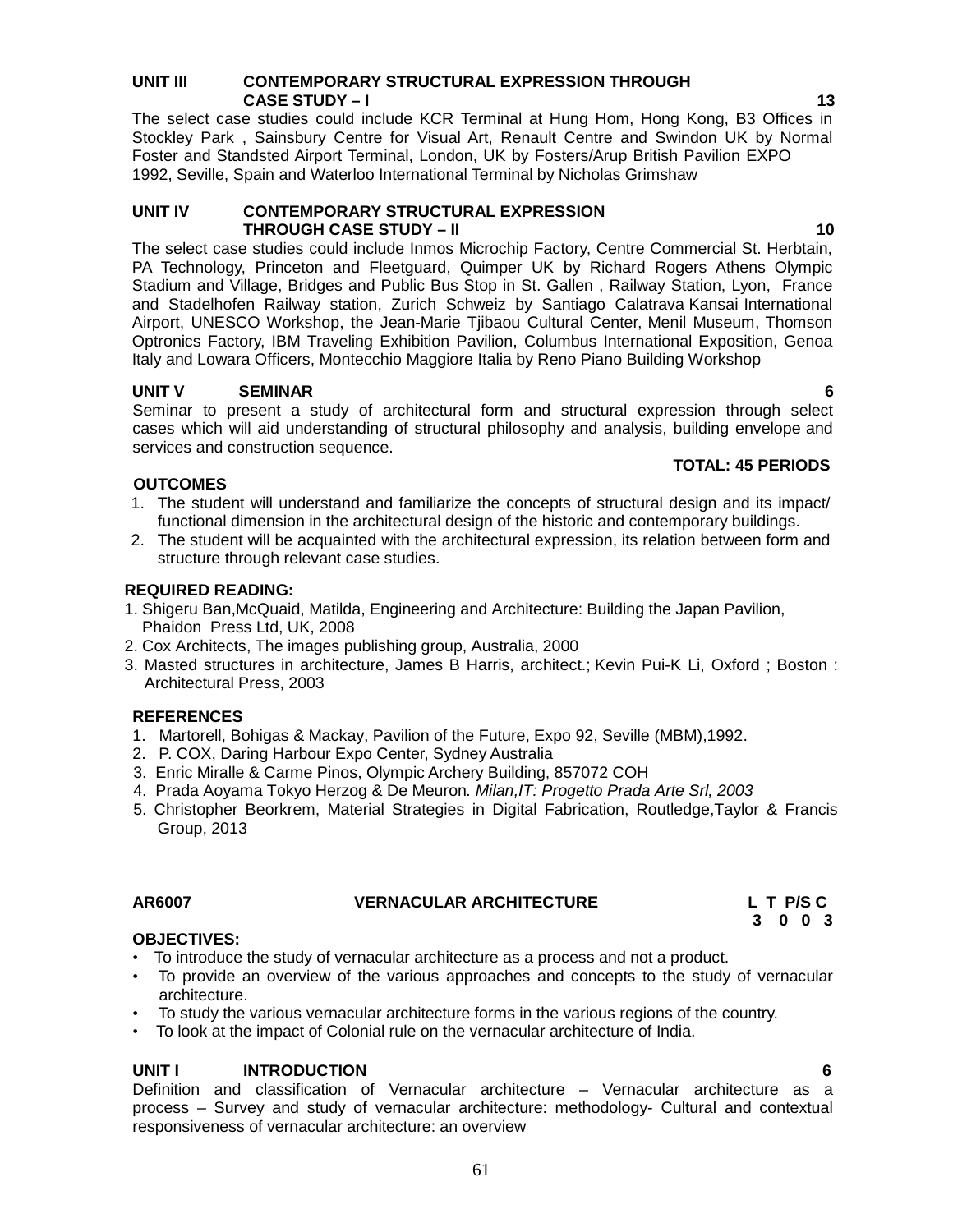**UNIT III CONTEMPORARY STRUCTURAL EXPRESSION THROUGH CASE STUDY – I** **13**

The select case studies could include KCR Terminal at Hung Hom, Hong Kong, B3 Offices in Stockley Park , Sainsbury Centre for Visual Art, Renault Centre and Swindon UK by Normal Foster and Standsted Airport Terminal, London, UK by Fosters/Arup British Pavilion EXPO 1992, Seville, Spain and Waterloo International Terminal by Nicholas Grimshaw

**UNIT IV CONTEMPORARY STRUCTURAL EXPRESSION THROUGH CASE STUDY – II** **10**

The select case studies could include Inmos Microchip Factory, Centre Commercial St. Herbtain, PA Technology, Princeton and Fleetguard, Quimper UK by Richard Rogers Athens Olympic Stadium and Village, Bridges and Public Bus Stop in St. Gallen , Railway Station, Lyon, France and Stadelhofen Railway station, Zurich Schweiz by Santiago Calatrava Kansai International Airport, UNESCO Workshop, the Jean-Marie Tjibaou Cultural Center, Menil Museum, Thomson Optronics Factory, IBM Traveling Exhibition Pavilion, Columbus International Exposition, Genoa Italy and Lowara Officers, Montecchio Maggiore Italia by Reno Piano Building Workshop

**UNIT V SEMINAR** **6**

Seminar to present a study of architectural form and structural expression through select cases which will aid understanding of structural philosophy and analysis, building envelope and services and construction sequence.

**TOTAL: 45 PERIODS**

**OUTCOMES**

1. The student will understand and familiarize the concepts of structural design and its impact/ functional dimension in the architectural design of the historic and contemporary buildings.
2. The student will be acquainted with the architectural expression, its relation between form and structure through relevant case studies.

**REQUIRED READING:**

1. Shigeru Ban,McQuaid, Matilda, Engineering and Architecture: Building the Japan Pavilion, Phaidon Press Ltd, UK, 2008
2. Cox Architects, The images publishing group, Australia, 2000
3. Masted structures in architecture, James B Harris, architect.; Kevin Pui-K Li, Oxford ; Boston : Architectural Press, 2003

**REFERENCES**

1. Martorell, Bohigas & Mackay, Pavilion of the Future, Expo 92, Seville (MBM),1992.
2. P. COX, Daring Harbour Expo Center, Sydney Australia
3. Enric Miralle & Carme Pinos, Olympic Archery Building, 857072 COH
4. Prada Aoyama Tokyo Herzog & De Meuron*. Milan,IT: Progetto Prada Arte Srl, 2003*
5. Christopher Beorkrem, Material Strategies in Digital Fabrication, Routledge,Taylor & Francis Group, 2013

**AR6007 VERNACULAR ARCHITECTURE**

| L | T | P/S | C |
|---|---|---|---|
| 3 | 0 | 0 | 3 |

**OBJECTIVES:**

- To introduce the study of vernacular architecture as a process and not a product.
- To provide an overview of the various approaches and concepts to the study of vernacular architecture.
- To study the various vernacular architecture forms in the various regions of the country.
- To look at the impact of Colonial rule on the vernacular architecture of India.

**UNIT I INTRODUCTION** **6**

Definition and classification of Vernacular architecture – Vernacular architecture as a process – Survey and study of vernacular architecture: methodology- Cultural and contextual responsiveness of vernacular architecture: an overview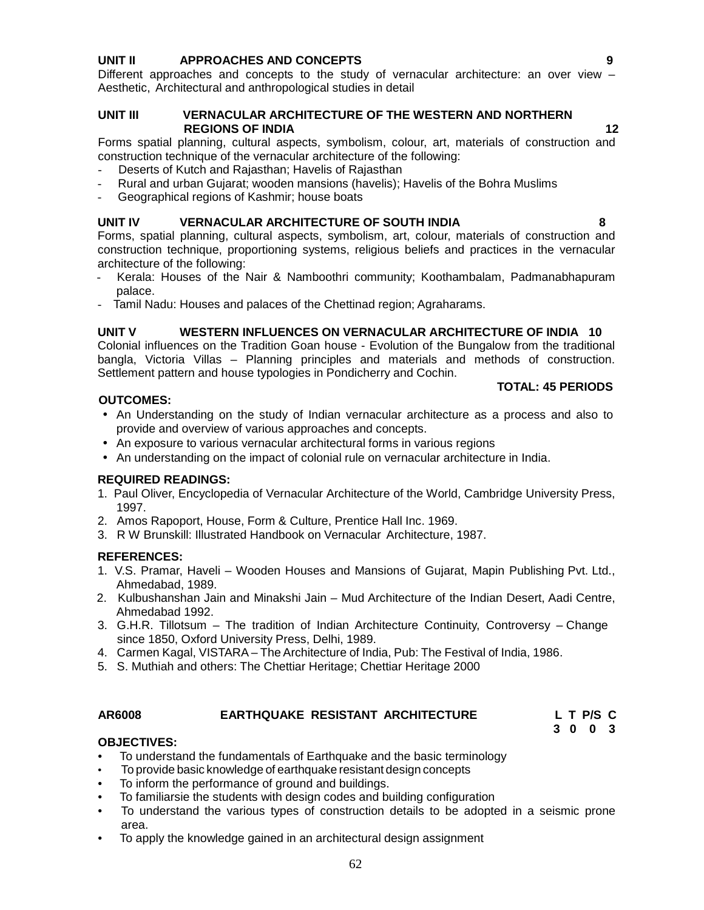**UNIT II APPROACHES AND CONCEPTS 9**

Different approaches and concepts to the study of vernacular architecture: an over view – Aesthetic, Architectural and anthropological studies in detail

**UNIT III VERNACULAR ARCHITECTURE OF THE WESTERN AND NORTHERN REGIONS OF INDIA 12**

Forms spatial planning, cultural aspects, symbolism, colour, art, materials of construction and construction technique of the vernacular architecture of the following:

- Deserts of Kutch and Rajasthan; Havelis of Rajasthan
- Rural and urban Gujarat; wooden mansions (havelis); Havelis of the Bohra Muslims
- Geographical regions of Kashmir; house boats

**UNIT IV VERNACULAR ARCHITECTURE OF SOUTH INDIA 8**

Forms, spatial planning, cultural aspects, symbolism, art, colour, materials of construction and construction technique, proportioning systems, religious beliefs and practices in the vernacular architecture of the following:

- Kerala: Houses of the Nair & Namboothri community; Koothambalam, Padmanabhapuram palace.
- Tamil Nadu: Houses and palaces of the Chettinad region; Agraharams.

**UNIT V WESTERN INFLUENCES ON VERNACULAR ARCHITECTURE OF INDIA 10**

Colonial influences on the Tradition Goan house - Evolution of the Bungalow from the traditional bangla, Victoria Villas – Planning principles and materials and methods of construction. Settlement pattern and house typologies in Pondicherry and Cochin.

**TOTAL: 45 PERIODS**

**OUTCOMES:**

- An Understanding on the study of Indian vernacular architecture as a process and also to provide and overview of various approaches and concepts.
- An exposure to various vernacular architectural forms in various regions
- An understanding on the impact of colonial rule on vernacular architecture in India.

**REQUIRED READINGS:**

1. Paul Oliver, Encyclopedia of Vernacular Architecture of the World, Cambridge University Press, 1997.
2. Amos Rapoport, House, Form & Culture, Prentice Hall Inc. 1969.
3. R W Brunskill: Illustrated Handbook on Vernacular Architecture, 1987.

**REFERENCES:**

1. V.S. Pramar, Haveli – Wooden Houses and Mansions of Gujarat, Mapin Publishing Pvt. Ltd., Ahmedabad, 1989.
2. Kulbushanshan Jain and Minakshi Jain – Mud Architecture of the Indian Desert, Aadi Centre, Ahmedabad 1992.
3. G.H.R. Tillotsum – The tradition of Indian Architecture Continuity, Controversy – Change since 1850, Oxford University Press, Delhi, 1989.
4. Carmen Kagal, VISTARA – The Architecture of India, Pub: The Festival of India, 1986.
5. S. Muthiah and others: The Chettiar Heritage; Chettiar Heritage 2000

**AR6008 EARTHQUAKE RESISTANT ARCHITECTURE**

| L | T | P/S | C |
|---|---|---|---|
| 3 | 0 | 0 | 3 |

**OBJECTIVES:**

- To understand the fundamentals of Earthquake and the basic terminology
- To provide basic knowledge of earthquake resistant design concepts
- To inform the performance of ground and buildings.
- To familiarsie the students with design codes and building configuration
- To understand the various types of construction details to be adopted in a seismic prone area.
- To apply the knowledge gained in an architectural design assignment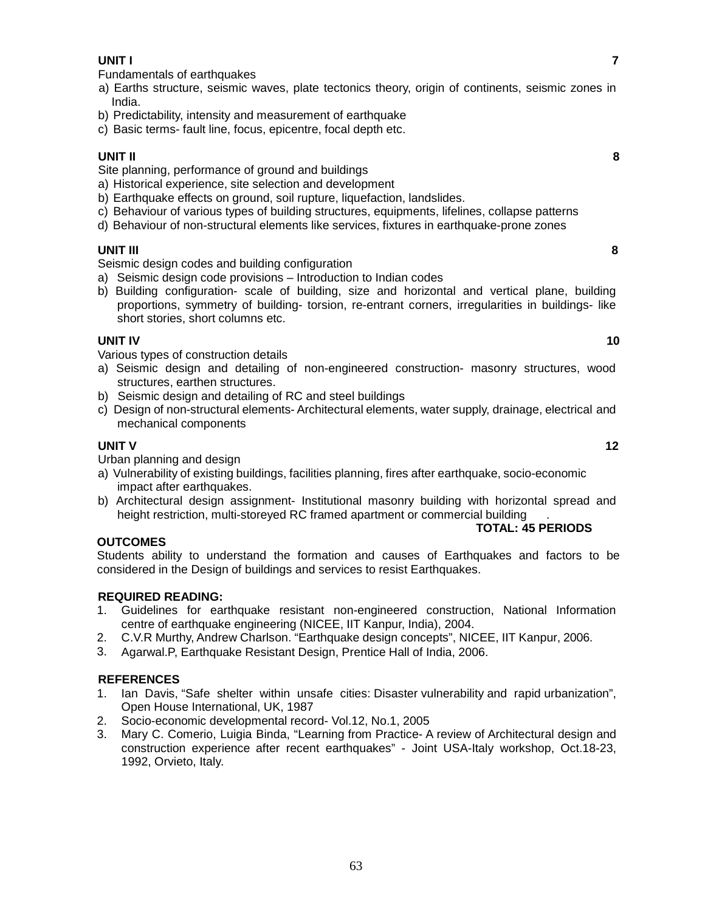**UNIT I** **7**

Fundamentals of earthquakes

a) Earths structure, seismic waves, plate tectonics theory, origin of continents, seismic zones in India.
b) Predictability, intensity and measurement of earthquake
c) Basic terms- fault line, focus, epicentre, focal depth etc.

**UNIT II** **8**

Site planning, performance of ground and buildings

a) Historical experience, site selection and development
b) Earthquake effects on ground, soil rupture, liquefaction, landslides.
c) Behaviour of various types of building structures, equipments, lifelines, collapse patterns
d) Behaviour of non-structural elements like services, fixtures in earthquake-prone zones

**UNIT III** **8**

Seismic design codes and building configuration

a) Seismic design code provisions – Introduction to Indian codes
b) Building configuration- scale of building, size and horizontal and vertical plane, building proportions, symmetry of building- torsion, re-entrant corners, irregularities in buildings- like short stories, short columns etc.

**UNIT IV** **10**

Various types of construction details

a) Seismic design and detailing of non-engineered construction- masonry structures, wood structures, earthen structures.
b) Seismic design and detailing of RC and steel buildings
c) Design of non-structural elements- Architectural elements, water supply, drainage, electrical and mechanical components

**UNIT V** **12**

Urban planning and design

a) Vulnerability of existing buildings, facilities planning, fires after earthquake, socio-economic impact after earthquakes.
b) Architectural design assignment- Institutional masonry building with horizontal spread and height restriction, multi-storeyed RC framed apartment or commercial building .

**TOTAL: 45 PERIODS**

**OUTCOMES**

Students ability to understand the formation and causes of Earthquakes and factors to be considered in the Design of buildings and services to resist Earthquakes.

**REQUIRED READING:**

1. Guidelines for earthquake resistant non-engineered construction, National Information centre of earthquake engineering (NICEE, IIT Kanpur, India), 2004.
2. C.V.R Murthy, Andrew Charlson. “Earthquake design concepts”, NICEE, IIT Kanpur, 2006.
3. Agarwal.P, Earthquake Resistant Design, Prentice Hall of India, 2006.

**REFERENCES**

1. Ian Davis, “Safe shelter within unsafe cities: Disaster vulnerability and rapid urbanization”, Open House International, UK, 1987
2. Socio-economic developmental record- Vol.12, No.1, 2005
3. Mary C. Comerio, Luigia Binda, “Learning from Practice- A review of Architectural design and construction experience after recent earthquakes” - Joint USA-Italy workshop, Oct.18-23, 1992, Orvieto, Italy.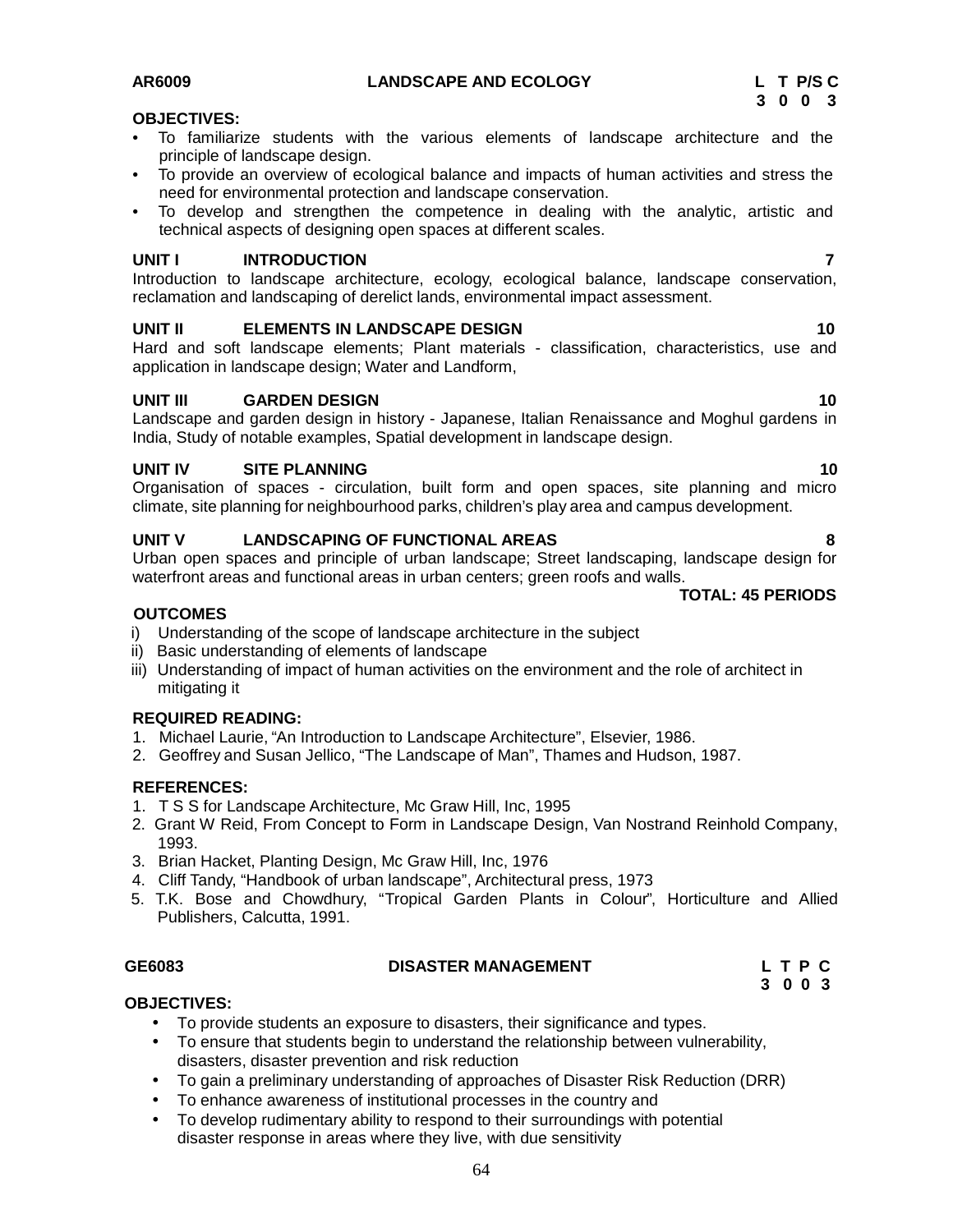## AR6009 LANDSCAPE AND ECOLOGY

| L | T | P/S | C |
|---|---|---|---|
| 3 | 0 | 0 | 3 |

**OBJECTIVES:**

- To familiarize students with the various elements of landscape architecture and the principle of landscape design.
- To provide an overview of ecological balance and impacts of human activities and stress the need for environmental protection and landscape conservation.
- To develop and strengthen the competence in dealing with the analytic, artistic and technical aspects of designing open spaces at different scales.

**UNIT I INTRODUCTION 7**

Introduction to landscape architecture, ecology, ecological balance, landscape conservation, reclamation and landscaping of derelict lands, environmental impact assessment.

**UNIT II ELEMENTS IN LANDSCAPE DESIGN 10**

Hard and soft landscape elements; Plant materials - classification, characteristics, use and application in landscape design; Water and Landform,

**UNIT III GARDEN DESIGN 10**

Landscape and garden design in history - Japanese, Italian Renaissance and Moghul gardens in India, Study of notable examples, Spatial development in landscape design.

**UNIT IV SITE PLANNING 10**

Organisation of spaces - circulation, built form and open spaces, site planning and micro climate, site planning for neighbourhood parks, children's play area and campus development.

**UNIT V LANDSCAPING OF FUNCTIONAL AREAS 8**

Urban open spaces and principle of urban landscape; Street landscaping, landscape design for waterfront areas and functional areas in urban centers; green roofs and walls.

**TOTAL: 45 PERIODS**

**OUTCOMES**

i) Understanding of the scope of landscape architecture in the subject
ii) Basic understanding of elements of landscape
iii) Understanding of impact of human activities on the environment and the role of architect in mitigating it

**REQUIRED READING:**

1. Michael Laurie, "An Introduction to Landscape Architecture", Elsevier, 1986.
2. Geoffrey and Susan Jellico, "The Landscape of Man", Thames and Hudson, 1987.

**REFERENCES:**

1. T S S for Landscape Architecture, Mc Graw Hill, Inc, 1995
2. Grant W Reid, From Concept to Form in Landscape Design, Van Nostrand Reinhold Company, 1993.
3. Brian Hacket, Planting Design, Mc Graw Hill, Inc, 1976
4. Cliff Tandy, "Handbook of urban landscape", Architectural press, 1973
5. T.K. Bose and Chowdhury, "Tropical Garden Plants in Colour", Horticulture and Allied Publishers, Calcutta, 1991.

## GE6083 DISASTER MANAGEMENT

| L | T | P | C |
|---|---|---|---|
| 3 | 0 | 0 | 3 |

**OBJECTIVES:**

- To provide students an exposure to disasters, their significance and types.
- To ensure that students begin to understand the relationship between vulnerability, disasters, disaster prevention and risk reduction
- To gain a preliminary understanding of approaches of Disaster Risk Reduction (DRR)
- To enhance awareness of institutional processes in the country and
- To develop rudimentary ability to respond to their surroundings with potential disaster response in areas where they live, with due sensitivity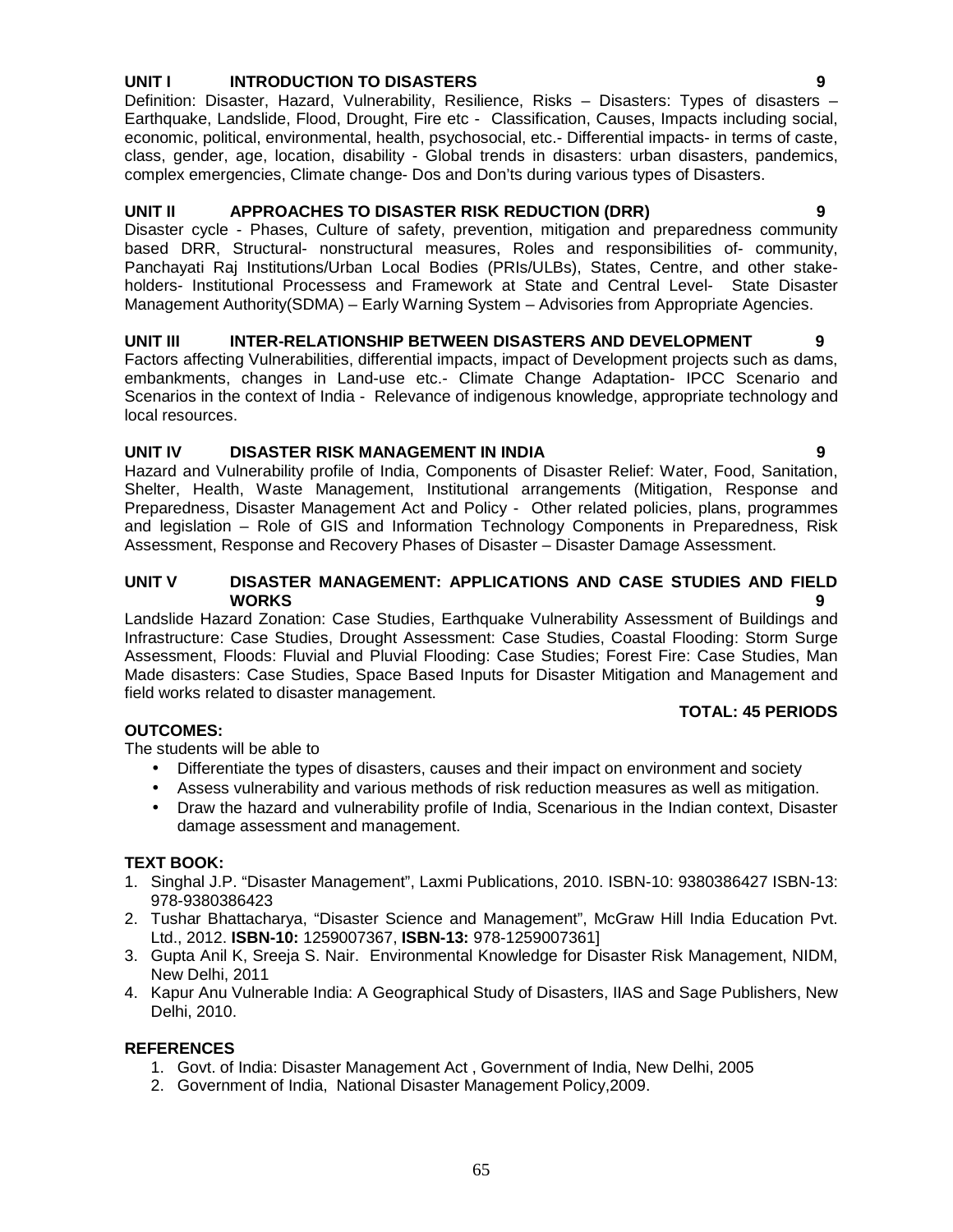**UNIT I INTRODUCTION TO DISASTERS 9**

Definition: Disaster, Hazard, Vulnerability, Resilience, Risks – Disasters: Types of disasters – Earthquake, Landslide, Flood, Drought, Fire etc - Classification, Causes, Impacts including social, economic, political, environmental, health, psychosocial, etc.- Differential impacts- in terms of caste, class, gender, age, location, disability - Global trends in disasters: urban disasters, pandemics, complex emergencies, Climate change- Dos and Don'ts during various types of Disasters.

**UNIT II APPROACHES TO DISASTER RISK REDUCTION (DRR) 9**

Disaster cycle - Phases, Culture of safety, prevention, mitigation and preparedness community based DRR, Structural- nonstructural measures, Roles and responsibilities of- community, Panchayati Raj Institutions/Urban Local Bodies (PRIs/ULBs), States, Centre, and other stake-holders- Institutional Processess and Framework at State and Central Level- State Disaster Management Authority(SDMA) – Early Warning System – Advisories from Appropriate Agencies.

**UNIT III INTER-RELATIONSHIP BETWEEN DISASTERS AND DEVELOPMENT 9**

Factors affecting Vulnerabilities, differential impacts, impact of Development projects such as dams, embankments, changes in Land-use etc.- Climate Change Adaptation- IPCC Scenario and Scenarios in the context of India - Relevance of indigenous knowledge, appropriate technology and local resources.

**UNIT IV DISASTER RISK MANAGEMENT IN INDIA 9**

Hazard and Vulnerability profile of India, Components of Disaster Relief: Water, Food, Sanitation, Shelter, Health, Waste Management, Institutional arrangements (Mitigation, Response and Preparedness, Disaster Management Act and Policy - Other related policies, plans, programmes and legislation – Role of GIS and Information Technology Components in Preparedness, Risk Assessment, Response and Recovery Phases of Disaster – Disaster Damage Assessment.

**UNIT V DISASTER MANAGEMENT: APPLICATIONS AND CASE STUDIES AND FIELD WORKS 9**

Landslide Hazard Zonation: Case Studies, Earthquake Vulnerability Assessment of Buildings and Infrastructure: Case Studies, Drought Assessment: Case Studies, Coastal Flooding: Storm Surge Assessment, Floods: Fluvial and Pluvial Flooding: Case Studies; Forest Fire: Case Studies, Man Made disasters: Case Studies, Space Based Inputs for Disaster Mitigation and Management and field works related to disaster management.

**TOTAL: 45 PERIODS**

**OUTCOMES:**

The students will be able to

- Differentiate the types of disasters, causes and their impact on environment and society
- Assess vulnerability and various methods of risk reduction measures as well as mitigation.
- Draw the hazard and vulnerability profile of India, Scenarious in the Indian context, Disaster damage assessment and management.

**TEXT BOOK:**

1. Singhal J.P. "Disaster Management", Laxmi Publications, 2010. ISBN-10: 9380386427 ISBN-13: 978-9380386423
2. Tushar Bhattacharya, "Disaster Science and Management", McGraw Hill India Education Pvt. Ltd., 2012. **ISBN-10:** 1259007367, **ISBN-13:** 978-1259007361]
3. Gupta Anil K, Sreeja S. Nair. Environmental Knowledge for Disaster Risk Management, NIDM, New Delhi, 2011
4. Kapur Anu Vulnerable India: A Geographical Study of Disasters, IIAS and Sage Publishers, New Delhi, 2010.

**REFERENCES**

1. Govt. of India: Disaster Management Act , Government of India, New Delhi, 2005
2. Government of India, National Disaster Management Policy,2009.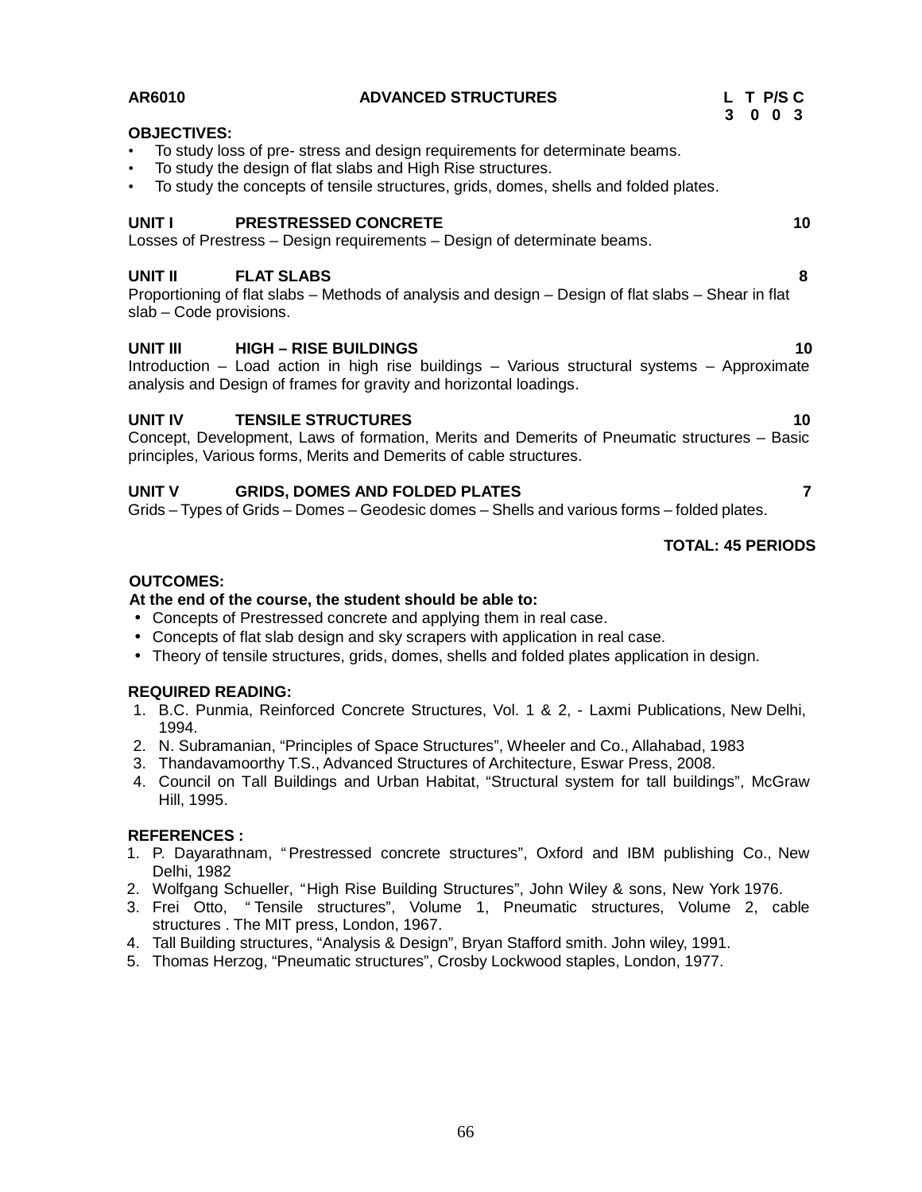**AR6010 ADVANCED STRUCTURES**

| L | T | P/S | C |
|---|---|---|---|
| 3 | 0 | 0 | 3 |

**OBJECTIVES:**

- To study loss of pre- stress and design requirements for determinate beams.
- To study the design of flat slabs and High Rise structures.
- To study the concepts of tensile structures, grids, domes, shells and folded plates.

**UNIT I PRESTRESSED CONCRETE 10**

Losses of Prestress – Design requirements – Design of determinate beams.

**UNIT II FLAT SLABS 8**

Proportioning of flat slabs – Methods of analysis and design – Design of flat slabs – Shear in flat slab – Code provisions.

**UNIT III HIGH – RISE BUILDINGS 10**

Introduction – Load action in high rise buildings – Various structural systems – Approximate analysis and Design of frames for gravity and horizontal loadings.

**UNIT IV TENSILE STRUCTURES 10**

Concept, Development, Laws of formation, Merits and Demerits of Pneumatic structures – Basic principles, Various forms, Merits and Demerits of cable structures.

**UNIT V GRIDS, DOMES AND FOLDED PLATES 7**

Grids – Types of Grids – Domes – Geodesic domes – Shells and various forms – folded plates.

**TOTAL: 45 PERIODS**

**OUTCOMES:**

**At the end of the course, the student should be able to:**

- Concepts of Prestressed concrete and applying them in real case.
- Concepts of flat slab design and sky scrapers with application in real case.
- Theory of tensile structures, grids, domes, shells and folded plates application in design.

**REQUIRED READING:**

1. B.C. Punmia, Reinforced Concrete Structures, Vol. 1 & 2, - Laxmi Publications, New Delhi, 1994.
2. N. Subramanian, "Principles of Space Structures", Wheeler and Co., Allahabad, 1983
3. Thandavamoorthy T.S., Advanced Structures of Architecture, Eswar Press, 2008.
4. Council on Tall Buildings and Urban Habitat, "Structural system for tall buildings", McGraw Hill, 1995.

**REFERENCES :**

1. P. Dayarathnam, " Prestressed concrete structures", Oxford and IBM publishing Co., New Delhi, 1982
2. Wolfgang Schueller, "High Rise Building Structures", John Wiley & sons, New York 1976.
3. Frei Otto, " Tensile structures", Volume 1, Pneumatic structures, Volume 2, cable structures . The MIT press, London, 1967.
4. Tall Building structures, "Analysis & Design", Bryan Stafford smith. John wiley, 1991.
5. Thomas Herzog, "Pneumatic structures", Crosby Lockwood staples, London, 1977.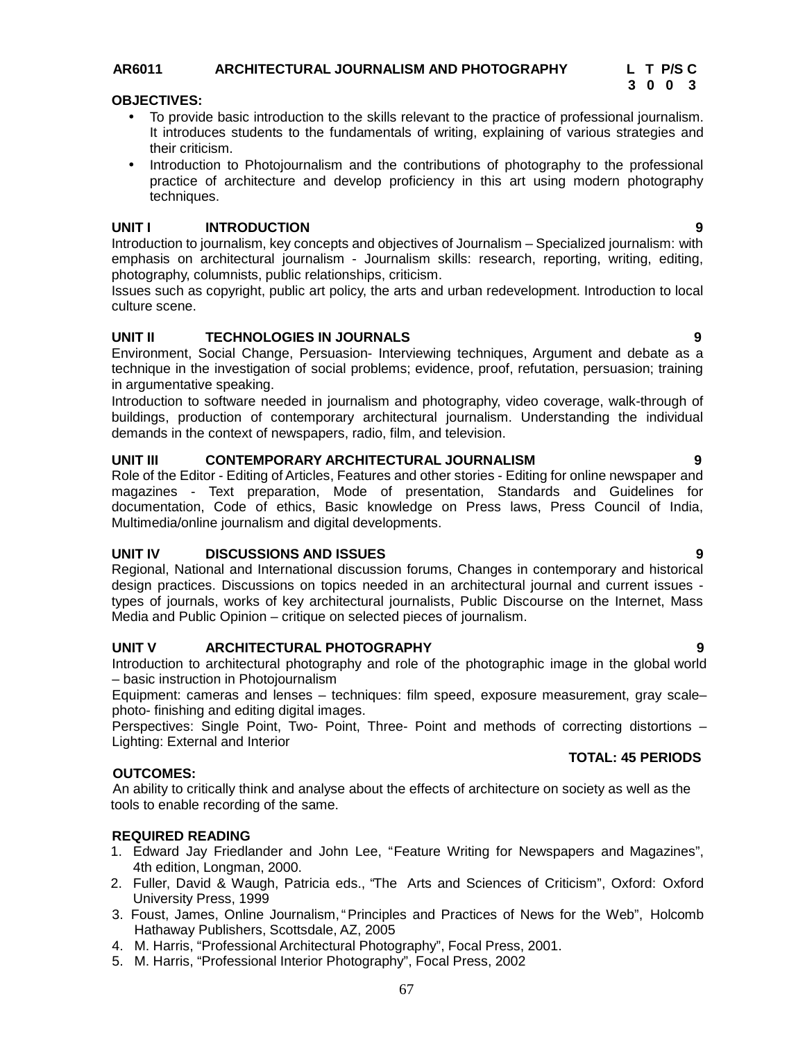**AR6011 ARCHITECTURAL JOURNALISM AND PHOTOGRAPHY**

| L | T | P/S | C |
|---|---|---|---|
| 3 | 0 | 0 | 3 |

**OBJECTIVES:**

- To provide basic introduction to the skills relevant to the practice of professional journalism. It introduces students to the fundamentals of writing, explaining of various strategies and their criticism.
- Introduction to Photojournalism and the contributions of photography to the professional practice of architecture and develop proficiency in this art using modern photography techniques.

**UNIT I INTRODUCTION 9**

Introduction to journalism, key concepts and objectives of Journalism – Specialized journalism: with emphasis on architectural journalism - Journalism skills: research, reporting, writing, editing, photography, columnists, public relationships, criticism.

Issues such as copyright, public art policy, the arts and urban redevelopment. Introduction to local culture scene.

**UNIT II TECHNOLOGIES IN JOURNALS 9**

Environment, Social Change, Persuasion- Interviewing techniques, Argument and debate as a technique in the investigation of social problems; evidence, proof, refutation, persuasion; training in argumentative speaking.

Introduction to software needed in journalism and photography, video coverage, walk-through of buildings, production of contemporary architectural journalism. Understanding the individual demands in the context of newspapers, radio, film, and television.

**UNIT III CONTEMPORARY ARCHITECTURAL JOURNALISM 9**

Role of the Editor - Editing of Articles, Features and other stories - Editing for online newspaper and magazines - Text preparation, Mode of presentation, Standards and Guidelines for documentation, Code of ethics, Basic knowledge on Press laws, Press Council of India, Multimedia/online journalism and digital developments.

**UNIT IV DISCUSSIONS AND ISSUES 9**

Regional, National and International discussion forums, Changes in contemporary and historical design practices. Discussions on topics needed in an architectural journal and current issues - types of journals, works of key architectural journalists, Public Discourse on the Internet, Mass Media and Public Opinion – critique on selected pieces of journalism.

**UNIT V ARCHITECTURAL PHOTOGRAPHY 9**

Introduction to architectural photography and role of the photographic image in the global world – basic instruction in Photojournalism

Equipment: cameras and lenses – techniques: film speed, exposure measurement, gray scale– photo- finishing and editing digital images.

Perspectives: Single Point, Two- Point, Three- Point and methods of correcting distortions – Lighting: External and Interior

**TOTAL: 45 PERIODS**

**OUTCOMES:**

An ability to critically think and analyse about the effects of architecture on society as well as the tools to enable recording of the same.

**REQUIRED READING**

1. Edward Jay Friedlander and John Lee, "Feature Writing for Newspapers and Magazines", 4th edition, Longman, 2000.
2. Fuller, David & Waugh, Patricia eds., "The Arts and Sciences of Criticism", Oxford: Oxford University Press, 1999
3. Foust, James, Online Journalism, "Principles and Practices of News for the Web", Holcomb Hathaway Publishers, Scottsdale, AZ, 2005
4. M. Harris, "Professional Architectural Photography", Focal Press, 2001.
5. M. Harris, "Professional Interior Photography", Focal Press, 2002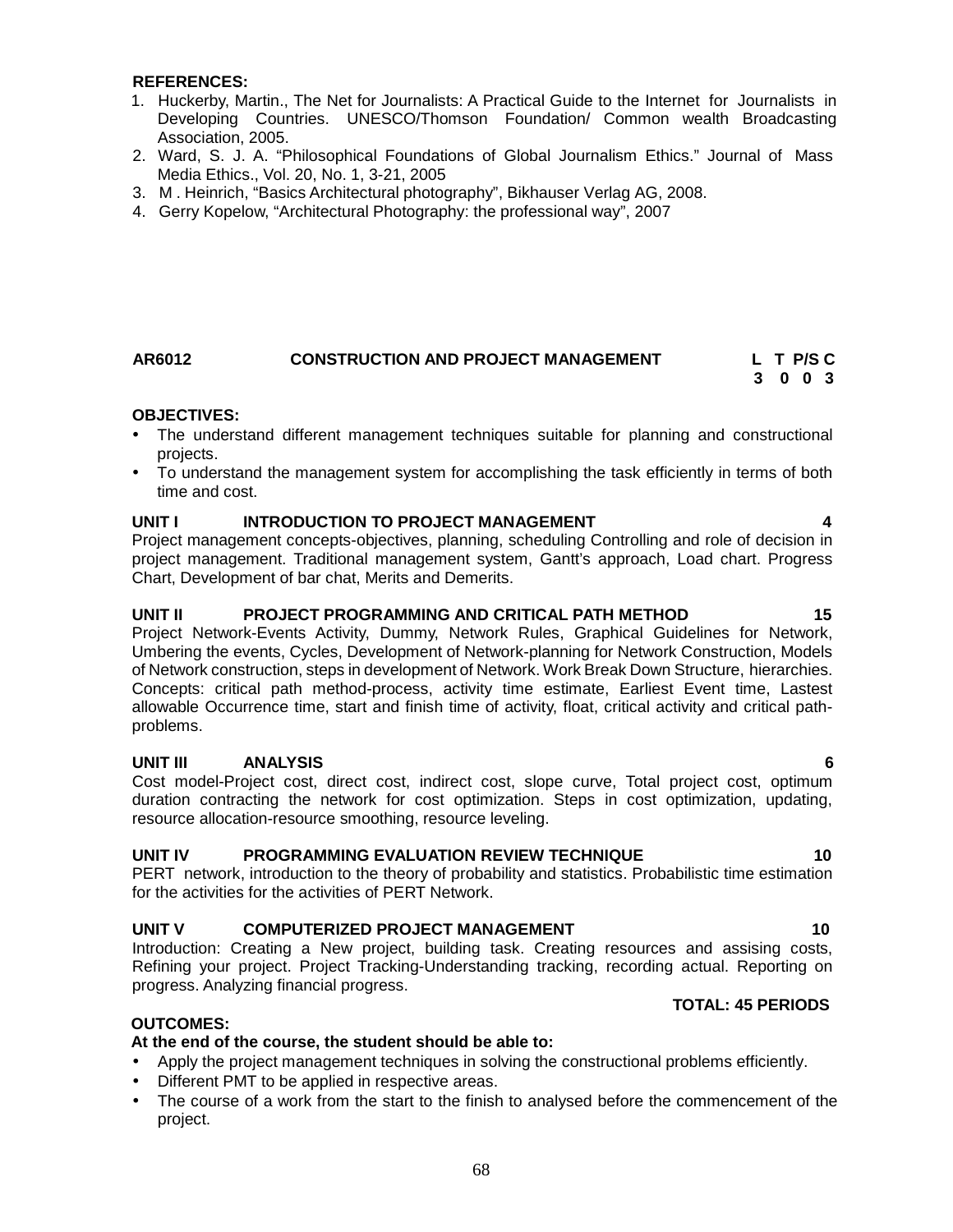**REFERENCES:**

1. Huckerby, Martin., The Net for Journalists: A Practical Guide to the Internet for Journalists in Developing Countries. UNESCO/Thomson Foundation/ Common wealth Broadcasting Association, 2005.
2. Ward, S. J. A. “Philosophical Foundations of Global Journalism Ethics.” Journal of Mass Media Ethics., Vol. 20, No. 1, 3-21, 2005
3. M . Heinrich, “Basics Architectural photography”, Bikhauser Verlag AG, 2008.
4. Gerry Kopelow, “Architectural Photography: the professional way”, 2007

## AR6012 CONSTRUCTION AND PROJECT MANAGEMENT

| L | T | P/S | C |
|---|---|---|---|
| 3 | 0 | 0 | 3 |

**OBJECTIVES:**

- The understand different management techniques suitable for planning and constructional projects.
- To understand the management system for accomplishing the task efficiently in terms of both time and cost.

**UNIT I INTRODUCTION TO PROJECT MANAGEMENT 4**

Project management concepts-objectives, planning, scheduling Controlling and role of decision in project management. Traditional management system, Gantt's approach, Load chart. Progress Chart, Development of bar chat, Merits and Demerits.

**UNIT II PROJECT PROGRAMMING AND CRITICAL PATH METHOD 15**

Project Network-Events Activity, Dummy, Network Rules, Graphical Guidelines for Network, Umbering the events, Cycles, Development of Network-planning for Network Construction, Models of Network construction, steps in development of Network. Work Break Down Structure, hierarchies. Concepts: critical path method-process, activity time estimate, Earliest Event time, Lastest allowable Occurrence time, start and finish time of activity, float, critical activity and critical path-problems.

**UNIT III ANALYSIS 6**

Cost model-Project cost, direct cost, indirect cost, slope curve, Total project cost, optimum duration contracting the network for cost optimization. Steps in cost optimization, updating, resource allocation-resource smoothing, resource leveling.

**UNIT IV PROGRAMMING EVALUATION REVIEW TECHNIQUE 10**

PERT network, introduction to the theory of probability and statistics. Probabilistic time estimation for the activities for the activities of PERT Network.

**UNIT V COMPUTERIZED PROJECT MANAGEMENT 10**

Introduction: Creating a New project, building task. Creating resources and assising costs, Refining your project. Project Tracking-Understanding tracking, recording actual. Reporting on progress. Analyzing financial progress.

**TOTAL: 45 PERIODS**

**OUTCOMES:**

**At the end of the course, the student should be able to:**

- Apply the project management techniques in solving the constructional problems efficiently.
- Different PMT to be applied in respective areas.
- The course of a work from the start to the finish to analysed before the commencement of the project.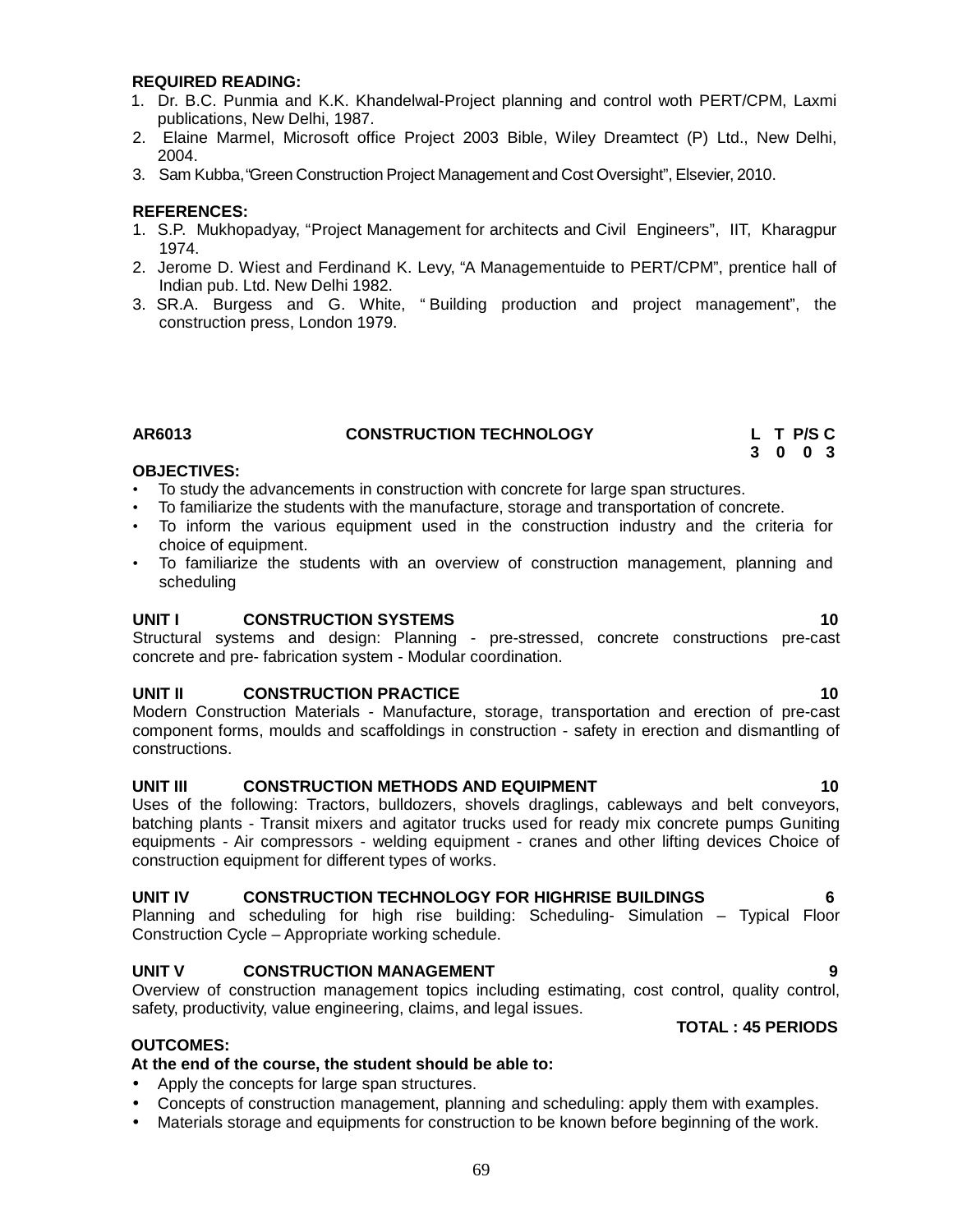**REQUIRED READING:**

1. Dr. B.C. Punmia and K.K. Khandelwal-Project planning and control woth PERT/CPM, Laxmi publications, New Delhi, 1987.
2. Elaine Marmel, Microsoft office Project 2003 Bible, Wiley Dreamtect (P) Ltd., New Delhi, 2004.
3. Sam Kubba,"Green Construction Project Management and Cost Oversight", Elsevier, 2010.

**REFERENCES:**

1. S.P. Mukhopadyay, "Project Management for architects and Civil Engineers", IIT, Kharagpur 1974.
2. Jerome D. Wiest and Ferdinand K. Levy, "A Managementuide to PERT/CPM", prentice hall of Indian pub. Ltd. New Delhi 1982.
3. SR.A. Burgess and G. White, " Building production and project management", the construction press, London 1979.

| AR6013 | CONSTRUCTION TECHNOLOGY | L | T | P/S | C |
|---|---|---|---|---|---|
| | | 3 | 0 | 0 | 3 |

**OBJECTIVES:**

- To study the advancements in construction with concrete for large span structures.
- To familiarize the students with the manufacture, storage and transportation of concrete.
- To inform the various equipment used in the construction industry and the criteria for choice of equipment.
- To familiarize the students with an overview of construction management, planning and scheduling

**UNIT I CONSTRUCTION SYSTEMS 10**

Structural systems and design: Planning - pre-stressed, concrete constructions pre-cast concrete and pre- fabrication system - Modular coordination.

**UNIT II CONSTRUCTION PRACTICE 10**

Modern Construction Materials - Manufacture, storage, transportation and erection of pre-cast component forms, moulds and scaffoldings in construction - safety in erection and dismantling of constructions.

**UNIT III CONSTRUCTION METHODS AND EQUIPMENT 10**

Uses of the following: Tractors, bulldozers, shovels draglings, cableways and belt conveyors, batching plants - Transit mixers and agitator trucks used for ready mix concrete pumps Guniting equipments - Air compressors - welding equipment - cranes and other lifting devices Choice of construction equipment for different types of works.

**UNIT IV CONSTRUCTION TECHNOLOGY FOR HIGHRISE BUILDINGS 6**

Planning and scheduling for high rise building: Scheduling- Simulation – Typical Floor Construction Cycle – Appropriate working schedule.

**UNIT V CONSTRUCTION MANAGEMENT 9**

Overview of construction management topics including estimating, cost control, quality control, safety, productivity, value engineering, claims, and legal issues.

**TOTAL : 45 PERIODS**

**OUTCOMES:**

**At the end of the course, the student should be able to:**

- Apply the concepts for large span structures.
- Concepts of construction management, planning and scheduling: apply them with examples.
- Materials storage and equipments for construction to be known before beginning of the work.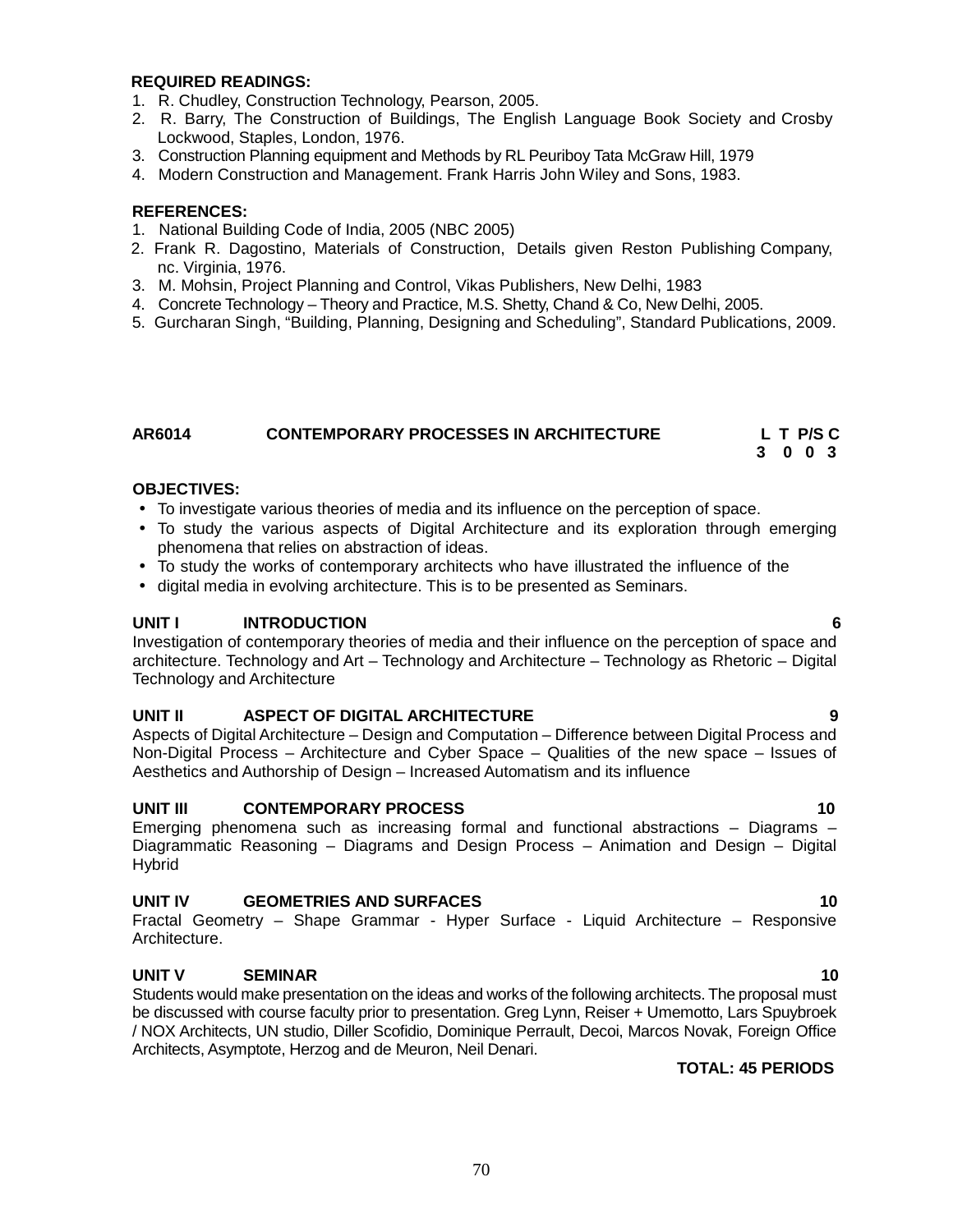**REQUIRED READINGS:**

1. R. Chudley, Construction Technology, Pearson, 2005.
2. R. Barry, The Construction of Buildings, The English Language Book Society and Crosby Lockwood, Staples, London, 1976.
3. Construction Planning equipment and Methods by RL Peuriboy Tata McGraw Hill, 1979
4. Modern Construction and Management. Frank Harris John Wiley and Sons, 1983.

**REFERENCES:**

1. National Building Code of India, 2005 (NBC 2005)
2. Frank R. Dagostino, Materials of Construction, Details given Reston Publishing Company, nc. Virginia, 1976.
3. M. Mohsin, Project Planning and Control, Vikas Publishers, New Delhi, 1983
4. Concrete Technology – Theory and Practice, M.S. Shetty, Chand & Co, New Delhi, 2005.
5. Gurcharan Singh, "Building, Planning, Designing and Scheduling", Standard Publications, 2009.

## AR6014 CONTEMPORARY PROCESSES IN ARCHITECTURE

| L | T | P/S | C |
|---|---|---|---|
| 3 | 0 | 0 | 3 |

**OBJECTIVES:**

- To investigate various theories of media and its influence on the perception of space.
- To study the various aspects of Digital Architecture and its exploration through emerging phenomena that relies on abstraction of ideas.
- To study the works of contemporary architects who have illustrated the influence of the
- digital media in evolving architecture. This is to be presented as Seminars.

**UNIT I INTRODUCTION 6**

Investigation of contemporary theories of media and their influence on the perception of space and architecture. Technology and Art – Technology and Architecture – Technology as Rhetoric – Digital Technology and Architecture

**UNIT II ASPECT OF DIGITAL ARCHITECTURE 9**

Aspects of Digital Architecture – Design and Computation – Difference between Digital Process and Non-Digital Process – Architecture and Cyber Space – Qualities of the new space – Issues of Aesthetics and Authorship of Design – Increased Automatism and its influence

**UNIT III CONTEMPORARY PROCESS 10**

Emerging phenomena such as increasing formal and functional abstractions – Diagrams – Diagrammatic Reasoning – Diagrams and Design Process – Animation and Design – Digital Hybrid

**UNIT IV GEOMETRIES AND SURFACES 10**

Fractal Geometry – Shape Grammar - Hyper Surface - Liquid Architecture – Responsive Architecture.

**UNIT V SEMINAR 10**

Students would make presentation on the ideas and works of the following architects. The proposal must be discussed with course faculty prior to presentation. Greg Lynn, Reiser + Umemotto, Lars Spuybroek / NOX Architects, UN studio, Diller Scofidio, Dominique Perrault, Decoi, Marcos Novak, Foreign Office Architects, Asymptote, Herzog and de Meuron, Neil Denari.

**TOTAL: 45 PERIODS**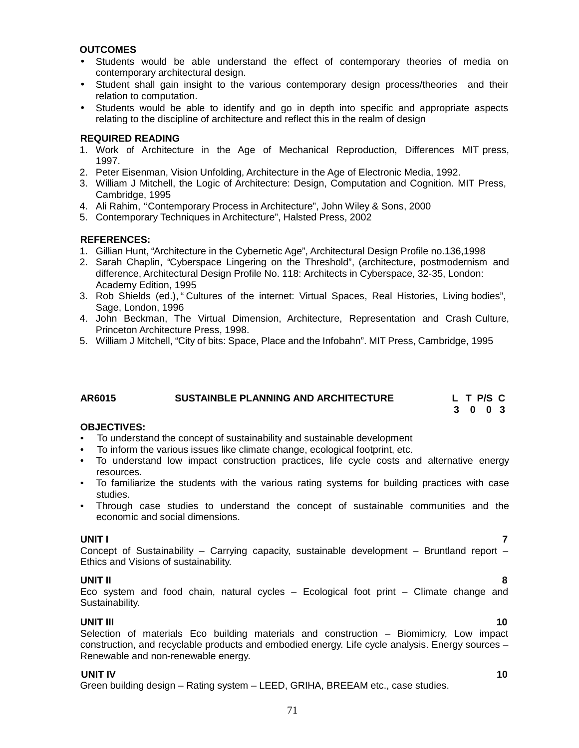**OUTCOMES**

- Students would be able understand the effect of contemporary theories of media on contemporary architectural design.
- Student shall gain insight to the various contemporary design process/theories and their relation to computation.
- Students would be able to identify and go in depth into specific and appropriate aspects relating to the discipline of architecture and reflect this in the realm of design

**REQUIRED READING**

1. Work of Architecture in the Age of Mechanical Reproduction, Differences MIT press, 1997.
2. Peter Eisenman, Vision Unfolding, Architecture in the Age of Electronic Media, 1992.
3. William J Mitchell, the Logic of Architecture: Design, Computation and Cognition. MIT Press, Cambridge, 1995
4. Ali Rahim, "Contemporary Process in Architecture", John Wiley & Sons, 2000
5. Contemporary Techniques in Architecture", Halsted Press, 2002

**REFERENCES:**

1. Gillian Hunt, "Architecture in the Cybernetic Age", Architectural Design Profile no.136,1998
2. Sarah Chaplin, "Cyberspace Lingering on the Threshold", (architecture, postmodernism and difference, Architectural Design Profile No. 118: Architects in Cyberspace, 32-35, London: Academy Edition, 1995
3. Rob Shields (ed.), " Cultures of the internet: Virtual Spaces, Real Histories, Living bodies", Sage, London, 1996
4. John Beckman, The Virtual Dimension, Architecture, Representation and Crash Culture, Princeton Architecture Press, 1998.
5. William J Mitchell, "City of bits: Space, Place and the Infobahn". MIT Press, Cambridge, 1995

## AR6015 SUSTAINBLE PLANNING AND ARCHITECTURE

| L | T | P/S | C |
|---|---|---|---|
| 3 | 0 | 0 | 3 |

**OBJECTIVES:**

- To understand the concept of sustainability and sustainable development
- To inform the various issues like climate change, ecological footprint, etc.
- To understand low impact construction practices, life cycle costs and alternative energy resources.
- To familiarize the students with the various rating systems for building practices with case studies.
- Through case studies to understand the concept of sustainable communities and the economic and social dimensions.

**UNIT I** **7**

Concept of Sustainability – Carrying capacity, sustainable development – Bruntland report – Ethics and Visions of sustainability.

**UNIT II** **8**

Eco system and food chain, natural cycles – Ecological foot print – Climate change and Sustainability.

**UNIT III** **10**

Selection of materials Eco building materials and construction – Biomimicry, Low impact construction, and recyclable products and embodied energy. Life cycle analysis. Energy sources – Renewable and non-renewable energy.

**UNIT IV** **10**

Green building design – Rating system – LEED, GRIHA, BREEAM etc., case studies.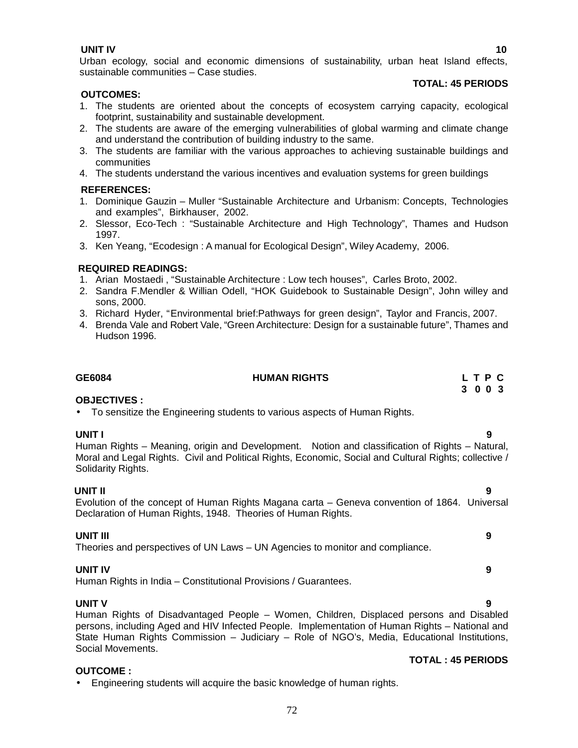**UNIT IV** **10**

Urban ecology, social and economic dimensions of sustainability, urban heat Island effects, sustainable communities – Case studies.

**TOTAL: 45 PERIODS**

**OUTCOMES:**

1. The students are oriented about the concepts of ecosystem carrying capacity, ecological footprint, sustainability and sustainable development.
2. The students are aware of the emerging vulnerabilities of global warming and climate change and understand the contribution of building industry to the same.
3. The students are familiar with the various approaches to achieving sustainable buildings and communities
4. The students understand the various incentives and evaluation systems for green buildings

**REFERENCES:**

1. Dominique Gauzin – Muller "Sustainable Architecture and Urbanism: Concepts, Technologies and examples", Birkhauser, 2002.
2. Slessor, Eco-Tech : "Sustainable Architecture and High Technology", Thames and Hudson 1997.
3. Ken Yeang, "Ecodesign : A manual for Ecological Design", Wiley Academy, 2006.

**REQUIRED READINGS:**

1. Arian Mostaedi , "Sustainable Architecture : Low tech houses", Carles Broto, 2002.
2. Sandra F.Mendler & Willian Odell, "HOK Guidebook to Sustainable Design", John willey and sons, 2000.
3. Richard Hyder, "Environmental brief:Pathways for green design", Taylor and Francis, 2007.
4. Brenda Vale and Robert Vale, "Green Architecture: Design for a sustainable future", Thames and Hudson 1996.

## GE6084 HUMAN RIGHTS

| L | T | P | C |
|---|---|---|---|
| 3 | 0 | 0 | 3 |

**OBJECTIVES :**

- To sensitize the Engineering students to various aspects of Human Rights.

**UNIT I** **9**

Human Rights – Meaning, origin and Development. Notion and classification of Rights – Natural, Moral and Legal Rights. Civil and Political Rights, Economic, Social and Cultural Rights; collective / Solidarity Rights.

**UNIT II** **9**

Evolution of the concept of Human Rights Magana carta – Geneva convention of 1864. Universal Declaration of Human Rights, 1948. Theories of Human Rights.

**UNIT III** **9**

Theories and perspectives of UN Laws – UN Agencies to monitor and compliance.

**UNIT IV** **9**

Human Rights in India – Constitutional Provisions / Guarantees.

**UNIT V** **9**

Human Rights of Disadvantaged People – Women, Children, Displaced persons and Disabled persons, including Aged and HIV Infected People. Implementation of Human Rights – National and State Human Rights Commission – Judiciary – Role of NGO's, Media, Educational Institutions, Social Movements.

**TOTAL : 45 PERIODS**

**OUTCOME :**

- Engineering students will acquire the basic knowledge of human rights.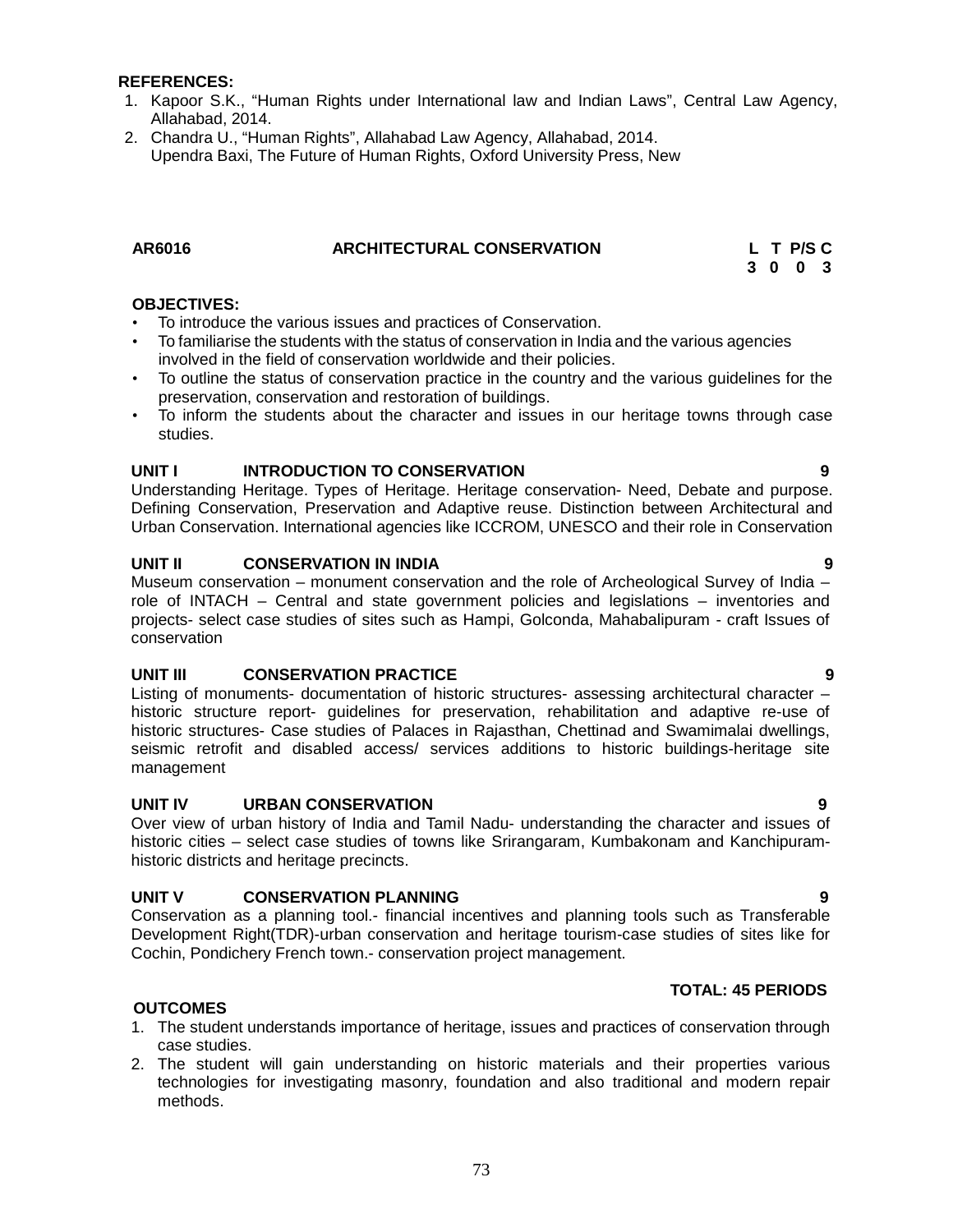**REFERENCES:**

1. Kapoor S.K., "Human Rights under International law and Indian Laws", Central Law Agency, Allahabad, 2014.
2. Chandra U., "Human Rights", Allahabad Law Agency, Allahabad, 2014.
   Upendra Baxi, The Future of Human Rights, Oxford University Press, New

## AR6016 ARCHITECTURAL CONSERVATION

| L | T | P/S | C |
|---|---|---|---|
| 3 | 0 | 0 | 3 |

**OBJECTIVES:**

- To introduce the various issues and practices of Conservation.
- To familiarise the students with the status of conservation in India and the various agencies involved in the field of conservation worldwide and their policies.
- To outline the status of conservation practice in the country and the various guidelines for the preservation, conservation and restoration of buildings.
- To inform the students about the character and issues in our heritage towns through case studies.

**UNIT I INTRODUCTION TO CONSERVATION 9**

Understanding Heritage. Types of Heritage. Heritage conservation- Need, Debate and purpose. Defining Conservation, Preservation and Adaptive reuse. Distinction between Architectural and Urban Conservation. International agencies like ICCROM, UNESCO and their role in Conservation

**UNIT II CONSERVATION IN INDIA 9**

Museum conservation – monument conservation and the role of Archeological Survey of India – role of INTACH – Central and state government policies and legislations – inventories and projects- select case studies of sites such as Hampi, Golconda, Mahabalipuram - craft Issues of conservation

**UNIT III CONSERVATION PRACTICE 9**

Listing of monuments- documentation of historic structures- assessing architectural character – historic structure report- guidelines for preservation, rehabilitation and adaptive re-use of historic structures- Case studies of Palaces in Rajasthan, Chettinad and Swamimalai dwellings, seismic retrofit and disabled access/ services additions to historic buildings-heritage site management

**UNIT IV URBAN CONSERVATION 9**

Over view of urban history of India and Tamil Nadu- understanding the character and issues of historic cities – select case studies of towns like Srirangaram, Kumbakonam and Kanchipuram- historic districts and heritage precincts.

**UNIT V CONSERVATION PLANNING 9**

Conservation as a planning tool.- financial incentives and planning tools such as Transferable Development Right(TDR)-urban conservation and heritage tourism-case studies of sites like for Cochin, Pondichery French town.- conservation project management.

**TOTAL: 45 PERIODS**

**OUTCOMES**

1. The student understands importance of heritage, issues and practices of conservation through case studies.
2. The student will gain understanding on historic materials and their properties various technologies for investigating masonry, foundation and also traditional and modern repair methods.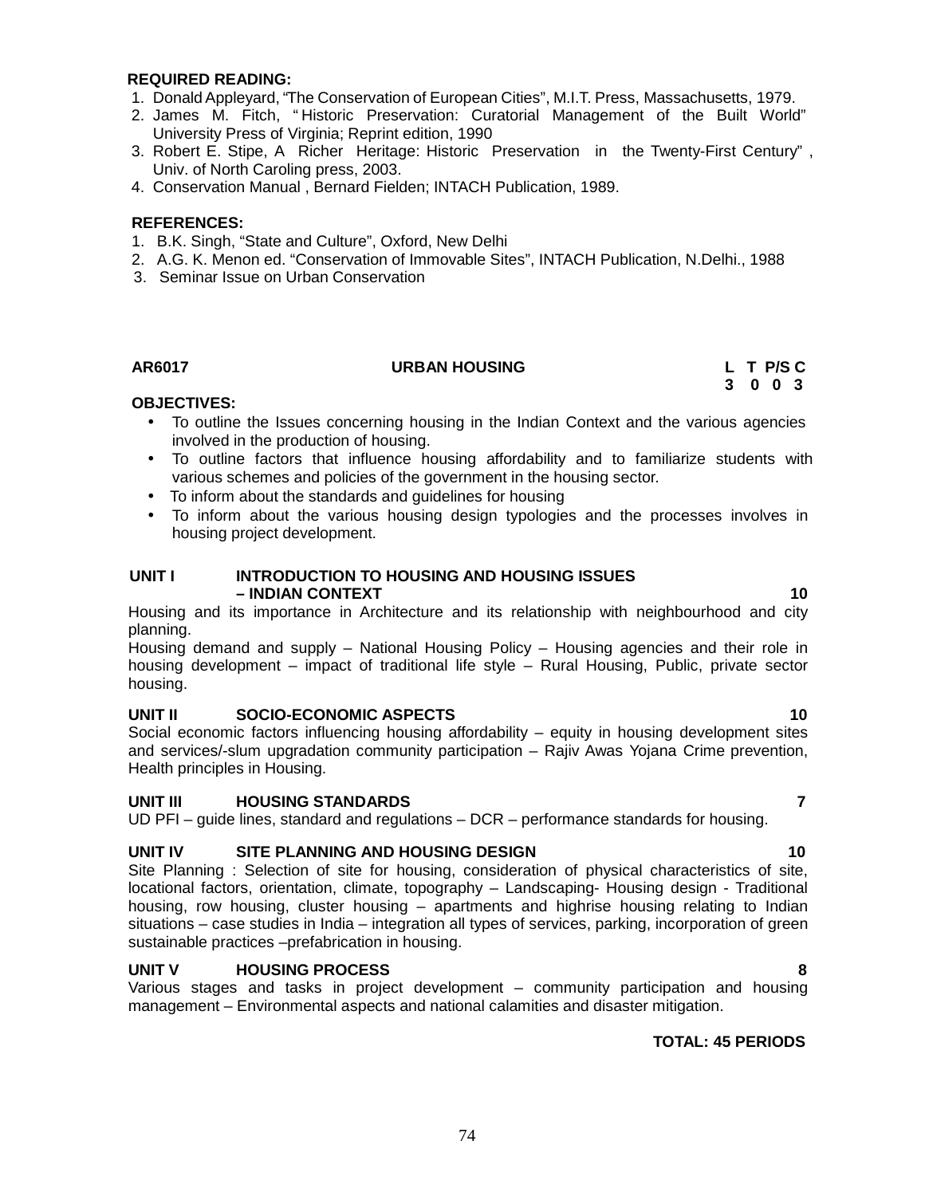**REQUIRED READING:**

1. Donald Appleyard, "The Conservation of European Cities", M.I.T. Press, Massachusetts, 1979.
2. James M. Fitch, " Historic Preservation: Curatorial Management of the Built World" University Press of Virginia; Reprint edition, 1990
3. Robert E. Stipe, A Richer Heritage: Historic Preservation in the Twenty-First Century" , Univ. of North Caroling press, 2003.
4. Conservation Manual , Bernard Fielden; INTACH Publication, 1989.

**REFERENCES:**

1. B.K. Singh, "State and Culture", Oxford, New Delhi
2. A.G. K. Menon ed. "Conservation of Immovable Sites", INTACH Publication, N.Delhi., 1988
3. Seminar Issue on Urban Conservation

| **AR6017** | **URBAN HOUSING** | **L** | **T** | **P/S** | **C** |
|---|---|---|---|---|---|
| | | **3** | **0** | **0** | **3** |

**OBJECTIVES:**

- To outline the Issues concerning housing in the Indian Context and the various agencies involved in the production of housing.
- To outline factors that influence housing affordability and to familiarize students with various schemes and policies of the government in the housing sector.
- To inform about the standards and guidelines for housing
- To inform about the various housing design typologies and the processes involves in housing project development.

**UNIT I INTRODUCTION TO HOUSING AND HOUSING ISSUES – INDIAN CONTEXT 10**

Housing and its importance in Architecture and its relationship with neighbourhood and city planning.
Housing demand and supply – National Housing Policy – Housing agencies and their role in housing development – impact of traditional life style – Rural Housing, Public, private sector housing.

**UNIT II SOCIO-ECONOMIC ASPECTS 10**

Social economic factors influencing housing affordability – equity in housing development sites and services/-slum upgradation community participation – Rajiv Awas Yojana Crime prevention, Health principles in Housing.

**UNIT III HOUSING STANDARDS 7**

UD PFI – guide lines, standard and regulations – DCR – performance standards for housing.

**UNIT IV SITE PLANNING AND HOUSING DESIGN 10**

Site Planning : Selection of site for housing, consideration of physical characteristics of site, locational factors, orientation, climate, topography – Landscaping- Housing design - Traditional housing, row housing, cluster housing – apartments and highrise housing relating to Indian situations – case studies in India – integration all types of services, parking, incorporation of green sustainable practices –prefabrication in housing.

**UNIT V HOUSING PROCESS 8**

Various stages and tasks in project development – community participation and housing management – Environmental aspects and national calamities and disaster mitigation.

**TOTAL: 45 PERIODS**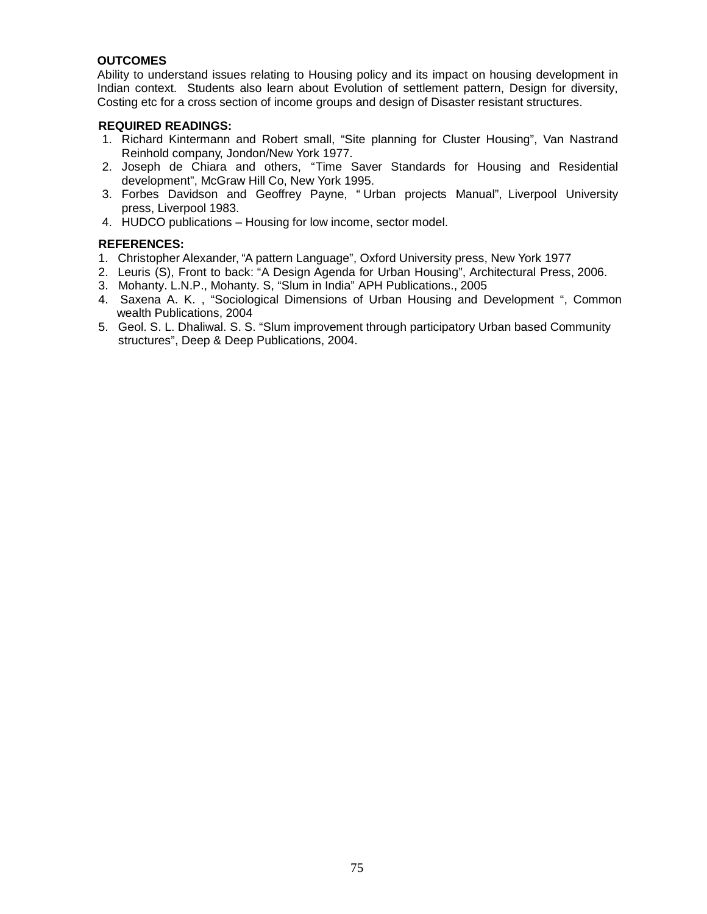**OUTCOMES**

Ability to understand issues relating to Housing policy and its impact on housing development in Indian context. Students also learn about Evolution of settlement pattern, Design for diversity, Costing etc for a cross section of income groups and design of Disaster resistant structures.

**REQUIRED READINGS:**

1. Richard Kintermann and Robert small, "Site planning for Cluster Housing", Van Nastrand Reinhold company, Jondon/New York 1977.
2. Joseph de Chiara and others, "Time Saver Standards for Housing and Residential development", McGraw Hill Co, New York 1995.
3. Forbes Davidson and Geoffrey Payne, " Urban projects Manual", Liverpool University press, Liverpool 1983.
4. HUDCO publications – Housing for low income, sector model.

**REFERENCES:**

1. Christopher Alexander, "A pattern Language", Oxford University press, New York 1977
2. Leuris (S), Front to back: "A Design Agenda for Urban Housing", Architectural Press, 2006.
3. Mohanty. L.N.P., Mohanty. S, "Slum in India" APH Publications., 2005
4. Saxena A. K. , "Sociological Dimensions of Urban Housing and Development ", Common wealth Publications, 2004
5. Geol. S. L. Dhaliwal. S. S. "Slum improvement through participatory Urban based Community structures", Deep & Deep Publications, 2004.